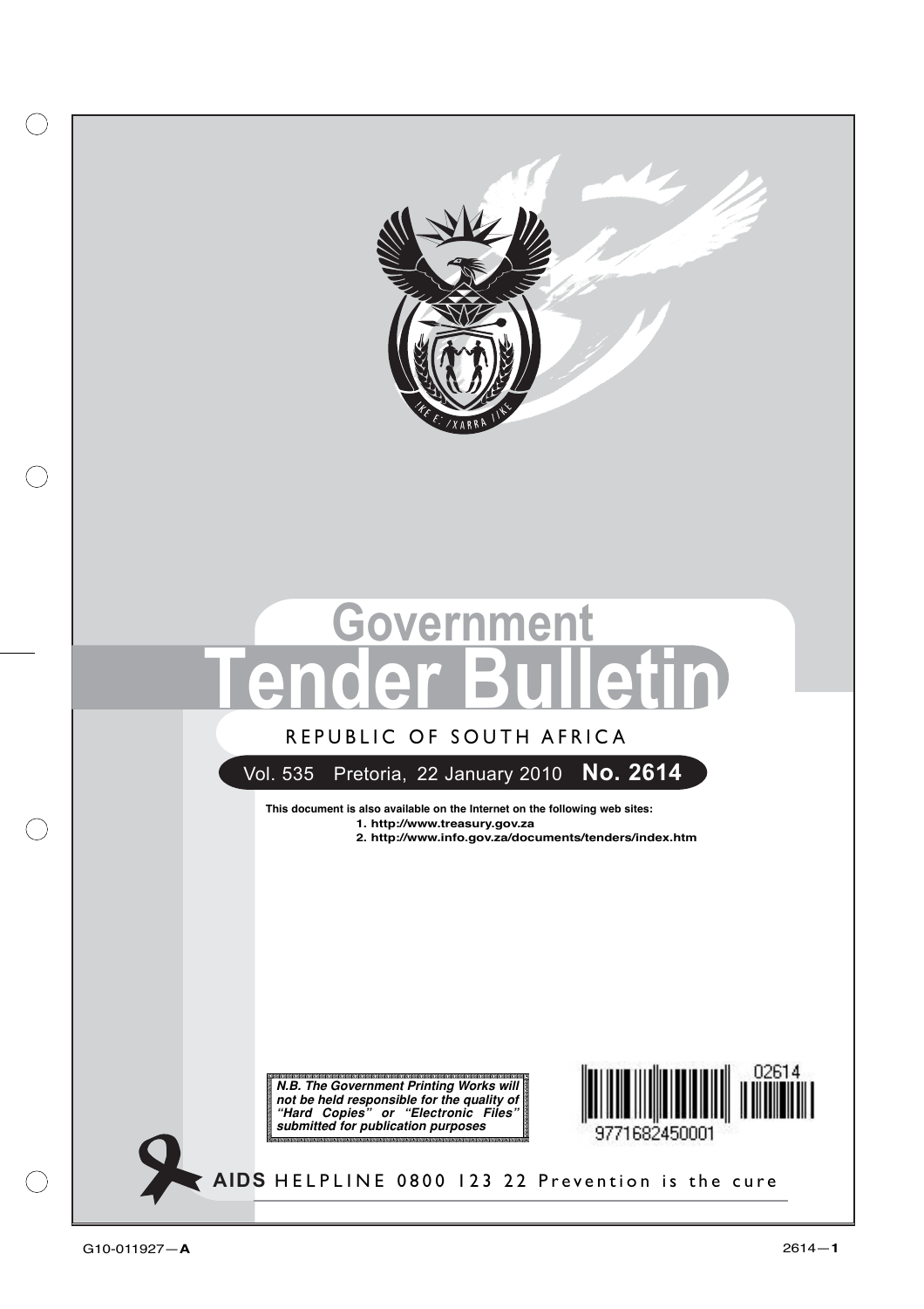# Government Tender Bulletin

REPUBLIC OF SOUTH AFRICA

Vol. 535 Pretoria, 22 January 2010 **No. 2614**

**This document is also available on the Internet on the following web sites:**

**1. http://www.treasury.gov.za**

**2. http://www.info.gov.za/documents/tenders/index.htm**

***N.B. The Government Printing Works will not be held responsible for the quality of "Hard Copies" or "Electronic Files" submitted for publication purposes***

02614

9771682450001

**AIDS** HELPLINE 0800 123 22 Prevention is the cure

G10-011927—**A**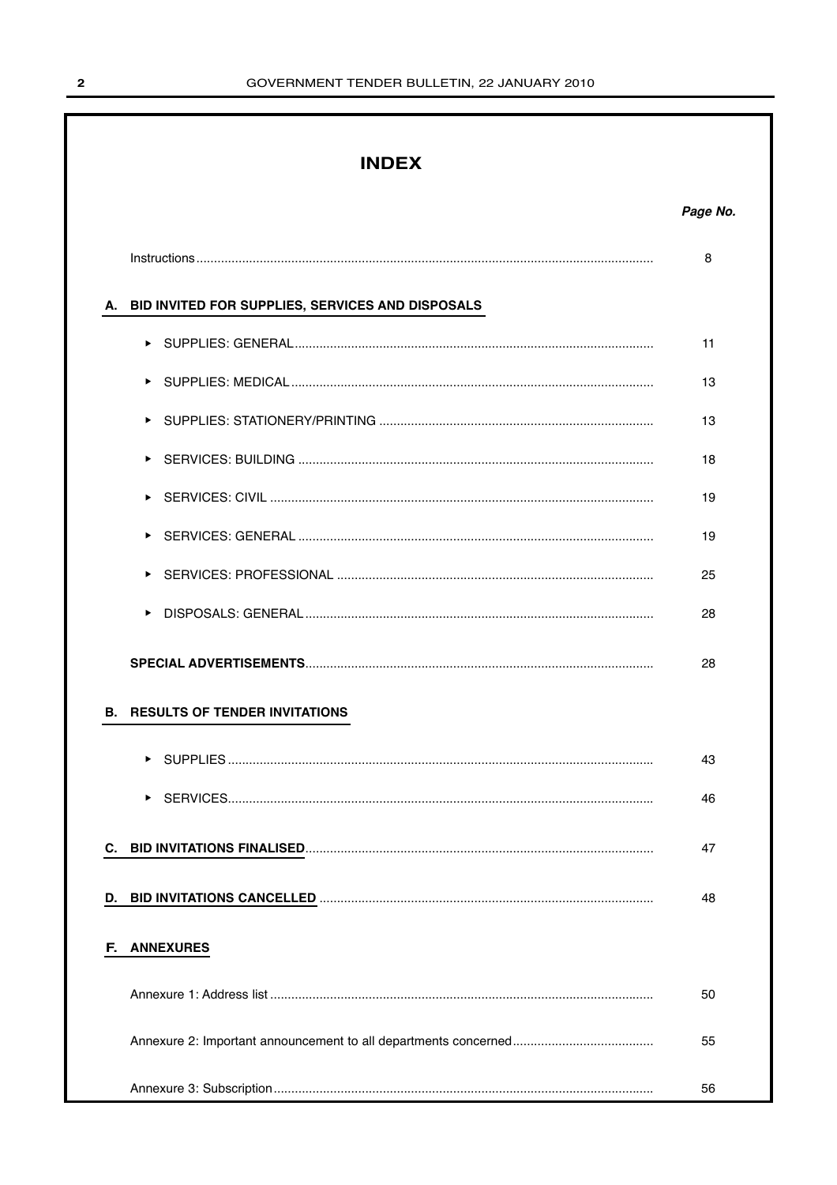# INDEX

| | Page No. |
|---|---|
| Instructions | 8 |
| **A. BID INVITED FOR SUPPLIES, SERVICES AND DISPOSALS** | |
| ▸ SUPPLIES: GENERAL | 11 |
| ▸ SUPPLIES: MEDICAL | 13 |
| ▸ SUPPLIES: STATIONERY/PRINTING | 13 |
| ▸ SERVICES: BUILDING | 18 |
| ▸ SERVICES: CIVIL | 19 |
| ▸ SERVICES: GENERAL | 19 |
| ▸ SERVICES: PROFESSIONAL | 25 |
| ▸ DISPOSALS: GENERAL | 28 |
| **SPECIAL ADVERTISEMENTS** | 28 |
| **B. RESULTS OF TENDER INVITATIONS** | |
| ▸ SUPPLIES | 43 |
| ▸ SERVICES | 46 |
| **C. BID INVITATIONS FINALISED** | 47 |
| **D. BID INVITATIONS CANCELLED** | 48 |
| **F. ANNEXURES** | |
| Annexure 1: Address list | 50 |
| Annexure 2: Important announcement to all departments concerned | 55 |
| Annexure 3: Subscription | 56 |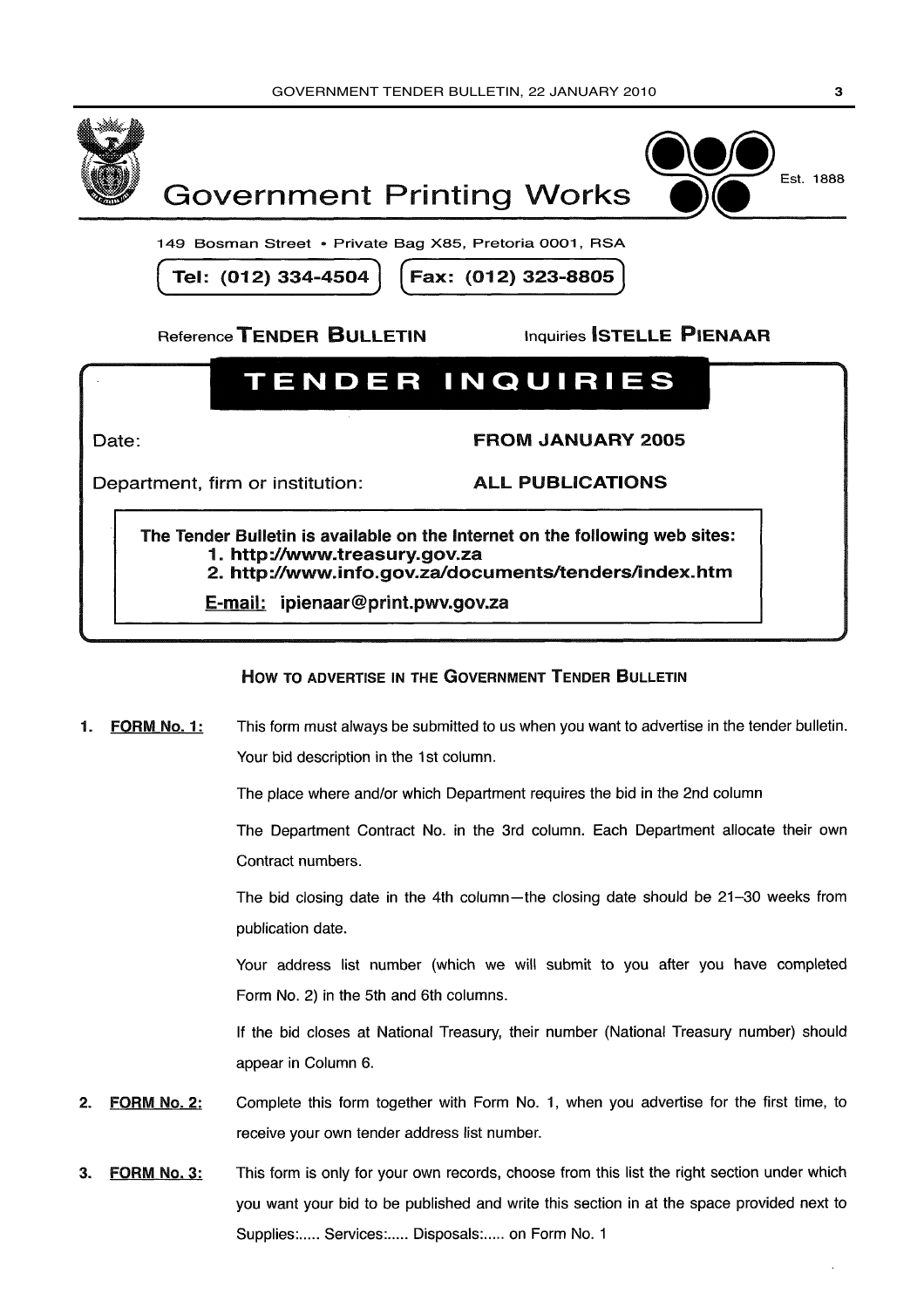# Government Printing Works

Est. 1888

149 Bosman Street • Private Bag X85, Pretoria 0001, RSA

**Tel: (012) 334-4504** **Fax: (012) 323-8805**

Reference **TENDER BULLETIN** Inquiries **ISTELLE PIENAAR**

## TENDER INQUIRIES

Date: **FROM JANUARY 2005**

Department, firm or institution: **ALL PUBLICATIONS**

**The Tender Bulletin is available on the Internet on the following web sites:**

1. **http://www.treasury.gov.za**
2. **http://www.info.gov.za/documents/tenders/index.htm**

**E-mail:** **ipienaar@print.pwv.gov.za**

### HOW TO ADVERTISE IN THE GOVERNMENT TENDER BULLETIN

1. **FORM No. 1:** This form must always be submitted to us when you want to advertise in the tender bulletin.

   Your bid description in the 1st column.

   The place where and/or which Department requires the bid in the 2nd column

   The Department Contract No. in the 3rd column. Each Department allocate their own Contract numbers.

   The bid closing date in the 4th column—the closing date should be 21–30 weeks from publication date.

   Your address list number (which we will submit to you after you have completed Form No. 2) in the 5th and 6th columns.

   If the bid closes at National Treasury, their number (National Treasury number) should appear in Column 6.

2. **FORM No. 2:** Complete this form together with Form No. 1, when you advertise for the first time, to receive your own tender address list number.

3. **FORM No. 3:** This form is only for your own records, choose from this list the right section under which you want your bid to be published and write this section in at the space provided next to Supplies:..... Services:..... Disposals:..... on Form No. 1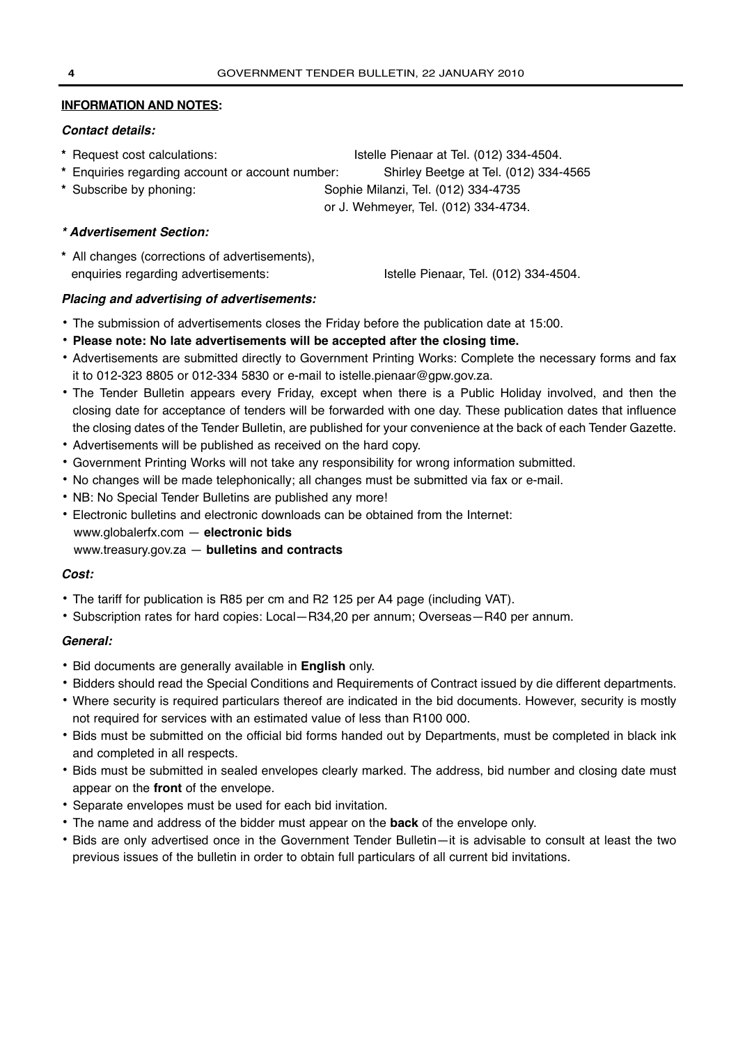**INFORMATION AND NOTES:**

***Contact details:***

\* Request cost calculations: Istelle Pienaar at Tel. (012) 334-4504.

\* Enquiries regarding account or account number: Shirley Beetge at Tel. (012) 334-4565

\* Subscribe by phoning: Sophie Milanzi, Tel. (012) 334-4735 or J. Wehmeyer, Tel. (012) 334-4734.

***\* Advertisement Section:***

\* All changes (corrections of advertisements), enquiries regarding advertisements: Istelle Pienaar, Tel. (012) 334-4504.

***Placing and advertising of advertisements:***

- The submission of advertisements closes the Friday before the publication date at 15:00.
- **Please note: No late advertisements will be accepted after the closing time.**
- Advertisements are submitted directly to Government Printing Works: Complete the necessary forms and fax it to 012-323 8805 or 012-334 5830 or e-mail to istelle.pienaar@gpw.gov.za.
- The Tender Bulletin appears every Friday, except when there is a Public Holiday involved, and then the closing date for acceptance of tenders will be forwarded with one day. These publication dates that influence the closing dates of the Tender Bulletin, are published for your convenience at the back of each Tender Gazette.
- Advertisements will be published as received on the hard copy.
- Government Printing Works will not take any responsibility for wrong information submitted.
- No changes will be made telephonically; all changes must be submitted via fax or e-mail.
- NB: No Special Tender Bulletins are published any more!
- Electronic bulletins and electronic downloads can be obtained from the Internet:
  www.globalerfx.com — **electronic bids**
  www.treasury.gov.za — **bulletins and contracts**

***Cost:***

- The tariff for publication is R85 per cm and R2 125 per A4 page (including VAT).
- Subscription rates for hard copies: Local—R34,20 per annum; Overseas—R40 per annum.

***General:***

- Bid documents are generally available in **English** only.
- Bidders should read the Special Conditions and Requirements of Contract issued by die different departments.
- Where security is required particulars thereof are indicated in the bid documents. However, security is mostly not required for services with an estimated value of less than R100 000.
- Bids must be submitted on the official bid forms handed out by Departments, must be completed in black ink and completed in all respects.
- Bids must be submitted in sealed envelopes clearly marked. The address, bid number and closing date must appear on the **front** of the envelope.
- Separate envelopes must be used for each bid invitation.
- The name and address of the bidder must appear on the **back** of the envelope only.
- Bids are only advertised once in the Government Tender Bulletin—it is advisable to consult at least the two previous issues of the bulletin in order to obtain full particulars of all current bid invitations.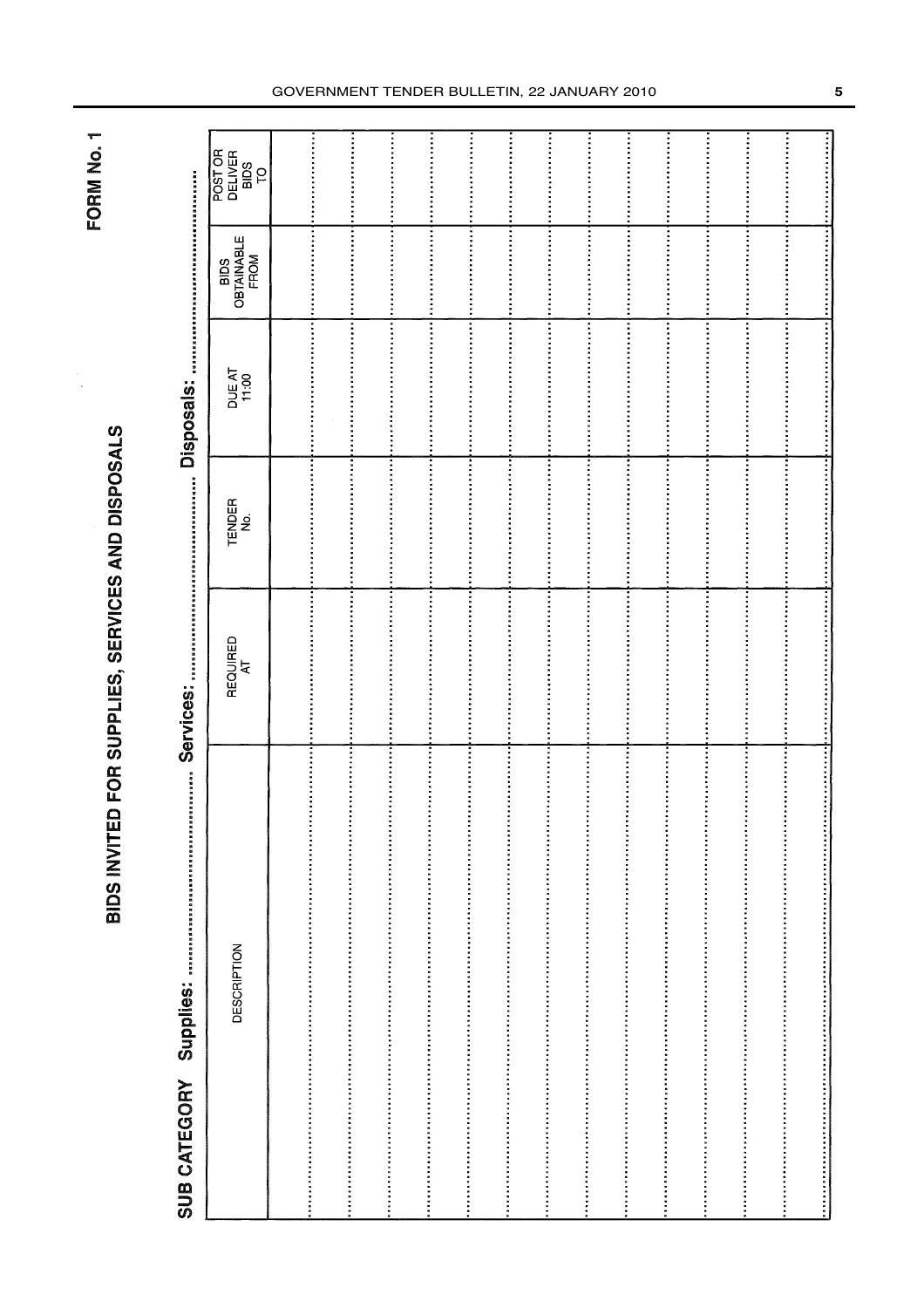**FORM No. 1**

# BIDS INVITED FOR SUPPLIES, SERVICES AND DISPOSALS

**SUB CATEGORY Supplies:** ........................................ **Services:** ........................................ **Disposals:** ........................................

| DESCRIPTION | REQUIRED AT | TENDER No. | DUE AT 11:00 | BIDS OBTAINABLE FROM | POST OR DELIVER BIDS TO |
|---|---|---|---|---|---|
| | | | | | |
| | | | | | |
| | | | | | |
| | | | | | |
| | | | | | |
| | | | | | |
| | | | | | |
| | | | | | |
| | | | | | |
| | | | | | |
| | | | | | |
| | | | | | |
| | | | | | |
| | | | | | |
| | | | | | |
| | | | | | |
| | | | | | |
| | | | | | |
| | | | | | |
| | | | | | |
| | | | | | |
| | | | | | |
| | | | | | |
| | | | | | |
| | | | | | |
| | | | | | |
| | | | | | |
| | | | | | |
| | | | | | |
| | | | | | |
| | | | | | |
| | | | | | |
| | | | | | |
| | | | | | |
| | | | | | |
| | | | | | |
| | | | | | |
| | | | | | |
| | | | | | |
| | | | | | |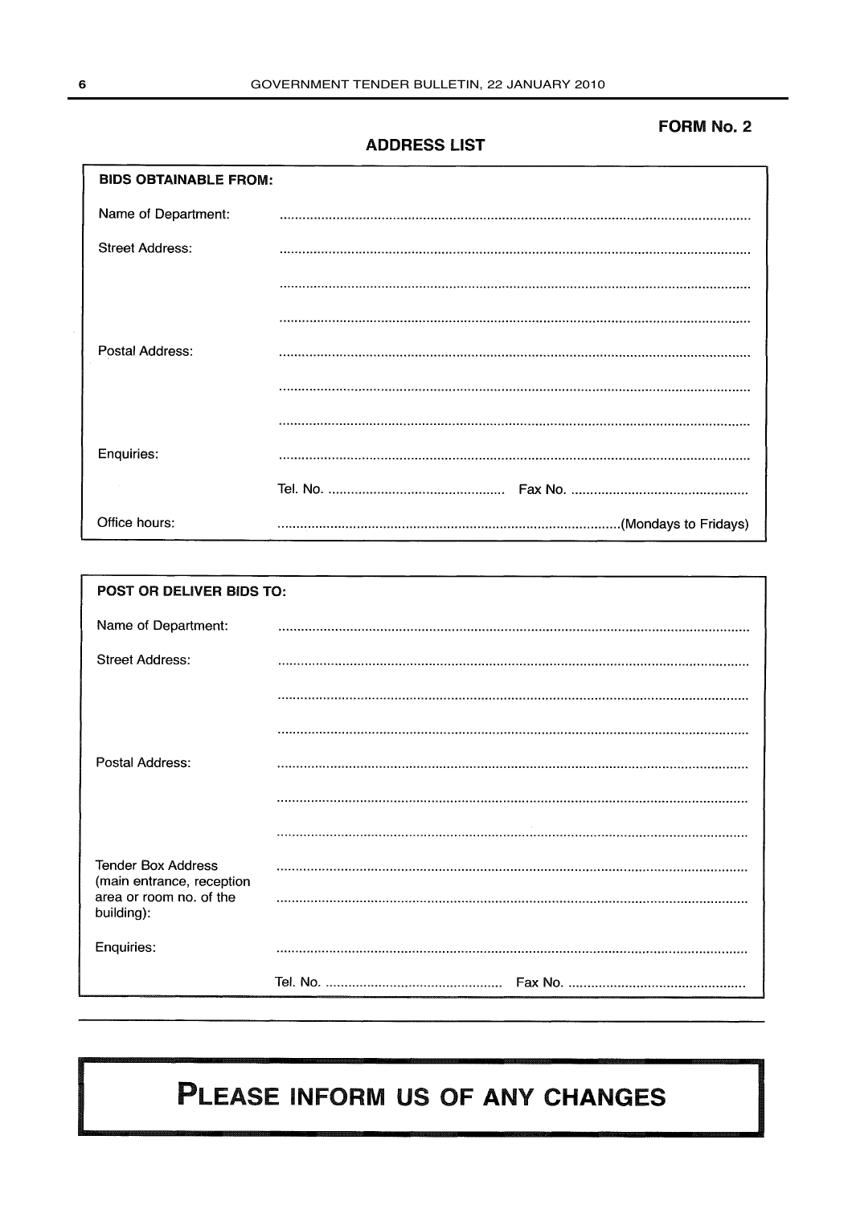**FORM No. 2**

## ADDRESS LIST

**BIDS OBTAINABLE FROM:**

Name of Department: ..........................................................................................................................

Street Address: ..........................................................................................................................

..........................................................................................................................

..........................................................................................................................

Postal Address: ..........................................................................................................................

..........................................................................................................................

..........................................................................................................................

Enquiries: ..........................................................................................................................

Tel. No. ............................................... Fax No. ...............................................

Office hours: ..........................................................................................(Mondays to Fridays)

**POST OR DELIVER BIDS TO:**

Name of Department: ..........................................................................................................................

Street Address: ..........................................................................................................................

..........................................................................................................................

..........................................................................................................................

Postal Address: ..........................................................................................................................

..........................................................................................................................

..........................................................................................................................

Tender Box Address (main entrance, reception area or room no. of the building): ..........................................................................................................................

..........................................................................................................................

Enquiries: ..........................................................................................................................

Tel. No. ............................................... Fax No. ...............................................

# PLEASE INFORM US OF ANY CHANGES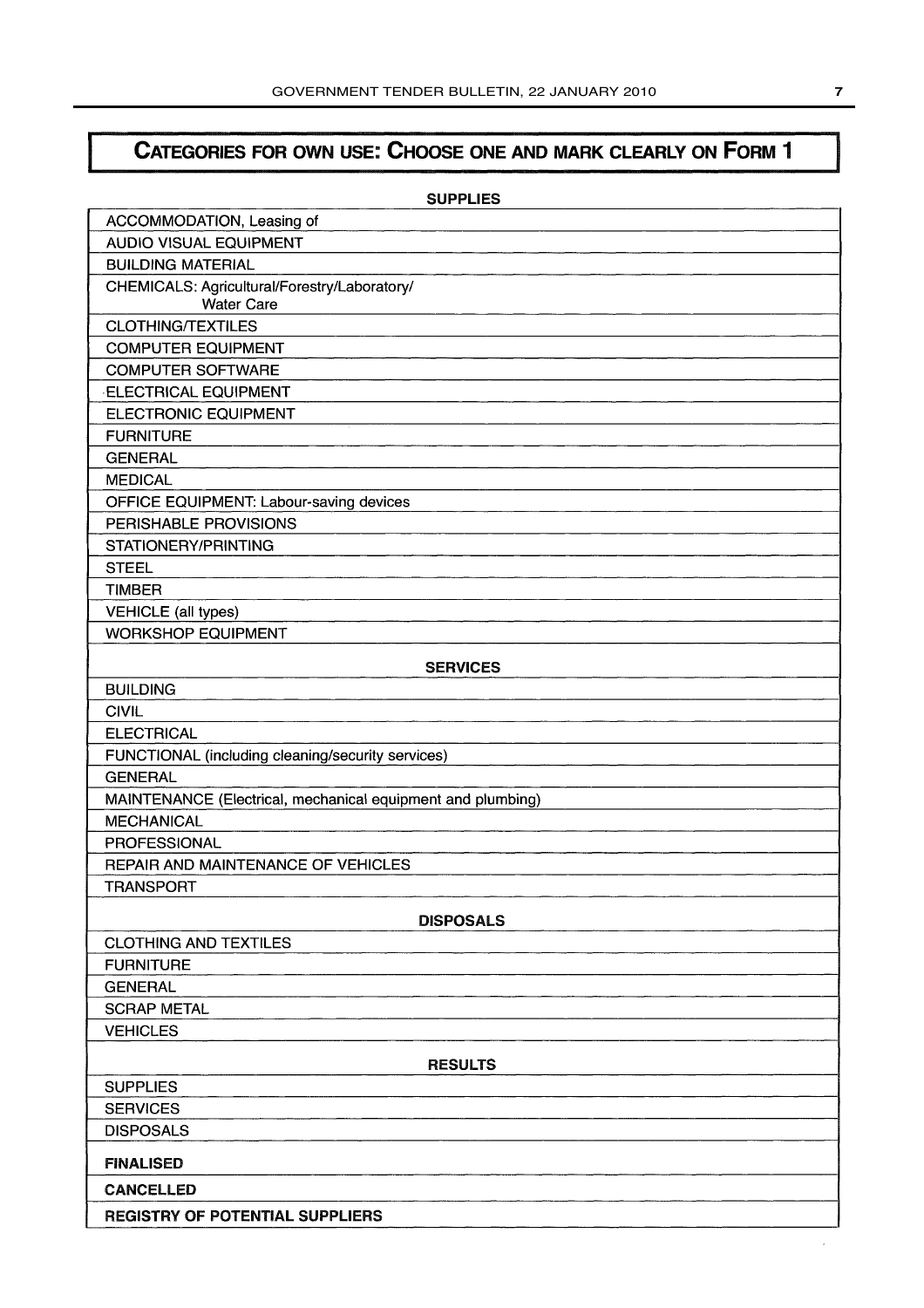# CATEGORIES FOR OWN USE: CHOOSE ONE AND MARK CLEARLY ON FORM 1

| SUPPLIES |
|---|
| ACCOMMODATION, Leasing of |
| AUDIO VISUAL EQUIPMENT |
| BUILDING MATERIAL |
| CHEMICALS: Agricultural/Forestry/Laboratory/ Water Care |
| CLOTHING/TEXTILES |
| COMPUTER EQUIPMENT |
| COMPUTER SOFTWARE |
| ELECTRICAL EQUIPMENT |
| ELECTRONIC EQUIPMENT |
| FURNITURE |
| GENERAL |
| MEDICAL |
| OFFICE EQUIPMENT: Labour-saving devices |
| PERISHABLE PROVISIONS |
| STATIONERY/PRINTING |
| STEEL |
| TIMBER |
| VEHICLE (all types) |
| WORKSHOP EQUIPMENT |
| **SERVICES** |
| BUILDING |
| CIVIL |
| ELECTRICAL |
| FUNCTIONAL (including cleaning/security services) |
| GENERAL |
| MAINTENANCE (Electrical, mechanical equipment and plumbing) |
| MECHANICAL |
| PROFESSIONAL |
| REPAIR AND MAINTENANCE OF VEHICLES |
| TRANSPORT |
| **DISPOSALS** |
| CLOTHING AND TEXTILES |
| FURNITURE |
| GENERAL |
| SCRAP METAL |
| VEHICLES |
| **RESULTS** |
| SUPPLIES |
| SERVICES |
| DISPOSALS |
| **FINALISED** |
| **CANCELLED** |
| **REGISTRY OF POTENTIAL SUPPLIERS** |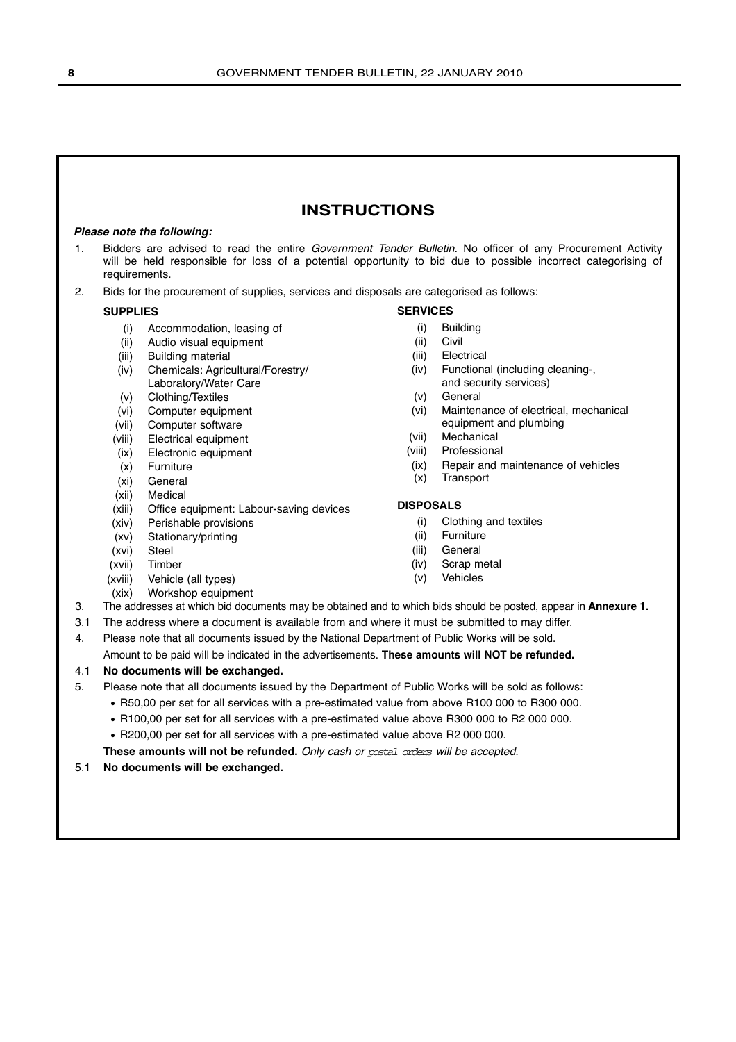# INSTRUCTIONS

***Please note the following:***

1. Bidders are advised to read the entire *Government Tender Bulletin*. No officer of any Procurement Activity will be held responsible for loss of a potential opportunity to bid due to possible incorrect categorising of requirements.
2. Bids for the procurement of supplies, services and disposals are categorised as follows:

**SUPPLIES**

- (i) Accommodation, leasing of
- (ii) Audio visual equipment
- (iii) Building material
- (iv) Chemicals: Agricultural/Forestry/ Laboratory/Water Care
- (v) Clothing/Textiles
- (vi) Computer equipment
- (vii) Computer software
- (viii) Electrical equipment
- (ix) Electronic equipment
- (x) Furniture
- (xi) General
- (xii) Medical
- (xiii) Office equipment: Labour-saving devices
- (xiv) Perishable provisions
- (xv) Stationary/printing
- (xvi) Steel
- (xvii) Timber
- (xviii) Vehicle (all types)
- (xix) Workshop equipment

**SERVICES**

- (i) Building
- (ii) Civil
- (iii) Electrical
- (iv) Functional (including cleaning-, and security services)
- (v) General
- (vi) Maintenance of electrical, mechanical equipment and plumbing
- (vii) Mechanical
- (viii) Professional
- (ix) Repair and maintenance of vehicles
- (x) Transport

**DISPOSALS**

- (i) Clothing and textiles
- (ii) Furniture
- (iii) General
- (iv) Scrap metal
- (v) Vehicles

3. The addresses at which bid documents may be obtained and to which bids should be posted, appear in **Annexure 1.**

3.1 The address where a document is available from and where it must be submitted to may differ.

4. Please note that all documents issued by the National Department of Public Works will be sold.

   Amount to be paid will be indicated in the advertisements. **These amounts will NOT be refunded.**

4.1 **No documents will be exchanged.**

5. Please note that all documents issued by the Department of Public Works will be sold as follows:
   - R50,00 per set for all services with a pre-estimated value from above R100 000 to R300 000.
   - R100,00 per set for all services with a pre-estimated value above R300 000 to R2 000 000.
   - R200,00 per set for all services with a pre-estimated value above R2 000 000.

   **These amounts will not be refunded.** *Only cash or postal orders will be accepted.*

5.1 **No documents will be exchanged.**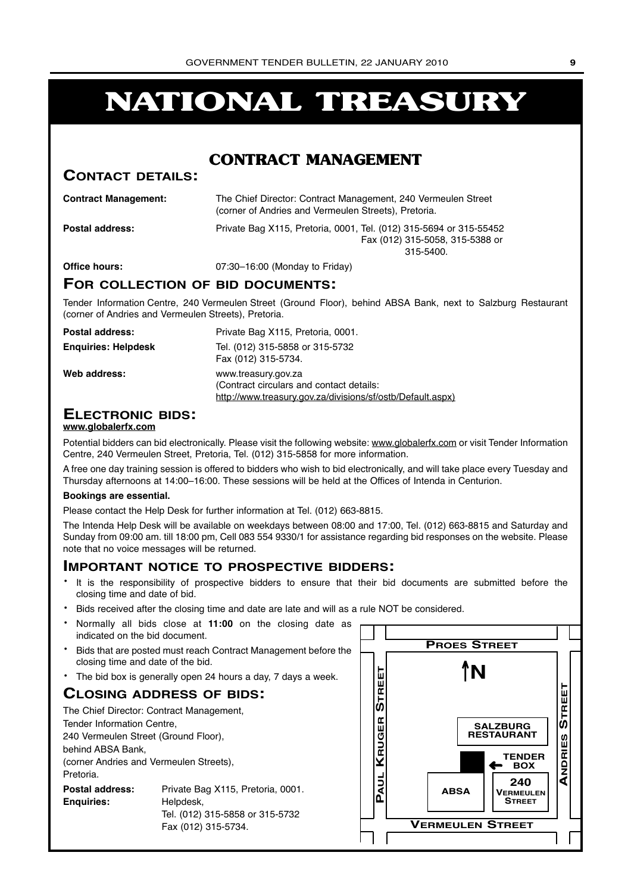# NATIONAL TREASURY

## CONTRACT MANAGEMENT

### CONTACT DETAILS:

**Contract Management:** The Chief Director: Contract Management, 240 Vermeulen Street (corner of Andries and Vermeulen Streets), Pretoria.

**Postal address:** Private Bag X115, Pretoria, 0001, Tel. (012) 315-5694 or 315-55452 Fax (012) 315-5058, 315-5388 or 315-5400.

**Office hours:** 07:30–16:00 (Monday to Friday)

### FOR COLLECTION OF BID DOCUMENTS:

Tender Information Centre, 240 Vermeulen Street (Ground Floor), behind ABSA Bank, next to Salzburg Restaurant (corner of Andries and Vermeulen Streets), Pretoria.

**Postal address:** Private Bag X115, Pretoria, 0001.

**Enquiries: Helpdesk** Tel. (012) 315-5858 or 315-5732 Fax (012) 315-5734.

**Web address:** www.treasury.gov.za (Contract circulars and contact details: http://www.treasury.gov.za/divisions/sf/ostb/Default.aspx)

### ELECTRONIC BIDS:

**www.globalerfx.com**

Potential bidders can bid electronically. Please visit the following website: www.globalerfx.com or visit Tender Information Centre, 240 Vermeulen Street, Pretoria, Tel. (012) 315-5858 for more information.

A free one day training session is offered to bidders who wish to bid electronically, and will take place every Tuesday and Thursday afternoons at 14:00–16:00. These sessions will be held at the Offices of Intenda in Centurion.

**Bookings are essential.**

Please contact the Help Desk for further information at Tel. (012) 663-8815.

The Intenda Help Desk will be available on weekdays between 08:00 and 17:00, Tel. (012) 663-8815 and Saturday and Sunday from 09:00 am. till 18:00 pm, Cell 083 554 9330/1 for assistance regarding bid responses on the website. Please note that no voice messages will be returned.

### IMPORTANT NOTICE TO PROSPECTIVE BIDDERS:

- It is the responsibility of prospective bidders to ensure that their bid documents are submitted before the closing time and date of bid.
- Bids received after the closing time and date are late and will as a rule NOT be considered.
- Normally all bids close at **11:00** on the closing date as indicated on the bid document.
- Bids that are posted must reach Contract Management before the closing time and date of the bid.
- The bid box is generally open 24 hours a day, 7 days a week.

### CLOSING ADDRESS OF BIDS:

The Chief Director: Contract Management,
Tender Information Centre,
240 Vermeulen Street (Ground Floor),
behind ABSA Bank,
(corner Andries and Vermeulen Streets),
Pretoria.

**Postal address:** Private Bag X115, Pretoria, 0001.

**Enquiries:** Helpdesk, Tel. (012) 315-5858 or 315-5732 Fax (012) 315-5734.

PROES STREET
N
PAUL KRUGER STREET
ANDRIES STREET
SALZBURG RESTAURANT
TENDER BOX
ABSA
240 VERMEULEN STREET
VERMEULEN STREET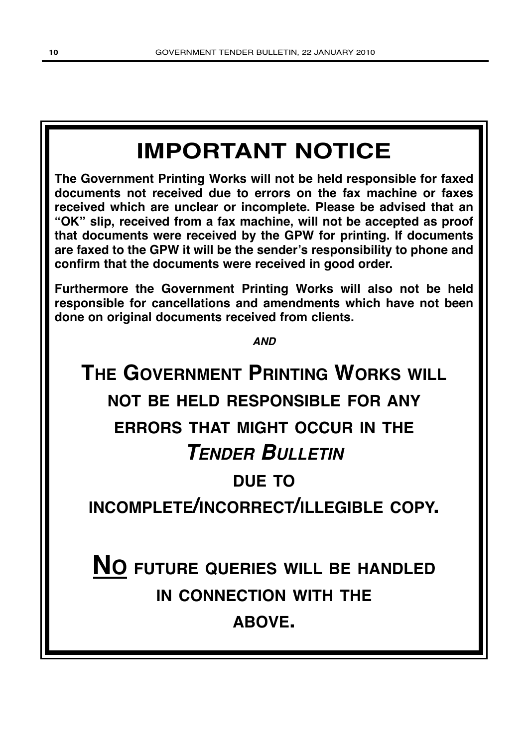# IMPORTANT NOTICE

**The Government Printing Works will not be held responsible for faxed documents not received due to errors on the fax machine or faxes received which are unclear or incomplete. Please be advised that an "OK" slip, received from a fax machine, will not be accepted as proof that documents were received by the GPW for printing. If documents are faxed to the GPW it will be the sender's responsibility to phone and confirm that the documents were received in good order.**

**Furthermore the Government Printing Works will also not be held responsible for cancellations and amendments which have not been done on original documents received from clients.**

***AND***

## THE GOVERNMENT PRINTING WORKS WILL NOT BE HELD RESPONSIBLE FOR ANY ERRORS THAT MIGHT OCCUR IN THE *TENDER BULLETIN* DUE TO INCOMPLETE/INCORRECT/ILLEGIBLE COPY.

## <u>NO</u> FUTURE QUERIES WILL BE HANDLED IN CONNECTION WITH THE ABOVE.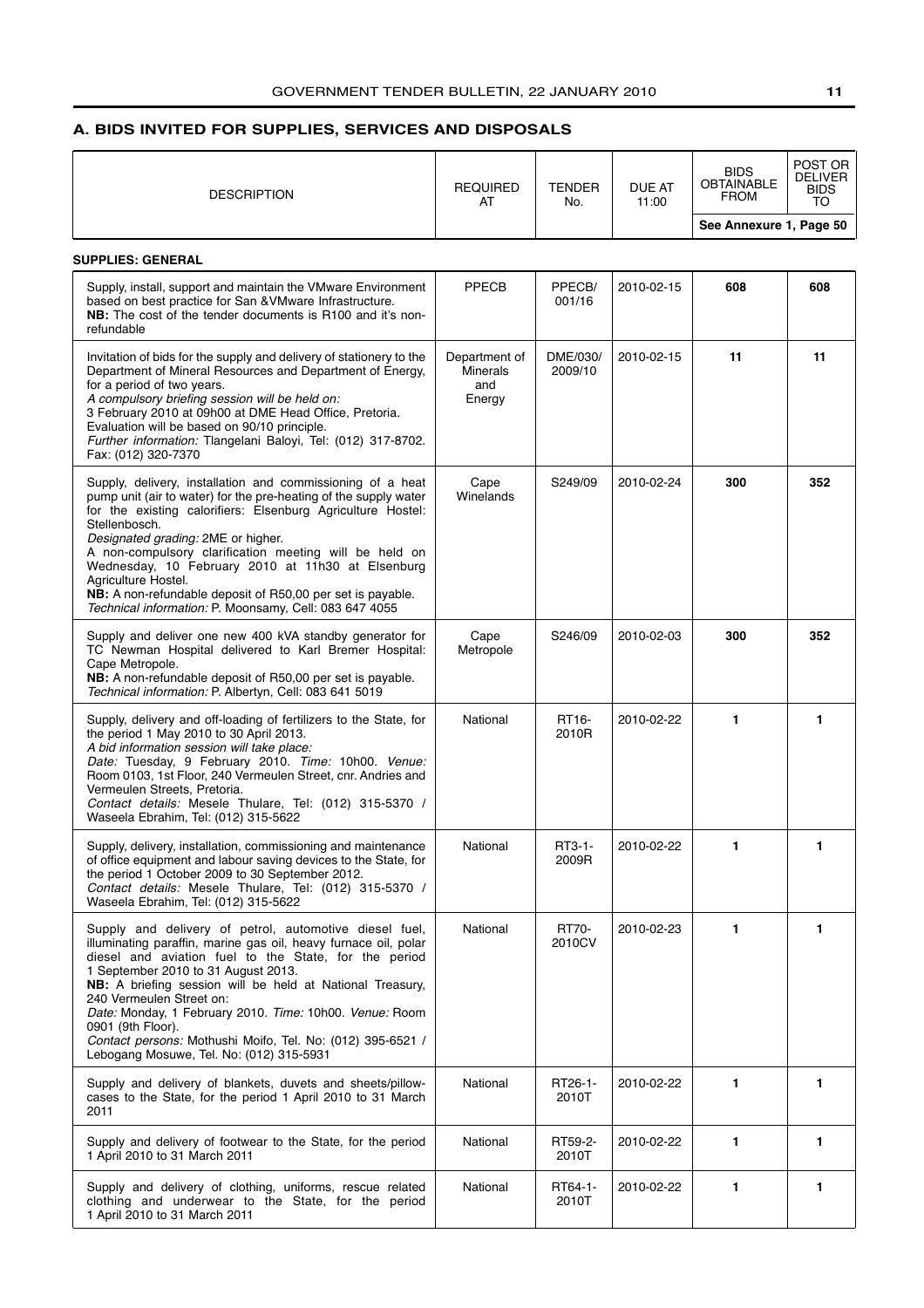## A. BIDS INVITED FOR SUPPLIES, SERVICES AND DISPOSALS

| DESCRIPTION | REQUIRED AT | TENDER No. | DUE AT 11:00 | BIDS OBTAINABLE FROM | POST OR DELIVER BIDS TO |
|---|---|---|---|---|---|
| | | | | See Annexure 1, Page 50 | |
| **SUPPLIES: GENERAL** | | | | | |
| Supply, install, support and maintain the VMware Environment based on best practice for San &VMware Infrastructure. **NB:** The cost of the tender documents is R100 and it's non-refundable | PPECB | PPECB/ 001/16 | 2010-02-15 | **608** | **608** |
| Invitation of bids for the supply and delivery of stationery to the Department of Mineral Resources and Department of Energy, for a period of two years. *A compulsory briefing session will be held on:* 3 February 2010 at 09h00 at DME Head Office, Pretoria. Evaluation will be based on 90/10 principle. *Further information:* Tlangelani Baloyi, Tel: (012) 317-8702. Fax: (012) 320-7370 | Department of Minerals and Energy | DME/030/ 2009/10 | 2010-02-15 | **11** | **11** |
| Supply, delivery, installation and commissioning of a heat pump unit (air to water) for the pre-heating of the supply water for the existing calorifiers: Elsenburg Agriculture Hostel: Stellenbosch. *Designated grading:* 2ME or higher. A non-compulsory clarification meeting will be held on Wednesday, 10 February 2010 at 11h30 at Elsenburg Agriculture Hostel. **NB:** A non-refundable deposit of R50,00 per set is payable. *Technical information:* P. Moonsamy, Cell: 083 647 4055 | Cape Winelands | S249/09 | 2010-02-24 | **300** | **352** |
| Supply and deliver one new 400 kVA standby generator for TC Newman Hospital delivered to Karl Bremer Hospital: Cape Metropole. **NB:** A non-refundable deposit of R50,00 per set is payable. *Technical information:* P. Albertyn, Cell: 083 641 5019 | Cape Metropole | S246/09 | 2010-02-03 | **300** | **352** |
| Supply, delivery and off-loading of fertilizers to the State, for the period 1 May 2010 to 30 April 2013. *A bid information session will take place: Date:* Tuesday, 9 February 2010. *Time:* 10h00. *Venue:* Room 0103, 1st Floor, 240 Vermeulen Street, cnr. Andries and Vermeulen Streets, Pretoria. *Contact details:* Mesele Thulare, Tel: (012) 315-5370 / Waseela Ebrahim, Tel: (012) 315-5622 | National | RT16-2010R | 2010-02-22 | **1** | **1** |
| Supply, delivery, installation, commissioning and maintenance of office equipment and labour saving devices to the State, for the period 1 October 2009 to 30 September 2012. *Contact details:* Mesele Thulare, Tel: (012) 315-5370 / Waseela Ebrahim, Tel: (012) 315-5622 | National | RT3-1-2009R | 2010-02-22 | **1** | **1** |
| Supply and delivery of petrol, automotive diesel fuel, illuminating paraffin, marine gas oil, heavy furnace oil, polar diesel and aviation fuel to the State, for the period 1 September 2010 to 31 August 2013. **NB:** A briefing session will be held at National Treasury, 240 Vermeulen Street on: *Date:* Monday, 1 February 2010. *Time:* 10h00. *Venue:* Room 0901 (9th Floor). *Contact persons:* Mothushi Moifo, Tel. No: (012) 395-6521 / Lebogang Mosuwe, Tel. No: (012) 315-5931 | National | RT70-2010CV | 2010-02-23 | **1** | **1** |
| Supply and delivery of blankets, duvets and sheets/pillow-cases to the State, for the period 1 April 2010 to 31 March 2011 | National | RT26-1-2010T | 2010-02-22 | **1** | **1** |
| Supply and delivery of footwear to the State, for the period 1 April 2010 to 31 March 2011 | National | RT59-2-2010T | 2010-02-22 | **1** | **1** |
| Supply and delivery of clothing, uniforms, rescue related clothing and underwear to the State, for the period 1 April 2010 to 31 March 2011 | National | RT64-1-2010T | 2010-02-22 | **1** | **1** |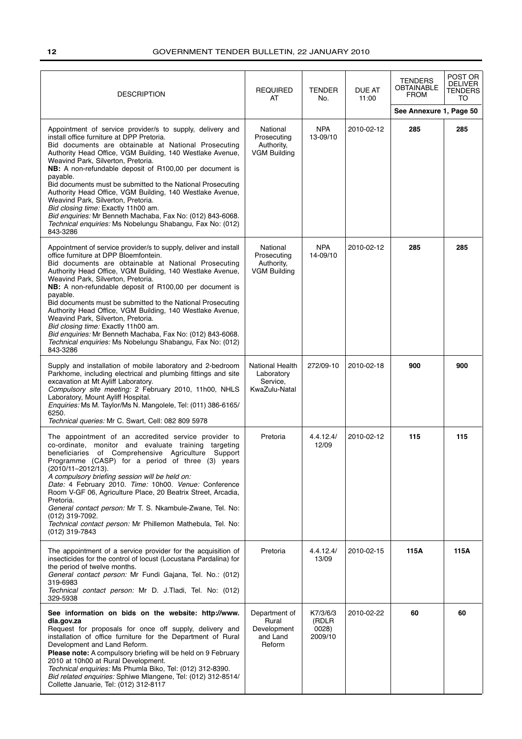| DESCRIPTION | REQUIRED AT | TENDER No. | DUE AT 11:00 | TENDERS OBTAINABLE FROM | POST OR DELIVER TENDERS TO |
|---|---|---|---|---|---|
| | | | | **See Annexure 1, Page 50** | |
| Appointment of service provider/s to supply, delivery and install office furniture at DPP Pretoria.<br>Bid documents are obtainable at National Prosecuting Authority Head Office, VGM Building, 140 Westlake Avenue, Weavind Park, Silverton, Pretoria.<br>**NB:** A non-refundable deposit of R100,00 per document is payable.<br>Bid documents must be submitted to the National Prosecuting Authority Head Office, VGM Building, 140 Westlake Avenue, Weavind Park, Silverton, Pretoria.<br>*Bid closing time:* Exactly 11h00 am.<br>*Bid enquiries:* Mr Benneth Machaba, Fax No: (012) 843-6068.<br>*Technical enquiries:* Ms Nobelungu Shabangu, Fax No: (012) 843-3286 | National Prosecuting Authority, VGM Building | NPA 13-09/10 | 2010-02-12 | **285** | **285** |
| Appointment of service provider/s to supply, deliver and install office furniture at DPP Bloemfontein.<br>Bid documents are obtainable at National Prosecuting Authority Head Office, VGM Building, 140 Westlake Avenue, Weavind Park, Silverton, Pretoria.<br>**NB:** A non-refundable deposit of R100,00 per document is payable.<br>Bid documents must be submitted to the National Prosecuting Authority Head Office, VGM Building, 140 Westlake Avenue, Weavind Park, Silverton, Pretoria.<br>*Bid closing time:* Exactly 11h00 am.<br>*Bid enquiries:* Mr Benneth Machaba, Fax No: (012) 843-6068.<br>*Technical enquiries:* Ms Nobelungu Shabangu, Fax No: (012) 843-3286 | National Prosecuting Authority, VGM Building | NPA 14-09/10 | 2010-02-12 | **285** | **285** |
| Supply and installation of mobile laboratory and 2-bedroom Parkhome, including electrical and plumbing fittings and site excavation at Mt Ayliff Laboratory.<br>*Compulsory site meeting:* 2 February 2010, 11h00, NHLS Laboratory, Mount Ayliff Hospital.<br>*Enquiries:* Ms M. Taylor/Ms N. Mangolele, Tel: (011) 386-6165/ 6250.<br>*Technical queries:* Mr C. Swart, Cell: 082 809 5978 | National Health Laboratory Service, KwaZulu-Natal | 272/09-10 | 2010-02-18 | **900** | **900** |
| The appointment of an accredited service provider to co-ordinate, monitor and evaluate training targeting beneficiaries of Comprehensive Agriculture Support Programme (CASP) for a period of three (3) years (2010/11–2012/13).<br>*A compulsory briefing session will be held on:*<br>*Date:* 4 February 2010. *Time:* 10h00. *Venue:* Conference Room V-GF 06, Agriculture Place, 20 Beatrix Street, Arcadia, Pretoria.<br>*General contact person:* Mr T. S. Nkambule-Zwane, Tel. No: (012) 319-7092.<br>*Technical contact person:* Mr Phillemon Mathebula, Tel. No: (012) 319-7843 | Pretoria | 4.4.12.4/ 12/09 | 2010-02-12 | **115** | **115** |
| The appointment of a service provider for the acquisition of insecticides for the control of locust (Locustana Pardalina) for the period of twelve months.<br>*General contact person:* Mr Fundi Gajana, Tel. No.: (012) 319-6983<br>*Technical contact person:* Mr D. J.Tladi, Tel. No: (012) 329-5938 | Pretoria | 4.4.12.4/ 13/09 | 2010-02-15 | **115A** | **115A** |
| **See information on bids on the website: http://www.dla.gov.za**<br>Request for proposals for once off supply, delivery and installation of office furniture for the Department of Rural Development and Land Reform.<br>**Please note:** A compulsory briefing will be held on 9 February 2010 at 10h00 at Rural Development.<br>*Technical enquiries:* Ms Phumla Biko, Tel: (012) 312-8390.<br>*Bid related enquiries:* Sphiwe Mlangene, Tel: (012) 312-8514/ Collette Januarie, Tel: (012) 312-8117 | Department of Rural Development and Land Reform | K7/3/6/3 (RDLR 0028) 2009/10 | 2010-02-22 | **60** | **60** |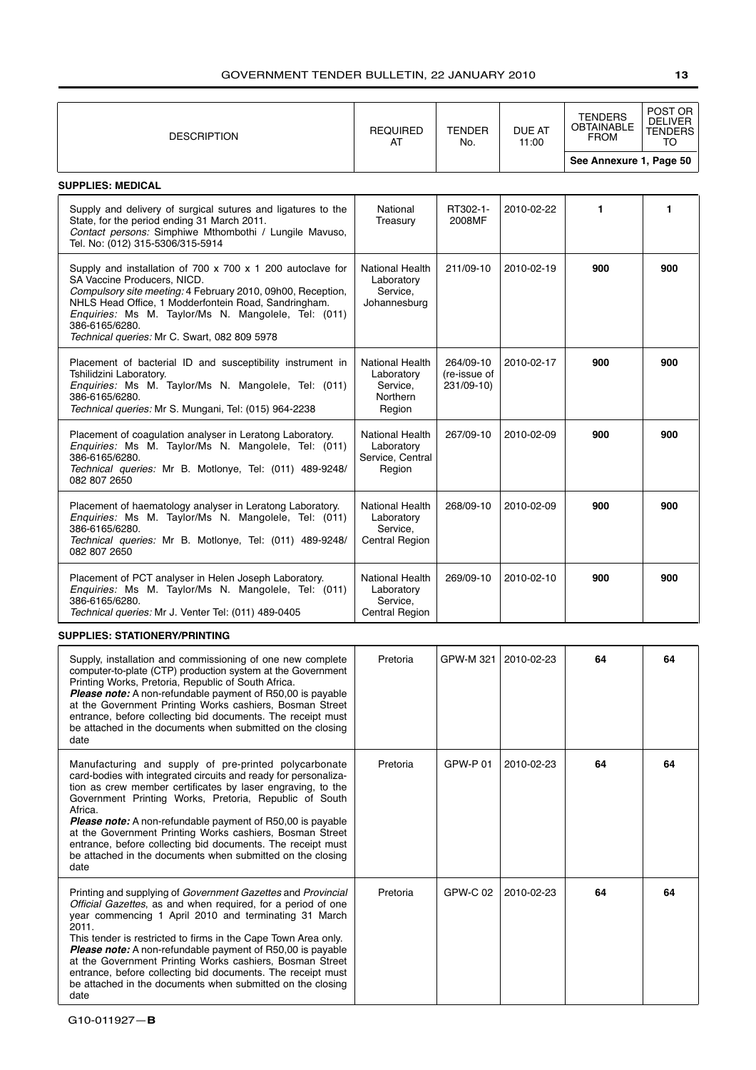| DESCRIPTION | REQUIRED AT | TENDER No. | DUE AT 11:00 | TENDERS OBTAINABLE FROM | POST OR DELIVER TENDERS TO |
|---|---|---|---|---|---|
| | | | | **See Annexure 1, Page 50** | |
| **SUPPLIES: MEDICAL** | | | | | |
| Supply and delivery of surgical sutures and ligatures to the State, for the period ending 31 March 2011. *Contact persons:* Simphiwe Mthombothi / Lungile Mavuso, Tel. No: (012) 315-5306/315-5914 | National Treasury | RT302-1-2008MF | 2010-02-22 | **1** | **1** |
| Supply and installation of 700 x 700 x 1 200 autoclave for SA Vaccine Producers, NICD. *Compulsory site meeting:* 4 February 2010, 09h00, Reception, NHLS Head Office, 1 Modderfontein Road, Sandringham. *Enquiries:* Ms M. Taylor/Ms N. Mangolele, Tel: (011) 386-6165/6280. *Technical queries:* Mr C. Swart, 082 809 5978 | National Health Laboratory Service, Johannesburg | 211/09-10 | 2010-02-19 | **900** | **900** |
| Placement of bacterial ID and susceptibility instrument in Tshilidzini Laboratory. *Enquiries:* Ms M. Taylor/Ms N. Mangolele, Tel: (011) 386-6165/6280. *Technical queries:* Mr S. Mungani, Tel: (015) 964-2238 | National Health Laboratory Service, Northern Region | 264/09-10 (re-issue of 231/09-10) | 2010-02-17 | **900** | **900** |
| Placement of coagulation analyser in Leratong Laboratory. *Enquiries:* Ms M. Taylor/Ms N. Mangolele, Tel: (011) 386-6165/6280. *Technical queries:* Mr B. Motlonye, Tel: (011) 489-9248/ 082 807 2650 | National Health Laboratory Service, Central Region | 267/09-10 | 2010-02-09 | **900** | **900** |
| Placement of haematology analyser in Leratong Laboratory. *Enquiries:* Ms M. Taylor/Ms N. Mangolele, Tel: (011) 386-6165/6280. *Technical queries:* Mr B. Motlonye, Tel: (011) 489-9248/ 082 807 2650 | National Health Laboratory Service, Central Region | 268/09-10 | 2010-02-09 | **900** | **900** |
| Placement of PCT analyser in Helen Joseph Laboratory. *Enquiries:* Ms M. Taylor/Ms N. Mangolele, Tel: (011) 386-6165/6280. *Technical queries:* Mr J. Venter Tel: (011) 489-0405 | National Health Laboratory Service, Central Region | 269/09-10 | 2010-02-10 | **900** | **900** |
| **SUPPLIES: STATIONERY/PRINTING** | | | | | |
| Supply, installation and commissioning of one new complete computer-to-plate (CTP) production system at the Government Printing Works, Pretoria, Republic of South Africa. ***Please note:*** A non-refundable payment of R50,00 is payable at the Government Printing Works cashiers, Bosman Street entrance, before collecting bid documents. The receipt must be attached in the documents when submitted on the closing date | Pretoria | GPW-M 321 | 2010-02-23 | **64** | **64** |
| Manufacturing and supply of pre-printed polycarbonate card-bodies with integrated circuits and ready for personalization as crew member certificates by laser engraving, to the Government Printing Works, Pretoria, Republic of South Africa. ***Please note:*** A non-refundable payment of R50,00 is payable at the Government Printing Works cashiers, Bosman Street entrance, before collecting bid documents. The receipt must be attached in the documents when submitted on the closing date | Pretoria | GPW-P 01 | 2010-02-23 | **64** | **64** |
| Printing and supplying of *Government Gazettes* and *Provincial Official Gazettes*, as and when required, for a period of one year commencing 1 April 2010 and terminating 31 March 2011. This tender is restricted to firms in the Cape Town Area only. ***Please note:*** A non-refundable payment of R50,00 is payable at the Government Printing Works cashiers, Bosman Street entrance, before collecting bid documents. The receipt must be attached in the documents when submitted on the closing date | Pretoria | GPW-C 02 | 2010-02-23 | **64** | **64** |

G10-011927—**B**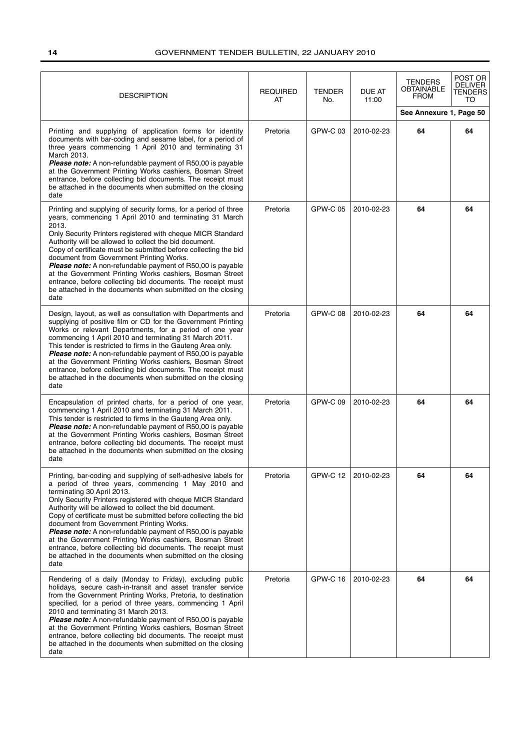| DESCRIPTION | REQUIRED AT | TENDER No. | DUE AT 11:00 | TENDERS OBTAINABLE FROM | POST OR DELIVER TENDERS TO |
|---|---|---|---|---|---|
| | | | | **See Annexure 1, Page 50** | |
| Printing and supplying of application forms for identity documents with bar-coding and sesame label, for a period of three years commencing 1 April 2010 and terminating 31 March 2013. ***Please note:*** A non-refundable payment of R50,00 is payable at the Government Printing Works cashiers, Bosman Street entrance, before collecting bid documents. The receipt must be attached in the documents when submitted on the closing date | Pretoria | GPW-C 03 | 2010-02-23 | **64** | **64** |
| Printing and supplying of security forms, for a period of three years, commencing 1 April 2010 and terminating 31 March 2013. Only Security Printers registered with cheque MICR Standard Authority will be allowed to collect the bid document. Copy of certificate must be submitted before collecting the bid document from Government Printing Works. ***Please note:*** A non-refundable payment of R50,00 is payable at the Government Printing Works cashiers, Bosman Street entrance, before collecting bid documents. The receipt must be attached in the documents when submitted on the closing date | Pretoria | GPW-C 05 | 2010-02-23 | **64** | **64** |
| Design, layout, as well as consultation with Departments and supplying of positive film or CD for the Government Printing Works or relevant Departments, for a period of one year commencing 1 April 2010 and terminating 31 March 2011. This tender is restricted to firms in the Gauteng Area only. ***Please note:*** A non-refundable payment of R50,00 is payable at the Government Printing Works cashiers, Bosman Street entrance, before collecting bid documents. The receipt must be attached in the documents when submitted on the closing date | Pretoria | GPW-C 08 | 2010-02-23 | **64** | **64** |
| Encapsulation of printed charts, for a period of one year, commencing 1 April 2010 and terminating 31 March 2011. This tender is restricted to firms in the Gauteng Area only. ***Please note:*** A non-refundable payment of R50,00 is payable at the Government Printing Works cashiers, Bosman Street entrance, before collecting bid documents. The receipt must be attached in the documents when submitted on the closing date | Pretoria | GPW-C 09 | 2010-02-23 | **64** | **64** |
| Printing, bar-coding and supplying of self-adhesive labels for a period of three years, commencing 1 May 2010 and terminating 30 April 2013. Only Security Printers registered with cheque MICR Standard Authority will be allowed to collect the bid document. Copy of certificate must be submitted before collecting the bid document from Government Printing Works. ***Please note:*** A non-refundable payment of R50,00 is payable at the Government Printing Works cashiers, Bosman Street entrance, before collecting bid documents. The receipt must be attached in the documents when submitted on the closing date | Pretoria | GPW-C 12 | 2010-02-23 | **64** | **64** |
| Rendering of a daily (Monday to Friday), excluding public holidays, secure cash-in-transit and asset transfer service from the Government Printing Works, Pretoria, to destination specified, for a period of three years, commencing 1 April 2010 and terminating 31 March 2013. ***Please note:*** A non-refundable payment of R50,00 is payable at the Government Printing Works cashiers, Bosman Street entrance, before collecting bid documents. The receipt must be attached in the documents when submitted on the closing date | Pretoria | GPW-C 16 | 2010-02-23 | **64** | **64** |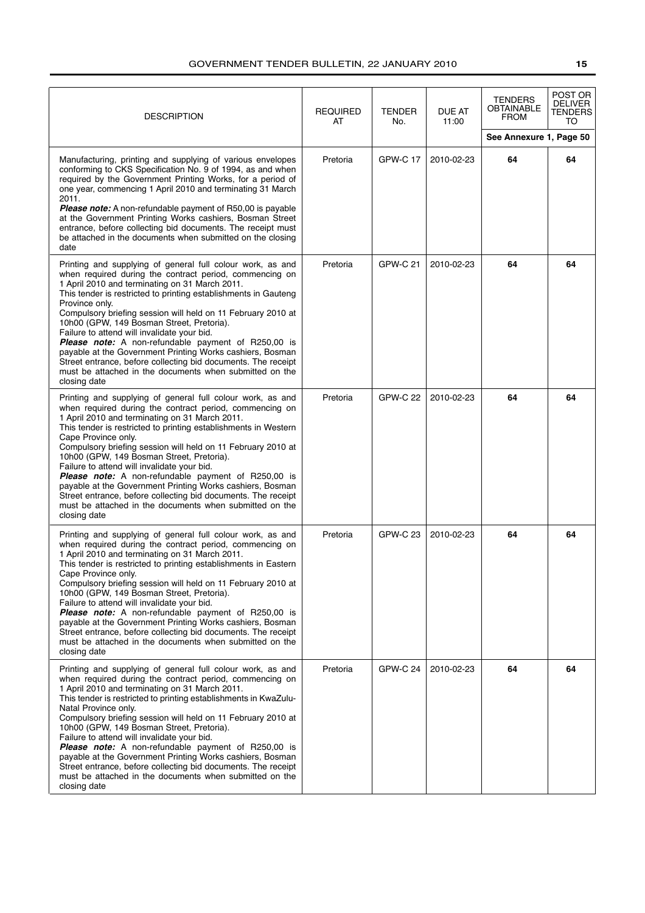| DESCRIPTION | REQUIRED AT | TENDER No. | DUE AT 11:00 | TENDERS OBTAINABLE FROM | POST OR DELIVER TENDERS TO |
|---|---|---|---|---|---|
| | | | | See Annexure 1, Page 50 | |
| Manufacturing, printing and supplying of various envelopes conforming to CKS Specification No. 9 of 1994, as and when required by the Government Printing Works, for a period of one year, commencing 1 April 2010 and terminating 31 March 2011. ***Please note:*** A non-refundable payment of R50,00 is payable at the Government Printing Works cashiers, Bosman Street entrance, before collecting bid documents. The receipt must be attached in the documents when submitted on the closing date | Pretoria | GPW-C 17 | 2010-02-23 | **64** | **64** |
| Printing and supplying of general full colour work, as and when required during the contract period, commencing on 1 April 2010 and terminating on 31 March 2011. This tender is restricted to printing establishments in Gauteng Province only. Compulsory briefing session will held on 11 February 2010 at 10h00 (GPW, 149 Bosman Street, Pretoria). Failure to attend will invalidate your bid. ***Please note:*** A non-refundable payment of R250,00 is payable at the Government Printing Works cashiers, Bosman Street entrance, before collecting bid documents. The receipt must be attached in the documents when submitted on the closing date | Pretoria | GPW-C 21 | 2010-02-23 | **64** | **64** |
| Printing and supplying of general full colour work, as and when required during the contract period, commencing on 1 April 2010 and terminating on 31 March 2011. This tender is restricted to printing establishments in Western Cape Province only. Compulsory briefing session will held on 11 February 2010 at 10h00 (GPW, 149 Bosman Street, Pretoria). Failure to attend will invalidate your bid. ***Please note:*** A non-refundable payment of R250,00 is payable at the Government Printing Works cashiers, Bosman Street entrance, before collecting bid documents. The receipt must be attached in the documents when submitted on the closing date | Pretoria | GPW-C 22 | 2010-02-23 | **64** | **64** |
| Printing and supplying of general full colour work, as and when required during the contract period, commencing on 1 April 2010 and terminating on 31 March 2011. This tender is restricted to printing establishments in Eastern Cape Province only. Compulsory briefing session will held on 11 February 2010 at 10h00 (GPW, 149 Bosman Street, Pretoria). Failure to attend will invalidate your bid. ***Please note:*** A non-refundable payment of R250,00 is payable at the Government Printing Works cashiers, Bosman Street entrance, before collecting bid documents. The receipt must be attached in the documents when submitted on the closing date | Pretoria | GPW-C 23 | 2010-02-23 | **64** | **64** |
| Printing and supplying of general full colour work, as and when required during the contract period, commencing on 1 April 2010 and terminating on 31 March 2011. This tender is restricted to printing establishments in KwaZulu-Natal Province only. Compulsory briefing session will held on 11 February 2010 at 10h00 (GPW, 149 Bosman Street, Pretoria). Failure to attend will invalidate your bid. ***Please note:*** A non-refundable payment of R250,00 is payable at the Government Printing Works cashiers, Bosman Street entrance, before collecting bid documents. The receipt must be attached in the documents when submitted on the closing date | Pretoria | GPW-C 24 | 2010-02-23 | **64** | **64** |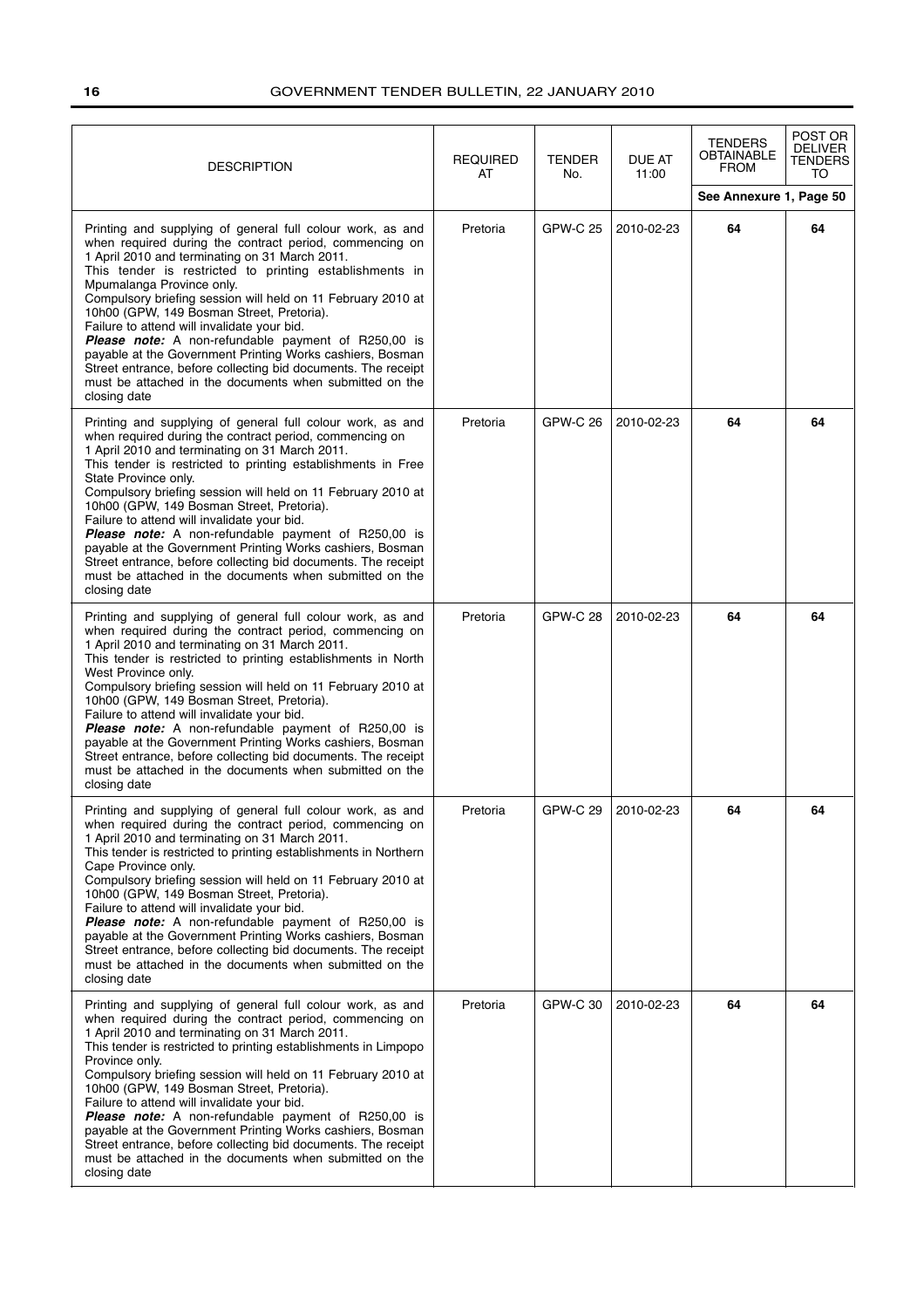| DESCRIPTION | REQUIRED AT | TENDER No. | DUE AT 11:00 | TENDERS OBTAINABLE FROM | POST OR DELIVER TENDERS TO |
|---|---|---|---|---|---|
| | | | | See Annexure 1, Page 50 | |
| Printing and supplying of general full colour work, as and when required during the contract period, commencing on 1 April 2010 and terminating on 31 March 2011. This tender is restricted to printing establishments in Mpumalanga Province only. Compulsory briefing session will held on 11 February 2010 at 10h00 (GPW, 149 Bosman Street, Pretoria). Failure to attend will invalidate your bid. ***Please note:*** A non-refundable payment of R250,00 is payable at the Government Printing Works cashiers, Bosman Street entrance, before collecting bid documents. The receipt must be attached in the documents when submitted on the closing date | Pretoria | GPW-C 25 | 2010-02-23 | **64** | **64** |
| Printing and supplying of general full colour work, as and when required during the contract period, commencing on 1 April 2010 and terminating on 31 March 2011. This tender is restricted to printing establishments in Free State Province only. Compulsory briefing session will held on 11 February 2010 at 10h00 (GPW, 149 Bosman Street, Pretoria). Failure to attend will invalidate your bid. ***Please note:*** A non-refundable payment of R250,00 is payable at the Government Printing Works cashiers, Bosman Street entrance, before collecting bid documents. The receipt must be attached in the documents when submitted on the closing date | Pretoria | GPW-C 26 | 2010-02-23 | **64** | **64** |
| Printing and supplying of general full colour work, as and when required during the contract period, commencing on 1 April 2010 and terminating on 31 March 2011. This tender is restricted to printing establishments in North West Province only. Compulsory briefing session will held on 11 February 2010 at 10h00 (GPW, 149 Bosman Street, Pretoria). Failure to attend will invalidate your bid. ***Please note:*** A non-refundable payment of R250,00 is payable at the Government Printing Works cashiers, Bosman Street entrance, before collecting bid documents. The receipt must be attached in the documents when submitted on the closing date | Pretoria | GPW-C 28 | 2010-02-23 | **64** | **64** |
| Printing and supplying of general full colour work, as and when required during the contract period, commencing on 1 April 2010 and terminating on 31 March 2011. This tender is restricted to printing establishments in Northern Cape Province only. Compulsory briefing session will held on 11 February 2010 at 10h00 (GPW, 149 Bosman Street, Pretoria). Failure to attend will invalidate your bid. ***Please note:*** A non-refundable payment of R250,00 is payable at the Government Printing Works cashiers, Bosman Street entrance, before collecting bid documents. The receipt must be attached in the documents when submitted on the closing date | Pretoria | GPW-C 29 | 2010-02-23 | **64** | **64** |
| Printing and supplying of general full colour work, as and when required during the contract period, commencing on 1 April 2010 and terminating on 31 March 2011. This tender is restricted to printing establishments in Limpopo Province only. Compulsory briefing session will held on 11 February 2010 at 10h00 (GPW, 149 Bosman Street, Pretoria). Failure to attend will invalidate your bid. ***Please note:*** A non-refundable payment of R250,00 is payable at the Government Printing Works cashiers, Bosman Street entrance, before collecting bid documents. The receipt must be attached in the documents when submitted on the closing date | Pretoria | GPW-C 30 | 2010-02-23 | **64** | **64** |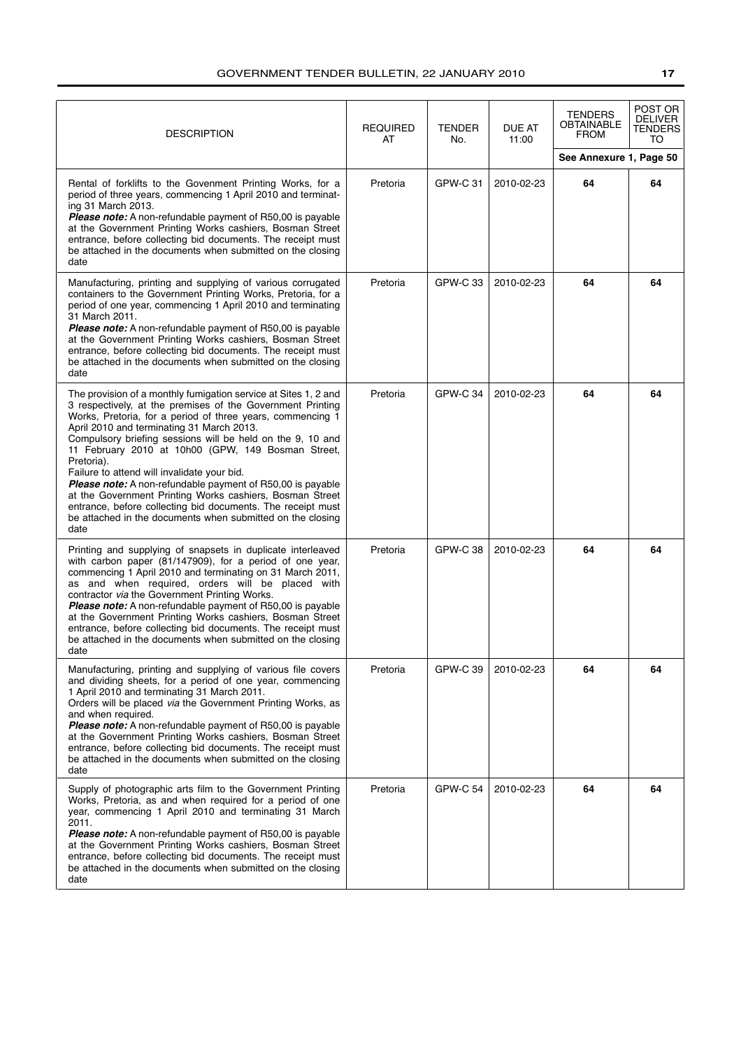| DESCRIPTION | REQUIRED AT | TENDER No. | DUE AT 11:00 | TENDERS OBTAINABLE FROM | POST OR DELIVER TENDERS TO |
|---|---|---|---|---|---|
| | | | | See Annexure 1, Page 50 | |
| Rental of forklifts to the Govenment Printing Works, for a period of three years, commencing 1 April 2010 and terminating 31 March 2013. ***Please note:*** A non-refundable payment of R50,00 is payable at the Government Printing Works cashiers, Bosman Street entrance, before collecting bid documents. The receipt must be attached in the documents when submitted on the closing date | Pretoria | GPW-C 31 | 2010-02-23 | **64** | **64** |
| Manufacturing, printing and supplying of various corrugated containers to the Government Printing Works, Pretoria, for a period of one year, commencing 1 April 2010 and terminating 31 March 2011. ***Please note:*** A non-refundable payment of R50,00 is payable at the Government Printing Works cashiers, Bosman Street entrance, before collecting bid documents. The receipt must be attached in the documents when submitted on the closing date | Pretoria | GPW-C 33 | 2010-02-23 | **64** | **64** |
| The provision of a monthly fumigation service at Sites 1, 2 and 3 respectively, at the premises of the Government Printing Works, Pretoria, for a period of three years, commencing 1 April 2010 and terminating 31 March 2013. Compulsory briefing sessions will be held on the 9, 10 and 11 February 2010 at 10h00 (GPW, 149 Bosman Street, Pretoria). Failure to attend will invalidate your bid. ***Please note:*** A non-refundable payment of R50,00 is payable at the Government Printing Works cashiers, Bosman Street entrance, before collecting bid documents. The receipt must be attached in the documents when submitted on the closing date | Pretoria | GPW-C 34 | 2010-02-23 | **64** | **64** |
| Printing and supplying of snapsets in duplicate interleaved with carbon paper (81/147909), for a period of one year, commencing 1 April 2010 and terminating on 31 March 2011, as and when required, orders will be placed with contractor *via* the Government Printing Works. ***Please note:*** A non-refundable payment of R50,00 is payable at the Government Printing Works cashiers, Bosman Street entrance, before collecting bid documents. The receipt must be attached in the documents when submitted on the closing date | Pretoria | GPW-C 38 | 2010-02-23 | **64** | **64** |
| Manufacturing, printing and supplying of various file covers and dividing sheets, for a period of one year, commencing 1 April 2010 and terminating 31 March 2011. Orders will be placed *via* the Government Printing Works, as and when required. ***Please note:*** A non-refundable payment of R50,00 is payable at the Government Printing Works cashiers, Bosman Street entrance, before collecting bid documents. The receipt must be attached in the documents when submitted on the closing date | Pretoria | GPW-C 39 | 2010-02-23 | **64** | **64** |
| Supply of photographic arts film to the Government Printing Works, Pretoria, as and when required for a period of one year, commencing 1 April 2010 and terminating 31 March 2011. ***Please note:*** A non-refundable payment of R50,00 is payable at the Government Printing Works cashiers, Bosman Street entrance, before collecting bid documents. The receipt must be attached in the documents when submitted on the closing date | Pretoria | GPW-C 54 | 2010-02-23 | **64** | **64** |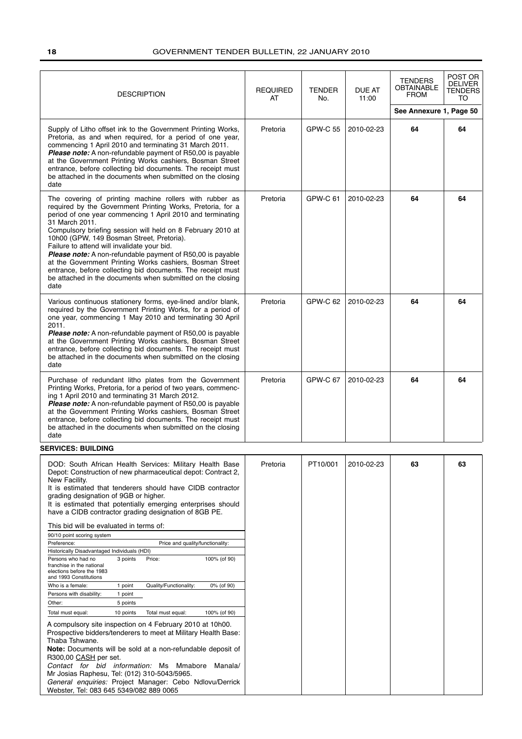| DESCRIPTION | REQUIRED AT | TENDER No. | DUE AT 11:00 | TENDERS OBTAINABLE FROM | POST OR DELIVER TENDERS TO |
|---|---|---|---|---|---|
| | | | | See Annexure 1, Page 50 | |
| Supply of Litho offset ink to the Government Printing Works, Pretoria, as and when required, for a period of one year, commencing 1 April 2010 and terminating 31 March 2011. ***Please note:*** A non-refundable payment of R50,00 is payable at the Government Printing Works cashiers, Bosman Street entrance, before collecting bid documents. The receipt must be attached in the documents when submitted on the closing date | Pretoria | GPW-C 55 | 2010-02-23 | **64** | **64** |
| The covering of printing machine rollers with rubber as required by the Government Printing Works, Pretoria, for a period of one year commencing 1 April 2010 and terminating 31 March 2011. Compulsory briefing session will held on 8 February 2010 at 10h00 (GPW, 149 Bosman Street, Pretoria). Failure to attend will invalidate your bid. ***Please note:*** A non-refundable payment of R50,00 is payable at the Government Printing Works cashiers, Bosman Street entrance, before collecting bid documents. The receipt must be attached in the documents when submitted on the closing date | Pretoria | GPW-C 61 | 2010-02-23 | **64** | **64** |
| Various continuous stationery forms, eye-lined and/or blank, required by the Government Printing Works, for a period of one year, commencing 1 May 2010 and terminating 30 April 2011. ***Please note:*** A non-refundable payment of R50,00 is payable at the Government Printing Works cashiers, Bosman Street entrance, before collecting bid documents. The receipt must be attached in the documents when submitted on the closing date | Pretoria | GPW-C 62 | 2010-02-23 | **64** | **64** |
| Purchase of redundant litho plates from the Government Printing Works, Pretoria, for a period of two years, commencing 1 April 2010 and terminating 31 March 2012. ***Please note:*** A non-refundable payment of R50,00 is payable at the Government Printing Works cashiers, Bosman Street entrance, before collecting bid documents. The receipt must be attached in the documents when submitted on the closing date | Pretoria | GPW-C 67 | 2010-02-23 | **64** | **64** |

**SERVICES: BUILDING**

| DESCRIPTION | REQUIRED AT | TENDER No. | DUE AT 11:00 | TENDERS OBTAINABLE FROM | POST OR DELIVER TENDERS TO |
|---|---|---|---|---|---|
| DOD: South African Health Services: Military Health Base Depot: Construction of new pharmaceutical depot: Contract 2, New Facility. It is estimated that tenderers should have CIDB contractor grading designation of 9GB or higher. It is estimated that potentially emerging enterprises should have a CIDB contractor grading designation of 8GB PE. This bid will be evaluated in terms of: (see evaluation table below). A compulsory site inspection on 4 February 2010 at 10h00. Prospective bidders/tenderers to meet at Military Health Base: Thaba Tshwane. **Note:** Documents will be sold at a non-refundable deposit of R300,00 CASH per set. *Contact for bid information:* Ms Mmabore Manala/ Mr Josias Raphesu, Tel: (012) 310-5043/5965. *General enquiries:* Project Manager: Cebo Ndlovu/Derrick Webster, Tel: 083 645 5349/082 889 0065 | Pretoria | PT10/001 | 2010-02-23 | **63** | **63** |

90/10 point scoring system

| Preference: | | Price and quality/functionality: | |
|---|---|---|---|
| Historically Disadvantaged Individuals (HDI) | | | |
| Persons who had no franchise in the national elections before the 1983 and 1993 Constitutions | 3 points | Price: | 100% (of 90) |
| Who is a female: | 1 point | Quality/Functionality: | 0% (of 90) |
| Persons with disability: | 1 point | | |
| Other: | 5 points | | |
| Total must equal: | 10 points | Total must equal: | 100% (of 90) |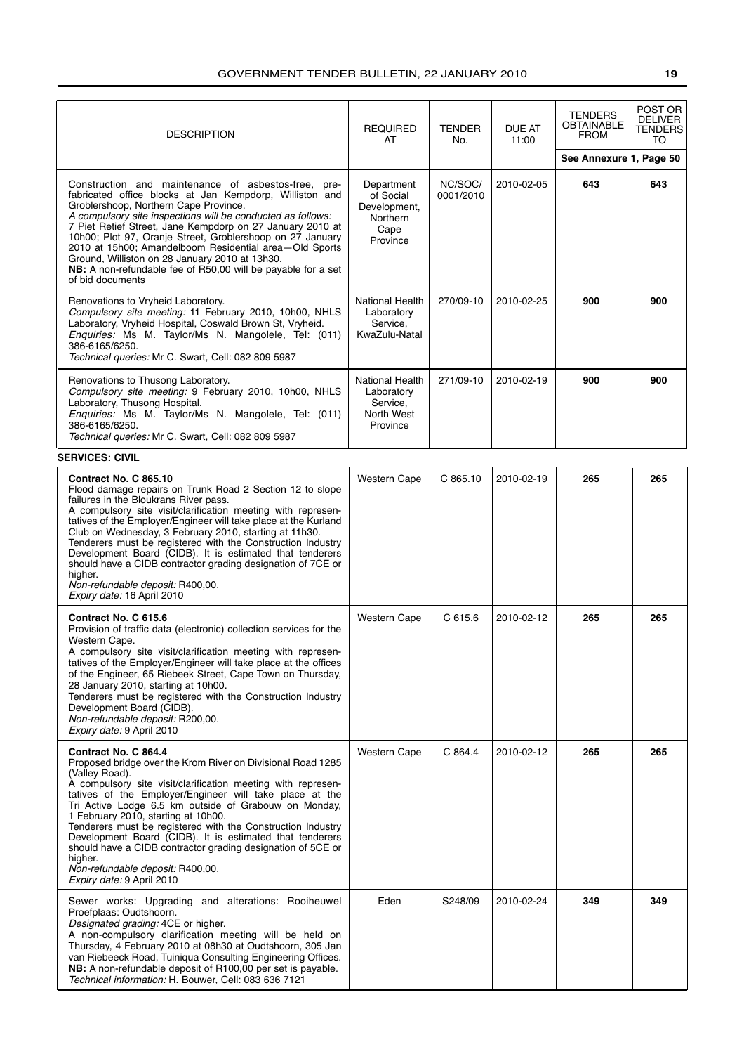| DESCRIPTION | REQUIRED AT | TENDER No. | DUE AT 11:00 | TENDERS OBTAINABLE FROM | POST OR DELIVER TENDERS TO |
|---|---|---|---|---|---|
| | | | | See Annexure 1, Page 50 | |
| Construction and maintenance of asbestos-free, pre-fabricated office blocks at Jan Kempdorp, Williston and Groblershoop, Northern Cape Province.<br>*A compulsory site inspections will be conducted as follows:* 7 Piet Retief Street, Jane Kempdorp on 27 January 2010 at 10h00; Plot 97, Oranje Street, Groblershoop on 27 January 2010 at 15h00; Amandelboom Residential area—Old Sports Ground, Williston on 28 January 2010 at 13h30.<br>**NB:** A non-refundable fee of R50,00 will be payable for a set of bid documents | Department of Social Development, Northern Cape Province | NC/SOC/ 0001/2010 | 2010-02-05 | **643** | **643** |
| Renovations to Vryheid Laboratory.<br>*Compulsory site meeting:* 11 February 2010, 10h00, NHLS Laboratory, Vryheid Hospital, Coswald Brown St, Vryheid.<br>*Enquiries:* Ms M. Taylor/Ms N. Mangolele, Tel: (011) 386-6165/6250.<br>*Technical queries:* Mr C. Swart, Cell: 082 809 5987 | National Health Laboratory Service, KwaZulu-Natal | 270/09-10 | 2010-02-25 | **900** | **900** |
| Renovations to Thusong Laboratory.<br>*Compulsory site meeting:* 9 February 2010, 10h00, NHLS Laboratory, Thusong Hospital.<br>*Enquiries:* Ms M. Taylor/Ms N. Mangolele, Tel: (011) 386-6165/6250.<br>*Technical queries:* Mr C. Swart, Cell: 082 809 5987 | National Health Laboratory Service, North West Province | 271/09-10 | 2010-02-19 | **900** | **900** |

**SERVICES: CIVIL**

| DESCRIPTION | REQUIRED AT | TENDER No. | DUE AT 11:00 | TENDERS OBTAINABLE FROM | POST OR DELIVER TENDERS TO |
|---|---|---|---|---|---|
| **Contract No. C 865.10**<br>Flood damage repairs on Trunk Road 2 Section 12 to slope failures in the Bloukrans River pass.<br>A compulsory site visit/clarification meeting with representatives of the Employer/Engineer will take place at the Kurland Club on Wednesday, 3 February 2010, starting at 11h30.<br>Tenderers must be registered with the Construction Industry Development Board (CIDB). It is estimated that tenderers should have a CIDB contractor grading designation of 7CE or higher.<br>*Non-refundable deposit:* R400,00.<br>*Expiry date:* 16 April 2010 | Western Cape | C 865.10 | 2010-02-19 | **265** | **265** |
| **Contract No. C 615.6**<br>Provision of traffic data (electronic) collection services for the Western Cape.<br>A compulsory site visit/clarification meeting with representatives of the Employer/Engineer will take place at the offices of the Engineer, 65 Riebeek Street, Cape Town on Thursday, 28 January 2010, starting at 10h00.<br>Tenderers must be registered with the Construction Industry Development Board (CIDB).<br>*Non-refundable deposit:* R200,00.<br>*Expiry date:* 9 April 2010 | Western Cape | C 615.6 | 2010-02-12 | **265** | **265** |
| **Contract No. C 864.4**<br>Proposed bridge over the Krom River on Divisional Road 1285 (Valley Road).<br>A compulsory site visit/clarification meeting with representatives of the Employer/Engineer will take place at the Tri Active Lodge 6.5 km outside of Grabouw on Monday, 1 February 2010, starting at 10h00.<br>Tenderers must be registered with the Construction Industry Development Board (CIDB). It is estimated that tenderers should have a CIDB contractor grading designation of 5CE or higher.<br>*Non-refundable deposit:* R400,00.<br>*Expiry date:* 9 April 2010 | Western Cape | C 864.4 | 2010-02-12 | **265** | **265** |
| Sewer works: Upgrading and alterations: Rooiheuwel Proefplaas: Oudtshoorn.<br>*Designated grading:* 4CE or higher.<br>A non-compulsory clarification meeting will be held on Thursday, 4 February 2010 at 08h30 at Oudtshoorn, 305 Jan van Riebeeck Road, Tuiniqua Consulting Engineering Offices.<br>**NB:** A non-refundable deposit of R100,00 per set is payable.<br>*Technical information:* H. Bouwer, Cell: 083 636 7121 | Eden | S248/09 | 2010-02-24 | **349** | **349** |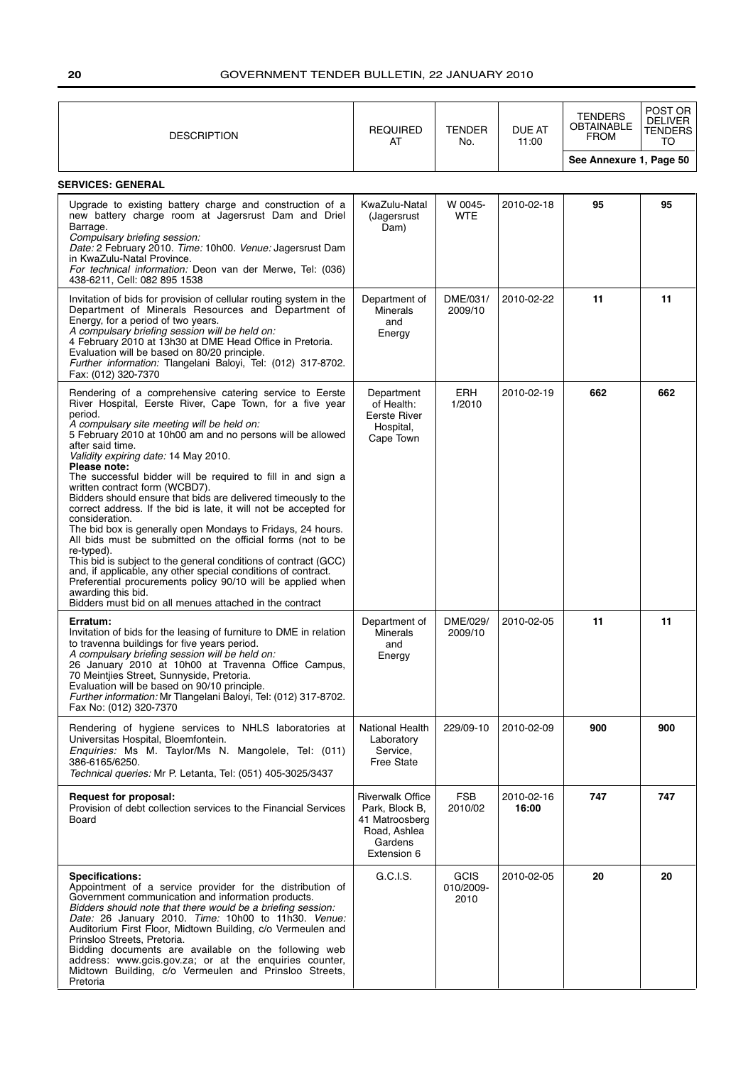| DESCRIPTION | REQUIRED AT | TENDER No. | DUE AT 11:00 | TENDERS OBTAINABLE FROM | POST OR DELIVER TENDERS TO |
|---|---|---|---|---|---|
| | | | | See Annexure 1, Page 50 | |

**SERVICES: GENERAL**

| DESCRIPTION | REQUIRED AT | TENDER No. | DUE AT 11:00 | TENDERS OBTAINABLE FROM | POST OR DELIVER TENDERS TO |
|---|---|---|---|---|---|
| Upgrade to existing battery charge and construction of a new battery charge room at Jagersrust Dam and Driel Barrage. *Compulsary briefing session:* *Date:* 2 February 2010. *Time:* 10h00. *Venue:* Jagersrust Dam in KwaZulu-Natal Province. *For technical information:* Deon van der Merwe, Tel: (036) 438-6211, Cell: 082 895 1538 | KwaZulu-Natal (Jagersrust Dam) | W 0045-WTE | 2010-02-18 | **95** | **95** |
| Invitation of bids for provision of cellular routing system in the Department of Minerals Resources and Department of Energy, for a period of two years. *A compulsary briefing session will be held on:* 4 February 2010 at 13h30 at DME Head Office in Pretoria. Evaluation will be based on 80/20 principle. *Further information:* Tlangelani Baloyi, Tel: (012) 317-8702. Fax: (012) 320-7370 | Department of Minerals and Energy | DME/031/ 2009/10 | 2010-02-22 | **11** | **11** |
| Rendering of a comprehensive catering service to Eerste River Hospital, Eerste River, Cape Town, for a five year period. *A compulsary site meeting will be held on:* 5 February 2010 at 10h00 am and no persons will be allowed after said time. *Validity expiring date:* 14 May 2010. **Please note:** The successful bidder will be required to fill in and sign a written contract form (WCBD7). Bidders should ensure that bids are delivered timeously to the correct address. If the bid is late, it will not be accepted for consideration. The bid box is generally open Mondays to Fridays, 24 hours. All bids must be submitted on the official forms (not to be re-typed). This bid is subject to the general conditions of contract (GCC) and, if applicable, any other special conditions of contract. Preferential procurements policy 90/10 will be applied when awarding this bid. Bidders must bid on all menues attached in the contract | Department of Health: Eerste River Hospital, Cape Town | ERH 1/2010 | 2010-02-19 | **662** | **662** |
| **Erratum:** Invitation of bids for the leasing of furniture to DME in relation to travenna buildings for five years period. *A compulsary briefing session will be held on:* 26 January 2010 at 10h00 at Travenna Office Campus, 70 Meintjies Street, Sunnyside, Pretoria. Evaluation will be based on 90/10 principle. *Further information:* Mr Tlangelani Baloyi, Tel: (012) 317-8702. Fax No: (012) 320-7370 | Department of Minerals and Energy | DME/029/ 2009/10 | 2010-02-05 | **11** | **11** |
| Rendering of hygiene services to NHLS laboratories at Universitas Hospital, Bloemfontein. *Enquiries:* Ms M. Taylor/Ms N. Mangolele, Tel: (011) 386-6165/6250. *Technical queries:* Mr P. Letanta, Tel: (051) 405-3025/3437 | National Health Laboratory Service, Free State | 229/09-10 | 2010-02-09 | **900** | **900** |
| **Request for proposal:** Provision of debt collection services to the Financial Services Board | Riverwalk Office Park, Block B, 41 Matroosberg Road, Ashlea Gardens Extension 6 | FSB 2010/02 | 2010-02-16 **16:00** | **747** | **747** |
| **Specifications:** Appointment of a service provider for the distribution of Government communication and information products. *Bidders should note that there would be a briefing session:* *Date:* 26 January 2010. *Time:* 10h00 to 11h30. *Venue:* Auditorium First Floor, Midtown Building, c/o Vermeulen and Prinsloo Streets, Pretoria. Bidding documents are available on the following web address: www.gcis.gov.za; or at the enquiries counter, Midtown Building, c/o Vermeulen and Prinsloo Streets, Pretoria | G.C.I.S. | GCIS 010/2009-2010 | 2010-02-05 | **20** | **20** |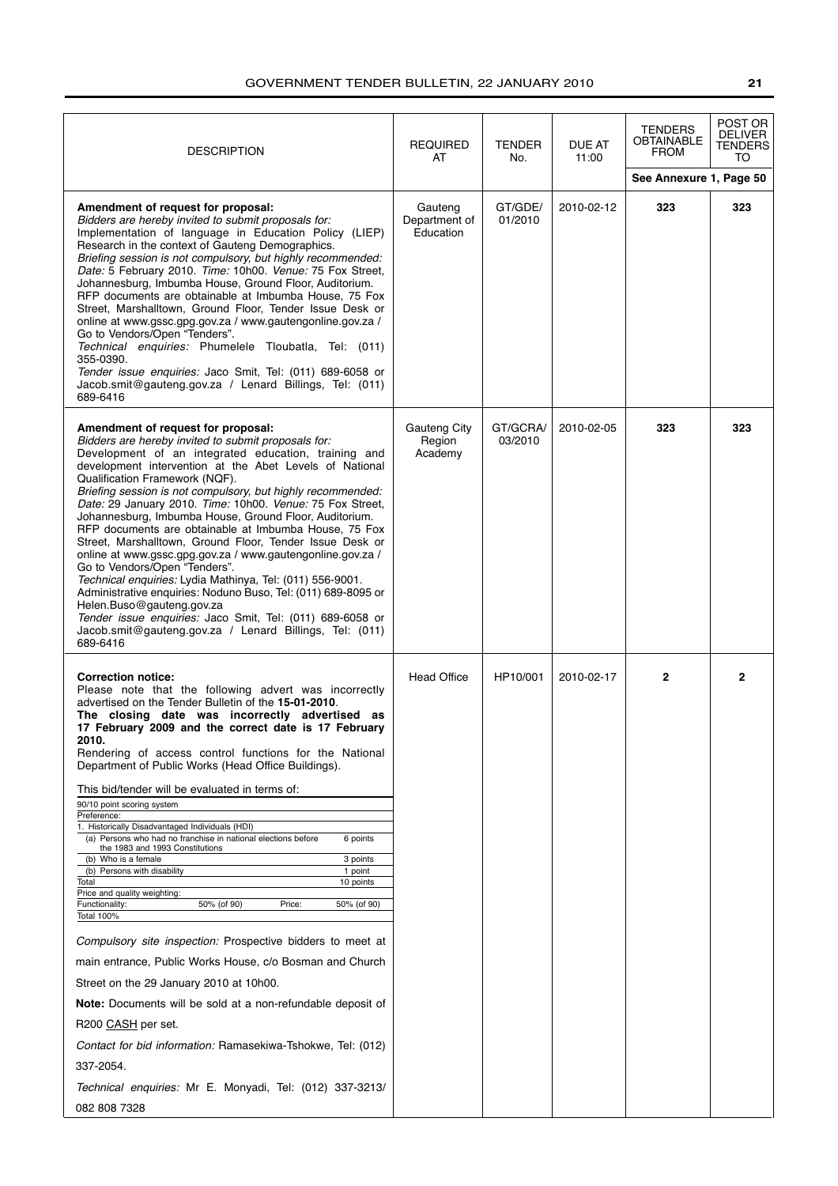| DESCRIPTION | REQUIRED AT | TENDER No. | DUE AT 11:00 | TENDERS OBTAINABLE FROM | POST OR DELIVER TENDERS TO |
|---|---|---|---|---|---|
| | | | | See Annexure 1, Page 50 | |
| **Amendment of request for proposal:**<br>*Bidders are hereby invited to submit proposals for:*<br>Implementation of language in Education Policy (LIEP) Research in the context of Gauteng Demographics.<br>*Briefing session is not compulsory, but highly recommended: Date:* 5 February 2010. *Time:* 10h00. *Venue:* 75 Fox Street, Johannesburg, Imbumba House, Ground Floor, Auditorium.<br>RFP documents are obtainable at Imbumba House, 75 Fox Street, Marshalltown, Ground Floor, Tender Issue Desk or online at www.gssc.gpg.gov.za / www.gautengonline.gov.za / Go to Vendors/Open "Tenders".<br>*Technical enquiries:* Phumelele Tloubatla, Tel: (011) 355-0390.<br>*Tender issue enquiries:* Jaco Smit, Tel: (011) 689-6058 or Jacob.smit@gauteng.gov.za / Lenard Billings, Tel: (011) 689-6416 | Gauteng Department of Education | GT/GDE/ 01/2010 | 2010-02-12 | **323** | **323** |
| **Amendment of request for proposal:**<br>*Bidders are hereby invited to submit proposals for:*<br>Development of an integrated education, training and development intervention at the Abet Levels of National Qualification Framework (NQF).<br>*Briefing session is not compulsory, but highly recommended: Date:* 29 January 2010. *Time:* 10h00. *Venue:* 75 Fox Street, Johannesburg, Imbumba House, Ground Floor, Auditorium.<br>RFP documents are obtainable at Imbumba House, 75 Fox Street, Marshalltown, Ground Floor, Tender Issue Desk or online at www.gssc.gpg.gov.za / www.gautengonline.gov.za / Go to Vendors/Open "Tenders".<br>*Technical enquiries:* Lydia Mathinya, Tel: (011) 556-9001.<br>Administrative enquiries: Noduno Buso, Tel: (011) 689-8095 or Helen.Buso@gauteng.gov.za<br>*Tender issue enquiries:* Jaco Smit, Tel: (011) 689-6058 or Jacob.smit@gauteng.gov.za / Lenard Billings, Tel: (011) 689-6416 | Gauteng City Region Academy | GT/GCRA/ 03/2010 | 2010-02-05 | **323** | **323** |
| **Correction notice:**<br>Please note that the following advert was incorrectly advertised on the Tender Bulletin of the **15-01-2010**.<br>**The closing date was incorrectly advertised as 17 February 2009 and the correct date is 17 February 2010.**<br>Rendering of access control functions for the National Department of Public Works (Head Office Buildings).<br>This bid/tender will be evaluated in terms of:<br>90/10 point scoring system<br>Preference:<br>1. Historically Disadvantaged Individuals (HDI)<br>(a) Persons who had no franchise in national elections before the 1983 and 1993 Constitutions — 6 points<br>(b) Who is a female — 3 points<br>(b) Persons with disability — 1 point<br>Total — 10 points<br>Price and quality weighting:<br>Functionality: 50% (of 90) Price: 50% (of 90)<br>Total 100%<br>*Compulsory site inspection:* Prospective bidders to meet at main entrance, Public Works House, c/o Bosman and Church Street on the 29 January 2010 at 10h00.<br>**Note:** Documents will be sold at a non-refundable deposit of R200 CASH per set.<br>*Contact for bid information:* Ramasekiwa-Tshokwe, Tel: (012) 337-2054.<br>*Technical enquiries:* Mr E. Monyadi, Tel: (012) 337-3213/ 082 808 7328 | Head Office | HP10/001 | 2010-02-17 | **2** | **2** |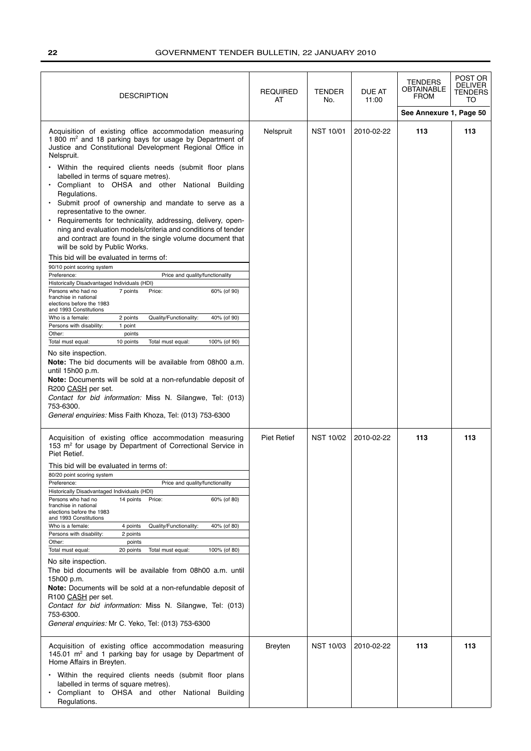| DESCRIPTION | REQUIRED AT | TENDER No. | DUE AT 11:00 | TENDERS OBTAINABLE FROM | POST OR DELIVER TENDERS TO |
|---|---|---|---|---|---|
| | | | | See Annexure 1, Page 50 | |
| Acquisition of existing office accommodation measuring 1 800 m² and 18 parking bays for usage by Department of Justice and Constitutional Development Regional Office in Nelspruit.<br>• Within the required clients needs (submit floor plans labelled in terms of square metres).<br>• Compliant to OHSA and other National Building Regulations.<br>• Submit proof of ownership and mandate to serve as a representative to the owner.<br>• Requirements for technicality, addressing, delivery, opening and evaluation models/criteria and conditions of tender and contract are found in the single volume document that will be sold by Public Works.<br>This bid will be evaluated in terms of:<br>90/10 point scoring system<br>Preference: / Price and quality/functionality<br>Historically Disadvantaged Individuals (HDI)<br>Persons who had no franchise in national elections before the 1983 and 1993 Constitutions: 7 points / Price: 60% (of 90)<br>Who is a female: 2 points / Quality/Functionality: 40% (of 90)<br>Persons with disability: 1 point<br>Other: points<br>Total must equal: 10 points / Total must equal: 100% (of 90)<br>No site inspection.<br>**Note:** The bid documents will be available from 08h00 a.m. until 15h00 p.m.<br>**Note:** Documents will be sold at a non-refundable deposit of R200 CASH per set.<br>*Contact for bid information:* Miss N. Silangwe, Tel: (013) 753-6300.<br>*General enquiries:* Miss Faith Khoza, Tel: (013) 753-6300 | Nelspruit | NST 10/01 | 2010-02-22 | 113 | 113 |
| Acquisition of existing office accommodation measuring 153 m² for usage by Department of Correctional Service in Piet Retief.<br>This bid will be evaluated in terms of:<br>80/20 point scoring system<br>Preference: / Price and quality/functionality<br>Historically Disadvantaged Individuals (HDI)<br>Persons who had no franchise in national elections before the 1983 and 1993 Constitutions: 14 points / Price: 60% (of 80)<br>Who is a female: 4 points / Quality/Functionality: 40% (of 80)<br>Persons with disability: 2 points<br>Other: points<br>Total must equal: 20 points / Total must equal: 100% (of 80)<br>No site inspection.<br>The bid documents will be available from 08h00 a.m. until 15h00 p.m.<br>**Note:** Documents will be sold at a non-refundable deposit of R100 CASH per set.<br>*Contact for bid information:* Miss N. Silangwe, Tel: (013) 753-6300.<br>*General enquiries:* Mr C. Yeko, Tel: (013) 753-6300 | Piet Retief | NST 10/02 | 2010-02-22 | 113 | 113 |
| Acquisition of existing office accommodation measuring 145.01 m² and 1 parking bay for usage by Department of Home Affairs in Breyten.<br>• Within the required clients needs (submit floor plans labelled in terms of square metres).<br>• Compliant to OHSA and other National Building Regulations. | Breyten | NST 10/03 | 2010-02-22 | 113 | 113 |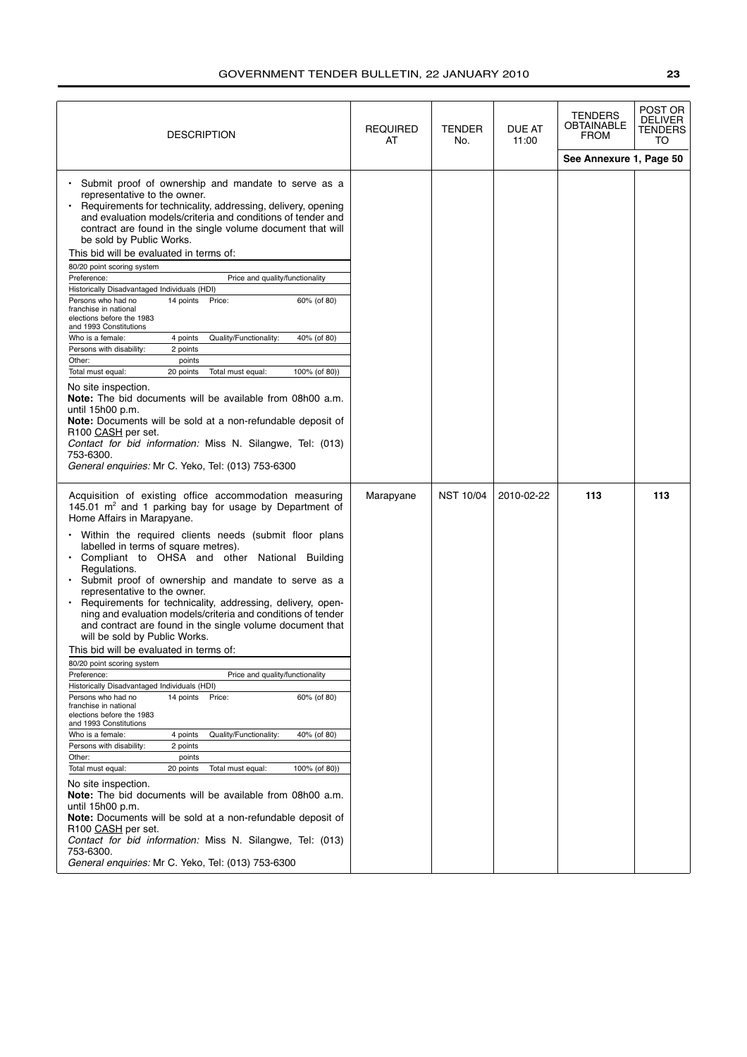| DESCRIPTION | REQUIRED AT | TENDER No. | DUE AT 11:00 | TENDERS OBTAINABLE FROM | POST OR DELIVER TENDERS TO |
|---|---|---|---|---|---|
| | | | | See Annexure 1, Page 50 | |
| • Submit proof of ownership and mandate to serve as a representative to the owner.<br>• Requirements for technicality, addressing, delivery, opening and evaluation models/criteria and conditions of tender and contract are found in the single volume document that will be sold by Public Works.<br>This bid will be evaluated in terms of:<br>80/20 point scoring system<br>Preference: Price and quality/functionality<br>Historically Disadvantaged Individuals (HDI)<br>Persons who had no franchise in national elections before the 1983 and 1993 Constitutions: 14 points — Price: 60% (of 80)<br>Who is a female: 4 points — Quality/Functionality: 40% (of 80)<br>Persons with disability: 2 points<br>Other: points<br>Total must equal: 20 points — Total must equal: 100% (of 80))<br>No site inspection.<br>**Note:** The bid documents will be available from 08h00 a.m. until 15h00 p.m.<br>**Note:** Documents will be sold at a non-refundable deposit of R100 CASH per set.<br>*Contact for bid information:* Miss N. Silangwe, Tel: (013) 753-6300.<br>*General enquiries:* Mr C. Yeko, Tel: (013) 753-6300 | | | | | |
| Acquisition of existing office accommodation measuring 145.01 $m^2$ and 1 parking bay for usage by Department of Home Affairs in Marapyane.<br>• Within the required clients needs (submit floor plans labelled in terms of square metres).<br>• Compliant to OHSA and other National Building Regulations.<br>• Submit proof of ownership and mandate to serve as a representative to the owner.<br>• Requirements for technicality, addressing, delivery, openning and evaluation models/criteria and conditions of tender and contract are found in the single volume document that will be sold by Public Works.<br>This bid will be evaluated in terms of:<br>80/20 point scoring system<br>Preference: Price and quality/functionality<br>Historically Disadvantaged Individuals (HDI)<br>Persons who had no franchise in national elections before the 1983 and 1993 Constitutions: 14 points — Price: 60% (of 80)<br>Who is a female: 4 points — Quality/Functionality: 40% (of 80)<br>Persons with disability: 2 points<br>Other: points<br>Total must equal: 20 points — Total must equal: 100% (of 80))<br>No site inspection.<br>**Note:** The bid documents will be available from 08h00 a.m. until 15h00 p.m.<br>**Note:** Documents will be sold at a non-refundable deposit of R100 CASH per set.<br>*Contact for bid information:* Miss N. Silangwe, Tel: (013) 753-6300.<br>*General enquiries:* Mr C. Yeko, Tel: (013) 753-6300 | Marapyane | NST 10/04 | 2010-02-22 | **113** | **113** |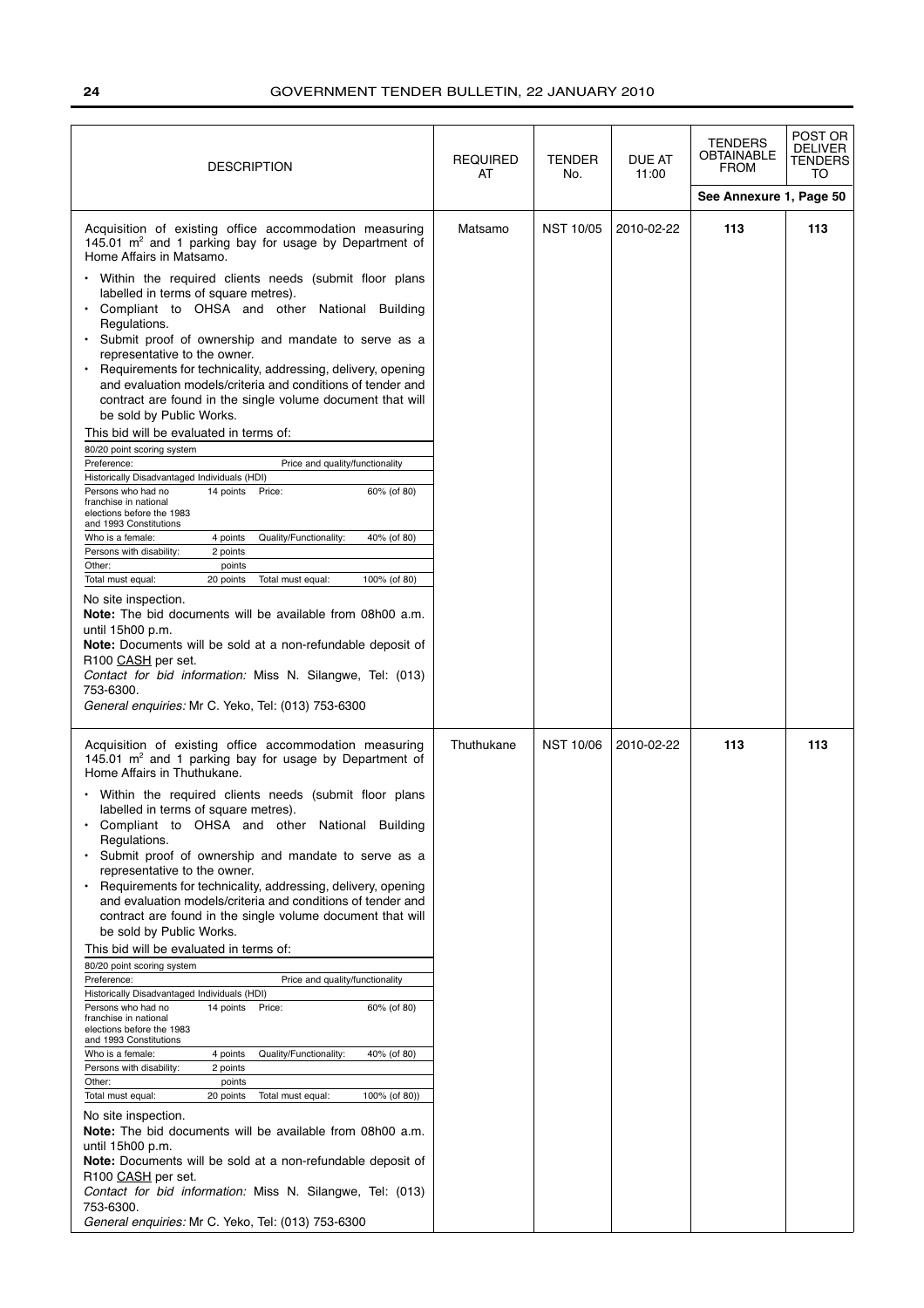| DESCRIPTION | REQUIRED AT | TENDER No. | DUE AT 11:00 | TENDERS OBTAINABLE FROM | POST OR DELIVER TENDERS TO |
|---|---|---|---|---|---|
| | | | | See Annexure 1, Page 50 | |
| Acquisition of existing office accommodation measuring 145.01 $m^2$ and 1 parking bay for usage by Department of Home Affairs in Matsamo.<br><br>• Within the required clients needs (submit floor plans labelled in terms of square metres).<br>• Compliant to OHSA and other National Building Regulations.<br>• Submit proof of ownership and mandate to serve as a representative to the owner.<br>• Requirements for technicality, addressing, delivery, opening and evaluation models/criteria and conditions of tender and contract are found in the single volume document that will be sold by Public Works.<br><br>This bid will be evaluated in terms of:<br><br>80/20 point scoring system<br>Preference: Price and quality/functionality<br>Historically Disadvantaged Individuals (HDI)<br>Persons who had no franchise in national elections before the 1983 and 1993 Constitutions: 14 points; Price: 60% (of 80)<br>Who is a female: 4 points; Quality/Functionality: 40% (of 80)<br>Persons with disability: 2 points<br>Other: points<br>Total must equal: 20 points; Total must equal: 100% (of 80)<br><br>No site inspection.<br>**Note:** The bid documents will be available from 08h00 a.m. until 15h00 p.m.<br>**Note:** Documents will be sold at a non-refundable deposit of R100 CASH per set.<br>*Contact for bid information:* Miss N. Silangwe, Tel: (013) 753-6300.<br>*General enquiries:* Mr C. Yeko, Tel: (013) 753-6300 | Matsamo | NST 10/05 | 2010-02-22 | 113 | 113 |
| Acquisition of existing office accommodation measuring 145.01 $m^2$ and 1 parking bay for usage by Department of Home Affairs in Thuthukane.<br><br>• Within the required clients needs (submit floor plans labelled in terms of square metres).<br>• Compliant to OHSA and other National Building Regulations.<br>• Submit proof of ownership and mandate to serve as a representative to the owner.<br>• Requirements for technicality, addressing, delivery, opening and evaluation models/criteria and conditions of tender and contract are found in the single volume document that will be sold by Public Works.<br><br>This bid will be evaluated in terms of:<br><br>80/20 point scoring system<br>Preference: Price and quality/functionality<br>Historically Disadvantaged Individuals (HDI)<br>Persons who had no franchise in national elections before the 1983 and 1993 Constitutions: 14 points; Price: 60% (of 80)<br>Who is a female: 4 points; Quality/Functionality: 40% (of 80)<br>Persons with disability: 2 points<br>Other: points<br>Total must equal: 20 points; Total must equal: 100% (of 80))<br><br>No site inspection.<br>**Note:** The bid documents will be available from 08h00 a.m. until 15h00 p.m.<br>**Note:** Documents will be sold at a non-refundable deposit of R100 CASH per set.<br>*Contact for bid information:* Miss N. Silangwe, Tel: (013) 753-6300.<br>*General enquiries:* Mr C. Yeko, Tel: (013) 753-6300 | Thuthukane | NST 10/06 | 2010-02-22 | 113 | 113 |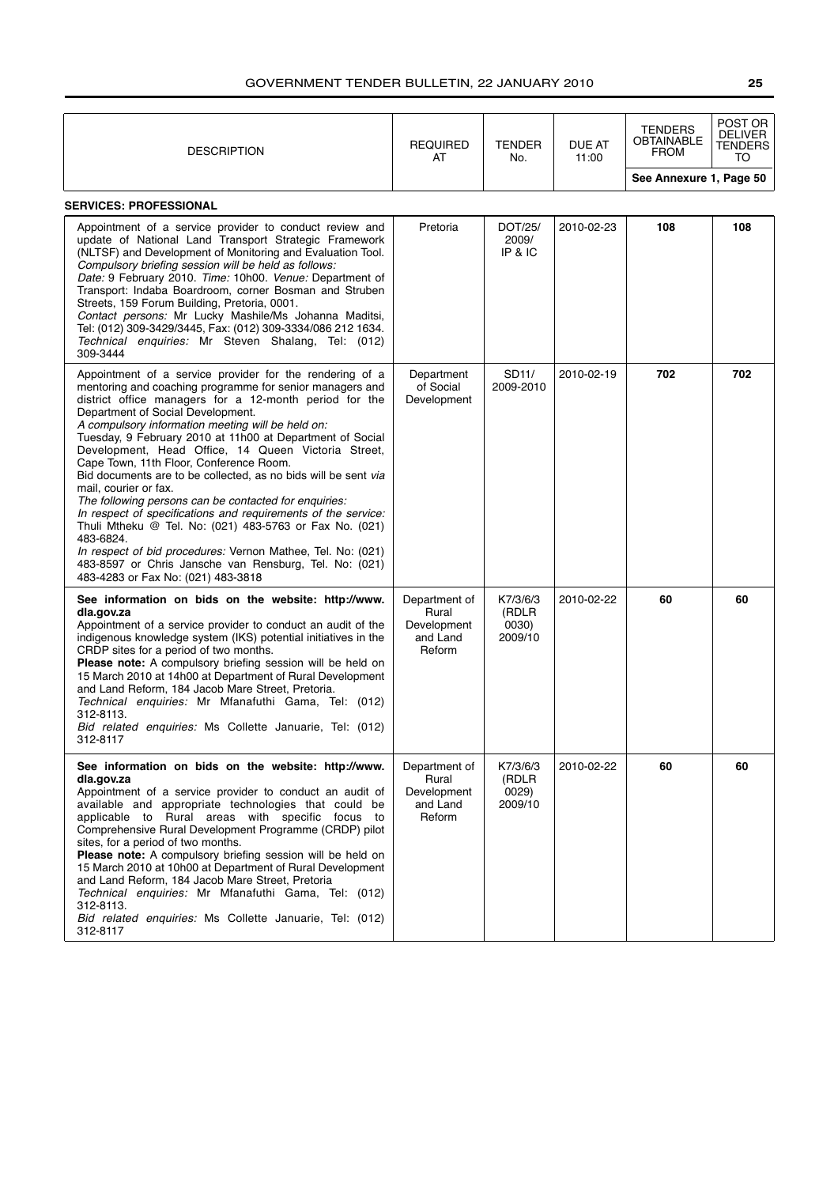| DESCRIPTION | REQUIRED AT | TENDER No. | DUE AT 11:00 | TENDERS OBTAINABLE FROM | POST OR DELIVER TENDERS TO |
|---|---|---|---|---|---|
| | | | | See Annexure 1, Page 50 | |

**SERVICES: PROFESSIONAL**

| DESCRIPTION | REQUIRED AT | TENDER No. | DUE AT 11:00 | TENDERS OBTAINABLE FROM | POST OR DELIVER TENDERS TO |
|---|---|---|---|---|---|
| Appointment of a service provider to conduct review and update of National Land Transport Strategic Framework (NLTSF) and Development of Monitoring and Evaluation Tool. *Compulsory briefing session will be held as follows:* *Date:* 9 February 2010. *Time:* 10h00. *Venue:* Department of Transport: Indaba Boardroom, corner Bosman and Struben Streets, 159 Forum Building, Pretoria, 0001. *Contact persons:* Mr Lucky Mashile/Ms Johanna Maditsi, Tel: (012) 309-3429/3445, Fax: (012) 309-3334/086 212 1634. *Technical enquiries:* Mr Steven Shalang, Tel: (012) 309-3444 | Pretoria | DOT/25/ 2009/ IP & IC | 2010-02-23 | **108** | **108** |
| Appointment of a service provider for the rendering of a mentoring and coaching programme for senior managers and district office managers for a 12-month period for the Department of Social Development. *A compulsory information meeting will be held on:* Tuesday, 9 February 2010 at 11h00 at Department of Social Development, Head Office, 14 Queen Victoria Street, Cape Town, 11th Floor, Conference Room. Bid documents are to be collected, as no bids will be sent *via* mail, courier or fax. *The following persons can be contacted for enquiries:* *In respect of specifications and requirements of the service:* Thuli Mtheku @ Tel. No: (021) 483-5763 or Fax No. (021) 483-6824. *In respect of bid procedures:* Vernon Mathee, Tel. No: (021) 483-8597 or Chris Jansche van Rensburg, Tel. No: (021) 483-4283 or Fax No: (021) 483-3818 | Department of Social Development | SD11/ 2009-2010 | 2010-02-19 | **702** | **702** |
| **See information on bids on the website: http://www.dla.gov.za** Appointment of a service provider to conduct an audit of the indigenous knowledge system (IKS) potential initiatives in the CRDP sites for a period of two months. **Please note:** A compulsory briefing session will be held on 15 March 2010 at 14h00 at Department of Rural Development and Land Reform, 184 Jacob Mare Street, Pretoria. *Technical enquiries:* Mr Mfanafuthi Gama, Tel: (012) 312-8113. *Bid related enquiries:* Ms Collette Januarie, Tel: (012) 312-8117 | Department of Rural Development and Land Reform | K7/3/6/3 (RDLR 0030) 2009/10 | 2010-02-22 | **60** | **60** |
| **See information on bids on the website: http://www.dla.gov.za** Appointment of a service provider to conduct an audit of available and appropriate technologies that could be applicable to Rural areas with specific focus to Comprehensive Rural Development Programme (CRDP) pilot sites, for a period of two months. **Please note:** A compulsory briefing session will be held on 15 March 2010 at 10h00 at Department of Rural Development and Land Reform, 184 Jacob Mare Street, Pretoria *Technical enquiries:* Mr Mfanafuthi Gama, Tel: (012) 312-8113. *Bid related enquiries:* Ms Collette Januarie, Tel: (012) 312-8117 | Department of Rural Development and Land Reform | K7/3/6/3 (RDLR 0029) 2009/10 | 2010-02-22 | **60** | **60** |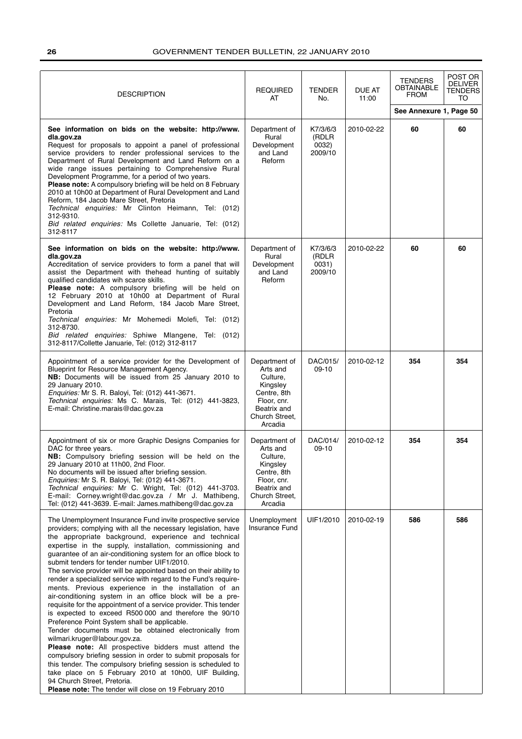| DESCRIPTION | REQUIRED AT | TENDER No. | DUE AT 11:00 | TENDERS OBTAINABLE FROM | POST OR DELIVER TENDERS TO |
|---|---|---|---|---|---|
| | | | | See Annexure 1, Page 50 | |
| **See information on bids on the website: http://www.dla.gov.za**<br>Request for proposals to appoint a panel of professional service providers to render professional services to the Department of Rural Development and Land Reform on a wide range issues pertaining to Comprehensive Rural Development Programme, for a period of two years.<br>**Please note:** A compulsory briefing will be held on 8 February 2010 at 10h00 at Department of Rural Development and Land Reform, 184 Jacob Mare Street, Pretoria<br>*Technical enquiries:* Mr Clinton Heimann, Tel: (012) 312-9310.<br>*Bid related enquiries:* Ms Collette Januarie, Tel: (012) 312-8117 | Department of Rural Development and Land Reform | K7/3/6/3 (RDLR 0032) 2009/10 | 2010-02-22 | **60** | **60** |
| **See information on bids on the website: http://www.dla.gov.za**<br>Accreditation of service providers to form a panel that will assist the Department with thehead hunting of suitably qualified candidates wih scarce skills.<br>**Please note:** A compulsory briefing will be held on 12 February 2010 at 10h00 at Department of Rural Development and Land Reform, 184 Jacob Mare Street, Pretoria<br>*Technical enquiries:* Mr Mohemedi Molefi, Tel: (012) 312-8730.<br>*Bid related enquiries:* Sphiwe Mlangene, Tel: (012) 312-8117/Collette Januarie, Tel: (012) 312-8117 | Department of Rural Development and Land Reform | K7/3/6/3 (RDLR 0031) 2009/10 | 2010-02-22 | **60** | **60** |
| Appointment of a service provider for the Development of Blueprint for Resource Management Agency.<br>**NB:** Documents will be issued from 25 January 2010 to 29 January 2010.<br>*Enquiries:* Mr S. R. Baloyi, Tel: (012) 441-3671.<br>*Technical enquiries:* Ms C. Marais, Tel: (012) 441-3823, E-mail: Christine.marais@dac.gov.za | Department of Arts and Culture, Kingsley Centre, 8th Floor, cnr. Beatrix and Church Street, Arcadia | DAC/015/ 09-10 | 2010-02-12 | **354** | **354** |
| Appointment of six or more Graphic Designs Companies for DAC for three years.<br>**NB:** Compulsory briefing session will be held on the 29 January 2010 at 11h00, 2nd Floor.<br>No documents will be issued after briefing session.<br>*Enquiries:* Mr S. R. Baloyi, Tel: (012) 441-3671.<br>*Technical enquiries:* Mr C. Wright, Tel: (012) 441-3703. E-mail: Corney.wright@dac.gov.za / Mr J. Mathibeng, Tel: (012) 441-3639. E-mail: James.mathibeng@dac.gov.za | Department of Arts and Culture, Kingsley Centre, 8th Floor, cnr. Beatrix and Church Street, Arcadia | DAC/014/ 09-10 | 2010-02-12 | **354** | **354** |
| The Unemployment Insurance Fund invite prospective service providers; complying with all the necessary legislation, have the appropriate background, experience and technical expertise in the supply, installation, commissioning and guarantee of an air-conditioning system for an office block to submit tenders for tender number UIF1/2010.<br>The service provider will be appointed based on their ability to render a specialized service with regard to the Fund's requirements. Previous experience in the installation of an air-conditioning system in an office block will be a pre-requisite for the appointment of a service provider. This tender is expected to exceed R500 000 and therefore the 90/10 Preference Point System shall be applicable.<br>Tender documents must be obtained electronically from wilmari.kruger@labour.gov.za.<br>**Please note:** All prospective bidders must attend the compulsory briefing session in order to submit proposals for this tender. The compulsory briefing session is scheduled to take place on 5 February 2010 at 10h00, UIF Building, 94 Church Street, Pretoria.<br>**Please note:** The tender will close on 19 February 2010 | Unemployment Insurance Fund | UIF1/2010 | 2010-02-19 | **586** | **586** |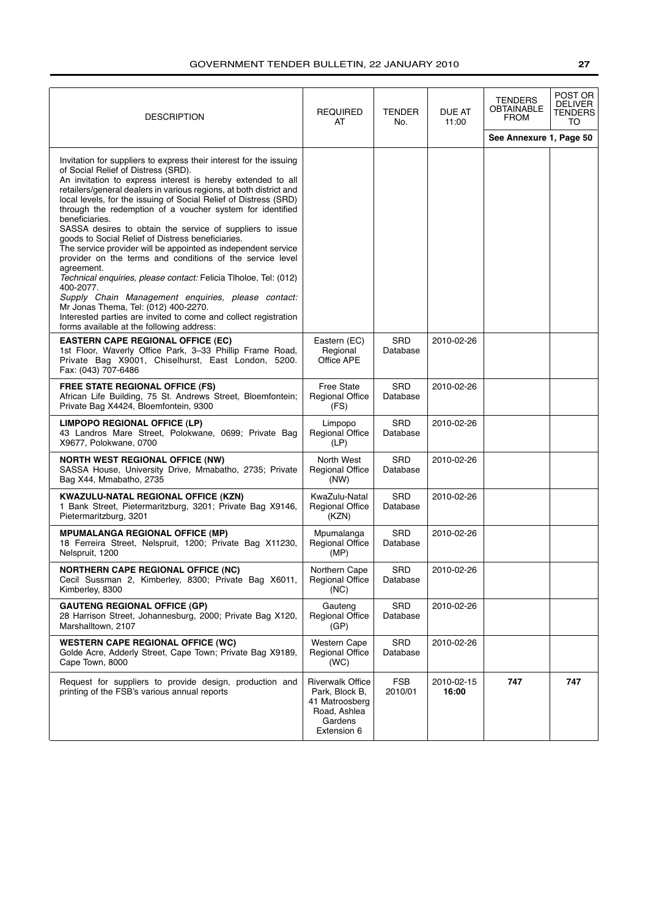| DESCRIPTION | REQUIRED AT | TENDER No. | DUE AT 11:00 | TENDERS OBTAINABLE FROM | POST OR DELIVER TENDERS TO |
|---|---|---|---|---|---|
| | | | | See Annexure 1, Page 50 | |
| Invitation for suppliers to express their interest for the issuing of Social Relief of Distress (SRD).<br>An invitation to express interest is hereby extended to all retailers/general dealers in various regions, at both district and local levels, for the issuing of Social Relief of Distress (SRD) through the redemption of a voucher system for identified beneficiaries.<br>SASSA desires to obtain the service of suppliers to issue goods to Social Relief of Distress beneficiaries.<br>The service provider will be appointed as independent service provider on the terms and conditions of the service level agreement.<br>*Technical enquiries, please contact:* Felicia Tlholoe, Tel: (012) 400-2077.<br>*Supply Chain Management enquiries, please contact:* Mr Jonas Thema, Tel: (012) 400-2270.<br>Interested parties are invited to come and collect registration forms available at the following address: | | | | | |
| **EASTERN CAPE REGIONAL OFFICE (EC)**<br>1st Floor, Waverly Office Park, 3–33 Phillip Frame Road, Private Bag X9001, Chiselhurst, East London, 5200. Fax: (043) 707-6486 | Eastern (EC) Regional Office APE | SRD Database | 2010-02-26 | | |
| **FREE STATE REGIONAL OFFICE (FS)**<br>African Life Building, 75 St. Andrews Street, Bloemfontein; Private Bag X4424, Bloemfontein, 9300 | Free State Regional Office (FS) | SRD Database | 2010-02-26 | | |
| **LIMPOPO REGIONAL OFFICE (LP)**<br>43 Landros Mare Street, Polokwane, 0699; Private Bag X9677, Polokwane, 0700 | Limpopo Regional Office (LP) | SRD Database | 2010-02-26 | | |
| **NORTH WEST REGIONAL OFFICE (NW)**<br>SASSA House, University Drive, Mmabatho, 2735; Private Bag X44, Mmabatho, 2735 | North West Regional Office (NW) | SRD Database | 2010-02-26 | | |
| **KWAZULU-NATAL REGIONAL OFFICE (KZN)**<br>1 Bank Street, Pietermaritzburg, 3201; Private Bag X9146, Pietermaritzburg, 3201 | KwaZulu-Natal Regional Office (KZN) | SRD Database | 2010-02-26 | | |
| **MPUMALANGA REGIONAL OFFICE (MP)**<br>18 Ferreira Street, Nelspruit, 1200; Private Bag X11230, Nelspruit, 1200 | Mpumalanga Regional Office (MP) | SRD Database | 2010-02-26 | | |
| **NORTHERN CAPE REGIONAL OFFICE (NC)**<br>Cecil Sussman 2, Kimberley, 8300; Private Bag X6011, Kimberley, 8300 | Northern Cape Regional Office (NC) | SRD Database | 2010-02-26 | | |
| **GAUTENG REGIONAL OFFICE (GP)**<br>28 Harrison Street, Johannesburg, 2000; Private Bag X120, Marshalltown, 2107 | Gauteng Regional Office (GP) | SRD Database | 2010-02-26 | | |
| **WESTERN CAPE REGIONAL OFFICE (WC)**<br>Golde Acre, Adderly Street, Cape Town; Private Bag X9189, Cape Town, 8000 | Western Cape Regional Office (WC) | SRD Database | 2010-02-26 | | |
| Request for suppliers to provide design, production and printing of the FSB's various annual reports | Riverwalk Office Park, Block B, 41 Matroosberg Road, Ashlea Gardens Extension 6 | FSB 2010/01 | 2010-02-15 **16:00** | **747** | **747** |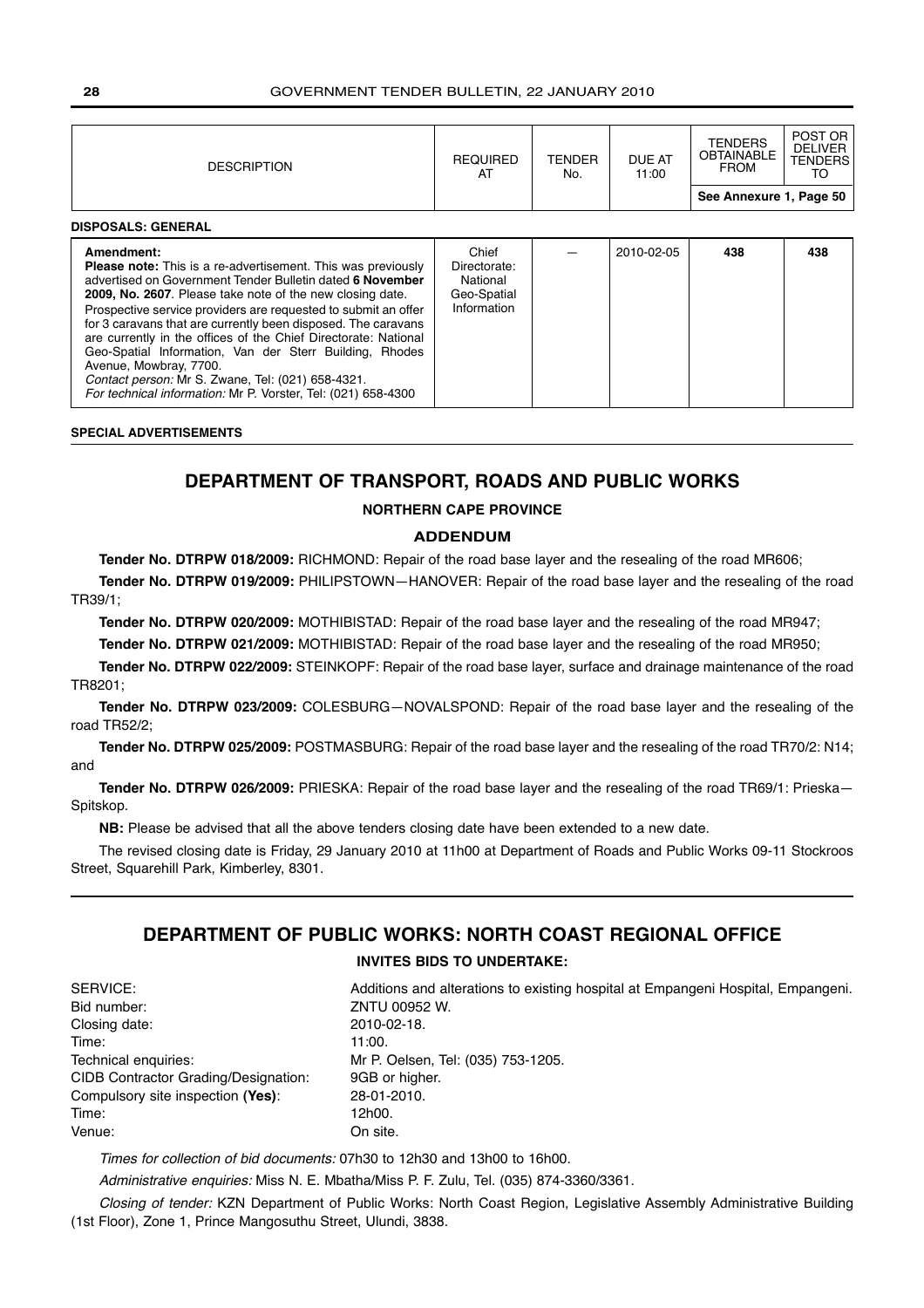| DESCRIPTION | REQUIRED AT | TENDER No. | DUE AT 11:00 | TENDERS OBTAINABLE FROM | POST OR DELIVER TENDERS TO |
|---|---|---|---|---|---|
| | | | | See Annexure 1, Page 50 | |

**DISPOSALS: GENERAL**

| DESCRIPTION | REQUIRED AT | TENDER No. | DUE AT 11:00 | TENDERS OBTAINABLE FROM | POST OR DELIVER TENDERS TO |
|---|---|---|---|---|---|
| **Amendment:** **Please note:** This is a re-advertisement. This was previously advertised on Government Tender Bulletin dated **6 November 2009, No. 2607**. Please take note of the new closing date. Prospective service providers are requested to submit an offer for 3 caravans that are currently been disposed. The caravans are currently in the offices of the Chief Directorate: National Geo-Spatial Information, Van der Sterr Building, Rhodes Avenue, Mowbray, 7700. *Contact person:* Mr S. Zwane, Tel: (021) 658-4321. *For technical information:* Mr P. Vorster, Tel: (021) 658-4300 | Chief Directorate: National Geo-Spatial Information | — | 2010-02-05 | **438** | **438** |

**SPECIAL ADVERTISEMENTS**

## DEPARTMENT OF TRANSPORT, ROADS AND PUBLIC WORKS

**NORTHERN CAPE PROVINCE**

**ADDENDUM**

**Tender No. DTRPW 018/2009:** RICHMOND: Repair of the road base layer and the resealing of the road MR606;

**Tender No. DTRPW 019/2009:** PHILIPSTOWN—HANOVER: Repair of the road base layer and the resealing of the road TR39/1;

**Tender No. DTRPW 020/2009:** MOTHIBISTAD: Repair of the road base layer and the resealing of the road MR947;

**Tender No. DTRPW 021/2009:** MOTHIBISTAD: Repair of the road base layer and the resealing of the road MR950;

**Tender No. DTRPW 022/2009:** STEINKOPF: Repair of the road base layer, surface and drainage maintenance of the road TR8201;

**Tender No. DTRPW 023/2009:** COLESBURG—NOVALSPOND: Repair of the road base layer and the resealing of the road TR52/2;

**Tender No. DTRPW 025/2009:** POSTMASBURG: Repair of the road base layer and the resealing of the road TR70/2: N14; and

**Tender No. DTRPW 026/2009:** PRIESKA: Repair of the road base layer and the resealing of the road TR69/1: Prieska—Spitskop.

**NB:** Please be advised that all the above tenders closing date have been extended to a new date.

The revised closing date is Friday, 29 January 2010 at 11h00 at Department of Roads and Public Works 09-11 Stockroos Street, Squarehill Park, Kimberley, 8301.

## DEPARTMENT OF PUBLIC WORKS: NORTH COAST REGIONAL OFFICE

**INVITES BIDS TO UNDERTAKE:**

SERVICE: Additions and alterations to existing hospital at Empangeni Hospital, Empangeni.
Bid number: ZNTU 00952 W.
Closing date: 2010-02-18.
Time: 11:00.
Technical enquiries: Mr P. Oelsen, Tel: (035) 753-1205.
CIDB Contractor Grading/Designation: 9GB or higher.
Compulsory site inspection (**Yes**): 28-01-2010.
Time: 12h00.
Venue: On site.

*Times for collection of bid documents:* 07h30 to 12h30 and 13h00 to 16h00.

*Administrative enquiries:* Miss N. E. Mbatha/Miss P. F. Zulu, Tel. (035) 874-3360/3361.

*Closing of tender:* KZN Department of Public Works: North Coast Region, Legislative Assembly Administrative Building (1st Floor), Zone 1, Prince Mangosuthu Street, Ulundi, 3838.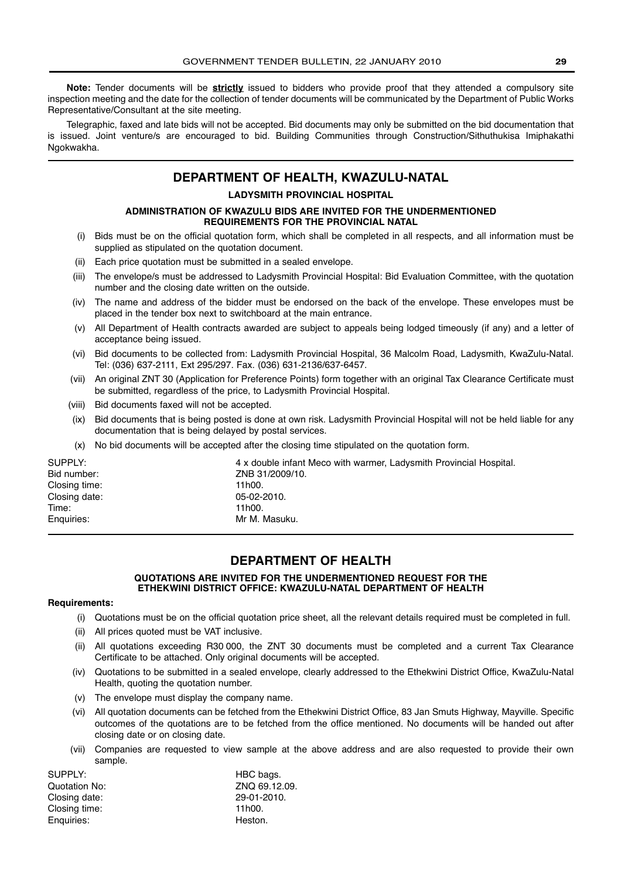**Note:** Tender documents will be **strictly** issued to bidders who provide proof that they attended a compulsory site inspection meeting and the date for the collection of tender documents will be communicated by the Department of Public Works Representative/Consultant at the site meeting.

Telegraphic, faxed and late bids will not be accepted. Bid documents may only be submitted on the bid documentation that is issued. Joint venture/s are encouraged to bid. Building Communities through Construction/Sithuthukisa Imiphakathi Ngokwakha.

## DEPARTMENT OF HEALTH, KWAZULU-NATAL

### LADYSMITH PROVINCIAL HOSPITAL

#### ADMINISTRATION OF KWAZULU BIDS ARE INVITED FOR THE UNDERMENTIONED REQUIREMENTS FOR THE PROVINCIAL NATAL

(i) Bids must be on the official quotation form, which shall be completed in all respects, and all information must be supplied as stipulated on the quotation document.

(ii) Each price quotation must be submitted in a sealed envelope.

(iii) The envelope/s must be addressed to Ladysmith Provincial Hospital: Bid Evaluation Committee, with the quotation number and the closing date written on the outside.

(iv) The name and address of the bidder must be endorsed on the back of the envelope. These envelopes must be placed in the tender box next to switchboard at the main entrance.

(v) All Department of Health contracts awarded are subject to appeals being lodged timeously (if any) and a letter of acceptance being issued.

(vi) Bid documents to be collected from: Ladysmith Provincial Hospital, 36 Malcolm Road, Ladysmith, KwaZulu-Natal. Tel: (036) 637-2111, Ext 295/297. Fax. (036) 631-2136/637-6457.

(vii) An original ZNT 30 (Application for Preference Points) form together with an original Tax Clearance Certificate must be submitted, regardless of the price, to Ladysmith Provincial Hospital.

(viii) Bid documents faxed will not be accepted.

(ix) Bid documents that is being posted is done at own risk. Ladysmith Provincial Hospital will not be held liable for any documentation that is being delayed by postal services.

(x) No bid documents will be accepted after the closing time stipulated on the quotation form.

SUPPLY: 4 x double infant Meco with warmer, Ladysmith Provincial Hospital.
Bid number: ZNB 31/2009/10.
Closing time: 11h00.
Closing date: 05-02-2010.
Time: 11h00.
Enquiries: Mr M. Masuku.

## DEPARTMENT OF HEALTH

#### QUOTATIONS ARE INVITED FOR THE UNDERMENTIONED REQUEST FOR THE ETHEKWINI DISTRICT OFFICE: KWAZULU-NATAL DEPARTMENT OF HEALTH

**Requirements:**

(i) Quotations must be on the official quotation price sheet, all the relevant details required must be completed in full.

(ii) All prices quoted must be VAT inclusive.

(ii) All quotations exceeding R30 000, the ZNT 30 documents must be completed and a current Tax Clearance Certificate to be attached. Only original documents will be accepted.

(iv) Quotations to be submitted in a sealed envelope, clearly addressed to the Ethekwini District Office, KwaZulu-Natal Health, quoting the quotation number.

(v) The envelope must display the company name.

(vi) All quotation documents can be fetched from the Ethekwini District Office, 83 Jan Smuts Highway, Mayville. Specific outcomes of the quotations are to be fetched from the office mentioned. No documents will be handed out after closing date or on closing date.

(vii) Companies are requested to view sample at the above address and are also requested to provide their own sample.

SUPPLY: HBC bags.
Quotation No: ZNQ 69.12.09.
Closing date: 29-01-2010.
Closing time: 11h00.
Enquiries: Heston.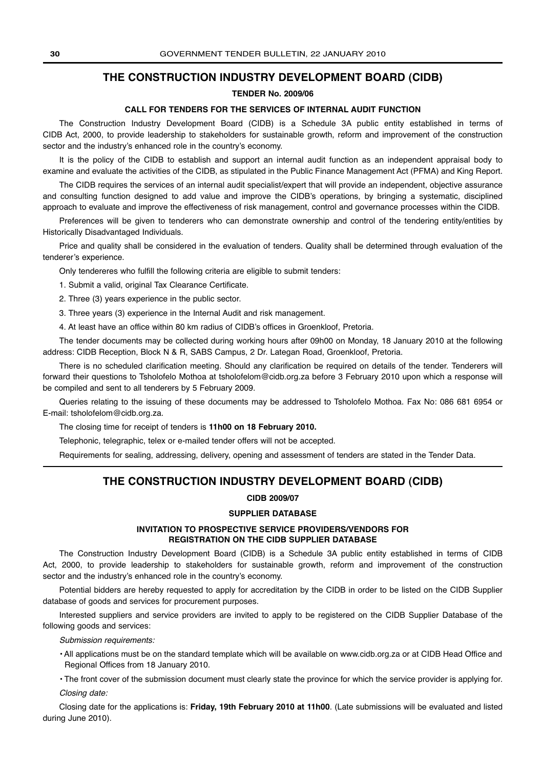## THE CONSTRUCTION INDUSTRY DEVELOPMENT BOARD (CIDB)

**TENDER No. 2009/06**

**CALL FOR TENDERS FOR THE SERVICES OF INTERNAL AUDIT FUNCTION**

The Construction Industry Development Board (CIDB) is a Schedule 3A public entity established in terms of CIDB Act, 2000, to provide leadership to stakeholders for sustainable growth, reform and improvement of the construction sector and the industry's enhanced role in the country's economy.

It is the policy of the CIDB to establish and support an internal audit function as an independent appraisal body to examine and evaluate the activities of the CIDB, as stipulated in the Public Finance Management Act (PFMA) and King Report.

The CIDB requires the services of an internal audit specialist/expert that will provide an independent, objective assurance and consulting function designed to add value and improve the CIDB's operations, by bringing a systematic, disciplined approach to evaluate and improve the effectiveness of risk management, control and governance processes within the CIDB.

Preferences will be given to tenderers who can demonstrate ownership and control of the tendering entity/entities by Historically Disadvantaged Individuals.

Price and quality shall be considered in the evaluation of tenders. Quality shall be determined through evaluation of the tenderer's experience.

Only tendereres who fulfill the following criteria are eligible to submit tenders:

1. Submit a valid, original Tax Clearance Certificate.
2. Three (3) years experience in the public sector.
3. Three years (3) experience in the Internal Audit and risk management.
4. At least have an office within 80 km radius of CIDB's offices in Groenkloof, Pretoria.

The tender documents may be collected during working hours after 09h00 on Monday, 18 January 2010 at the following address: CIDB Reception, Block N & R, SABS Campus, 2 Dr. Lategan Road, Groenkloof, Pretoria.

There is no scheduled clarification meeting. Should any clarification be required on details of the tender. Tenderers will forward their questions to Tsholofelo Mothoa at tsholofelom@cidb.org.za before 3 February 2010 upon which a response will be compiled and sent to all tenderers by 5 February 2009.

Queries relating to the issuing of these documents may be addressed to Tsholofelo Mothoa. Fax No: 086 681 6954 or E-mail: tsholofelom@cidb.org.za.

The closing time for receipt of tenders is **11h00 on 18 February 2010.**

Telephonic, telegraphic, telex or e-mailed tender offers will not be accepted.

Requirements for sealing, addressing, delivery, opening and assessment of tenders are stated in the Tender Data.

---

## THE CONSTRUCTION INDUSTRY DEVELOPMENT BOARD (CIDB)

**CIDB 2009/07**

**SUPPLIER DATABASE**

**INVITATION TO PROSPECTIVE SERVICE PROVIDERS/VENDORS FOR REGISTRATION ON THE CIDB SUPPLIER DATABASE**

The Construction Industry Development Board (CIDB) is a Schedule 3A public entity established in terms of CIDB Act, 2000, to provide leadership to stakeholders for sustainable growth, reform and improvement of the construction sector and the industry's enhanced role in the country's economy.

Potential bidders are hereby requested to apply for accreditation by the CIDB in order to be listed on the CIDB Supplier database of goods and services for procurement purposes.

Interested suppliers and service providers are invited to apply to be registered on the CIDB Supplier Database of the following goods and services:

*Submission requirements:*

- All applications must be on the standard template which will be available on www.cidb.org.za or at CIDB Head Office and Regional Offices from 18 January 2010.
- The front cover of the submission document must clearly state the province for which the service provider is applying for.

*Closing date:*

Closing date for the applications is: **Friday, 19th February 2010 at 11h00**. (Late submissions will be evaluated and listed during June 2010).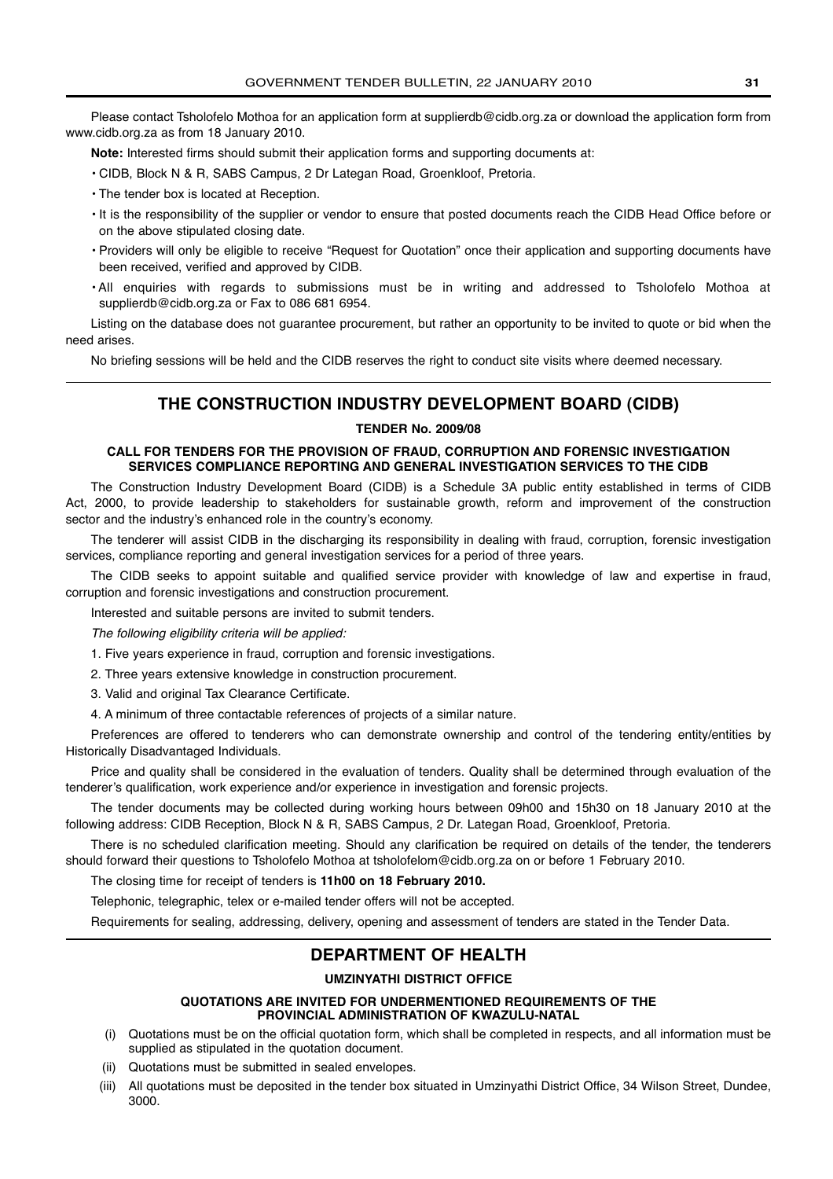Please contact Tsholofelo Mothoa for an application form at supplierdb@cidb.org.za or download the application form from www.cidb.org.za as from 18 January 2010.

**Note:** Interested firms should submit their application forms and supporting documents at:

- CIDB, Block N & R, SABS Campus, 2 Dr Lategan Road, Groenkloof, Pretoria.
- The tender box is located at Reception.
- It is the responsibility of the supplier or vendor to ensure that posted documents reach the CIDB Head Office before or on the above stipulated closing date.
- Providers will only be eligible to receive "Request for Quotation" once their application and supporting documents have been received, verified and approved by CIDB.
- All enquiries with regards to submissions must be in writing and addressed to Tsholofelo Mothoa at supplierdb@cidb.org.za or Fax to 086 681 6954.

Listing on the database does not guarantee procurement, but rather an opportunity to be invited to quote or bid when the need arises.

No briefing sessions will be held and the CIDB reserves the right to conduct site visits where deemed necessary.

---

## THE CONSTRUCTION INDUSTRY DEVELOPMENT BOARD (CIDB)

**TENDER No. 2009/08**

**CALL FOR TENDERS FOR THE PROVISION OF FRAUD, CORRUPTION AND FORENSIC INVESTIGATION SERVICES COMPLIANCE REPORTING AND GENERAL INVESTIGATION SERVICES TO THE CIDB**

The Construction Industry Development Board (CIDB) is a Schedule 3A public entity established in terms of CIDB Act, 2000, to provide leadership to stakeholders for sustainable growth, reform and improvement of the construction sector and the industry's enhanced role in the country's economy.

The tenderer will assist CIDB in the discharging its responsibility in dealing with fraud, corruption, forensic investigation services, compliance reporting and general investigation services for a period of three years.

The CIDB seeks to appoint suitable and qualified service provider with knowledge of law and expertise in fraud, corruption and forensic investigations and construction procurement.

Interested and suitable persons are invited to submit tenders.

*The following eligibility criteria will be applied:*

1. Five years experience in fraud, corruption and forensic investigations.
2. Three years extensive knowledge in construction procurement.
3. Valid and original Tax Clearance Certificate.
4. A minimum of three contactable references of projects of a similar nature.

Preferences are offered to tenderers who can demonstrate ownership and control of the tendering entity/entities by Historically Disadvantaged Individuals.

Price and quality shall be considered in the evaluation of tenders. Quality shall be determined through evaluation of the tenderer's qualification, work experience and/or experience in investigation and forensic projects.

The tender documents may be collected during working hours between 09h00 and 15h30 on 18 January 2010 at the following address: CIDB Reception, Block N & R, SABS Campus, 2 Dr. Lategan Road, Groenkloof, Pretoria.

There is no scheduled clarification meeting. Should any clarification be required on details of the tender, the tenderers should forward their questions to Tsholofelo Mothoa at tsholofelom@cidb.org.za on or before 1 February 2010.

The closing time for receipt of tenders is **11h00 on 18 February 2010.**

Telephonic, telegraphic, telex or e-mailed tender offers will not be accepted.

Requirements for sealing, addressing, delivery, opening and assessment of tenders are stated in the Tender Data.

---

## DEPARTMENT OF HEALTH

**UMZINYATHI DISTRICT OFFICE**

**QUOTATIONS ARE INVITED FOR UNDERMENTIONED REQUIREMENTS OF THE PROVINCIAL ADMINISTRATION OF KWAZULU-NATAL**

(i) Quotations must be on the official quotation form, which shall be completed in respects, and all information must be supplied as stipulated in the quotation document.

(ii) Quotations must be submitted in sealed envelopes.

(iii) All quotations must be deposited in the tender box situated in Umzinyathi District Office, 34 Wilson Street, Dundee, 3000.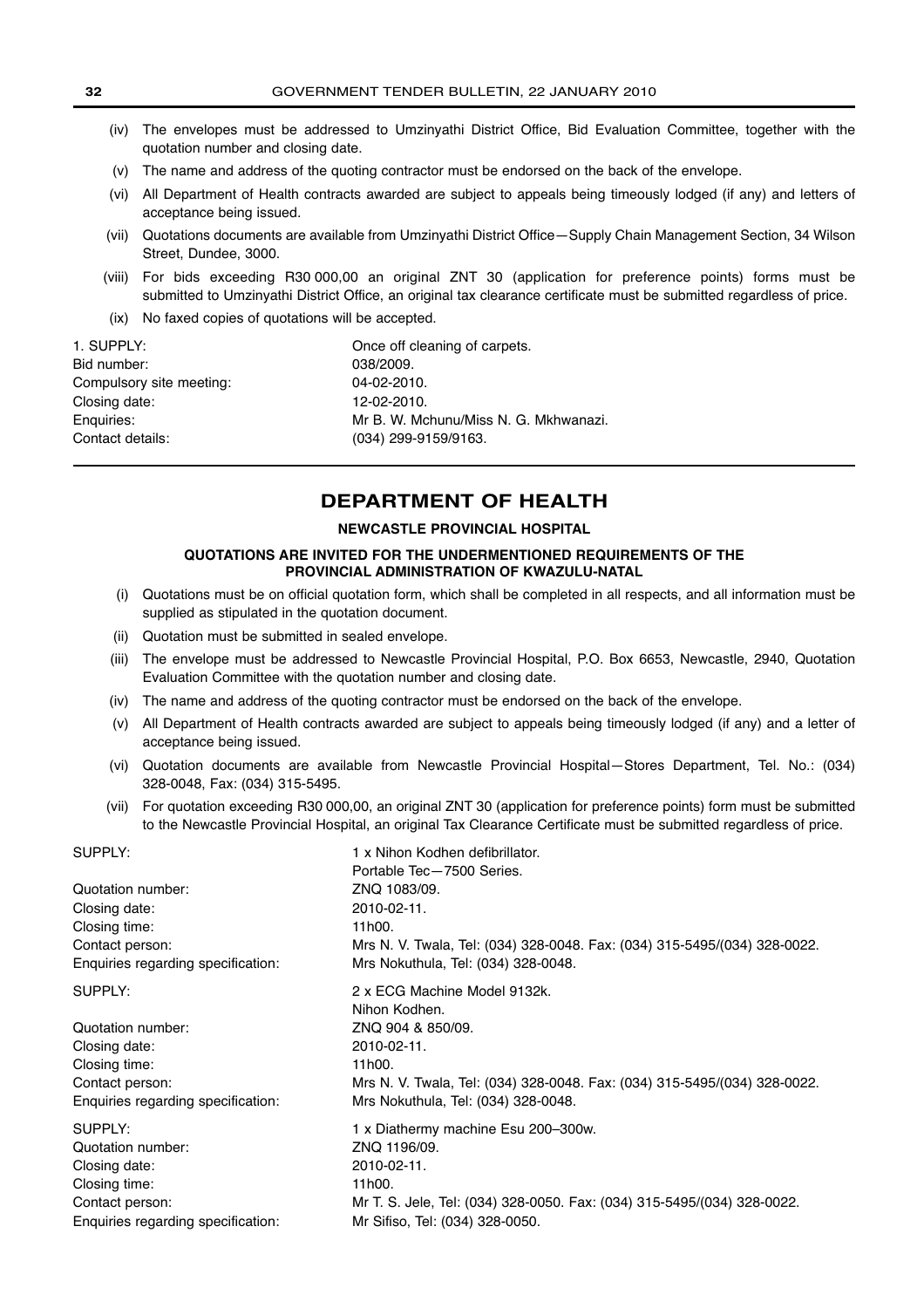(iv) The envelopes must be addressed to Umzinyathi District Office, Bid Evaluation Committee, together with the quotation number and closing date.

(v) The name and address of the quoting contractor must be endorsed on the back of the envelope.

(vi) All Department of Health contracts awarded are subject to appeals being timeously lodged (if any) and letters of acceptance being issued.

(vii) Quotations documents are available from Umzinyathi District Office—Supply Chain Management Section, 34 Wilson Street, Dundee, 3000.

(viii) For bids exceeding R30 000,00 an original ZNT 30 (application for preference points) forms must be submitted to Umzinyathi District Office, an original tax clearance certificate must be submitted regardless of price.

(ix) No faxed copies of quotations will be accepted.

1. SUPPLY: Once off cleaning of carpets.
Bid number: 038/2009.
Compulsory site meeting: 04-02-2010.
Closing date: 12-02-2010.
Enquiries: Mr B. W. Mchunu/Miss N. G. Mkhwanazi.
Contact details: (034) 299-9159/9163.

---

## DEPARTMENT OF HEALTH

### NEWCASTLE PROVINCIAL HOSPITAL

#### QUOTATIONS ARE INVITED FOR THE UNDERMENTIONED REQUIREMENTS OF THE PROVINCIAL ADMINISTRATION OF KWAZULU-NATAL

(i) Quotations must be on official quotation form, which shall be completed in all respects, and all information must be supplied as stipulated in the quotation document.

(ii) Quotation must be submitted in sealed envelope.

(iii) The envelope must be addressed to Newcastle Provincial Hospital, P.O. Box 6653, Newcastle, 2940, Quotation Evaluation Committee with the quotation number and closing date.

(iv) The name and address of the quoting contractor must be endorsed on the back of the envelope.

(v) All Department of Health contracts awarded are subject to appeals being timeously lodged (if any) and a letter of acceptance being issued.

(vi) Quotation documents are available from Newcastle Provincial Hospital—Stores Department, Tel. No.: (034) 328-0048, Fax: (034) 315-5495.

(vii) For quotation exceeding R30 000,00, an original ZNT 30 (application for preference points) form must be submitted to the Newcastle Provincial Hospital, an original Tax Clearance Certificate must be submitted regardless of price.

SUPPLY: 1 x Nihon Kodhen defibrillator.
Portable Tec—7500 Series.
Quotation number: ZNQ 1083/09.
Closing date: 2010-02-11.
Closing time: 11h00.
Contact person: Mrs N. V. Twala, Tel: (034) 328-0048. Fax: (034) 315-5495/(034) 328-0022.
Enquiries regarding specification: Mrs Nokuthula, Tel: (034) 328-0048.

SUPPLY: 2 x ECG Machine Model 9132k.
Nihon Kodhen.
Quotation number: ZNQ 904 & 850/09.
Closing date: 2010-02-11.
Closing time: 11h00.
Contact person: Mrs N. V. Twala, Tel: (034) 328-0048. Fax: (034) 315-5495/(034) 328-0022.
Enquiries regarding specification: Mrs Nokuthula, Tel: (034) 328-0048.

SUPPLY: 1 x Diathermy machine Esu 200–300w.
Quotation number: ZNQ 1196/09.
Closing date: 2010-02-11.
Closing time: 11h00.
Contact person: Mr T. S. Jele, Tel: (034) 328-0050. Fax: (034) 315-5495/(034) 328-0022.
Enquiries regarding specification: Mr Sifiso, Tel: (034) 328-0050.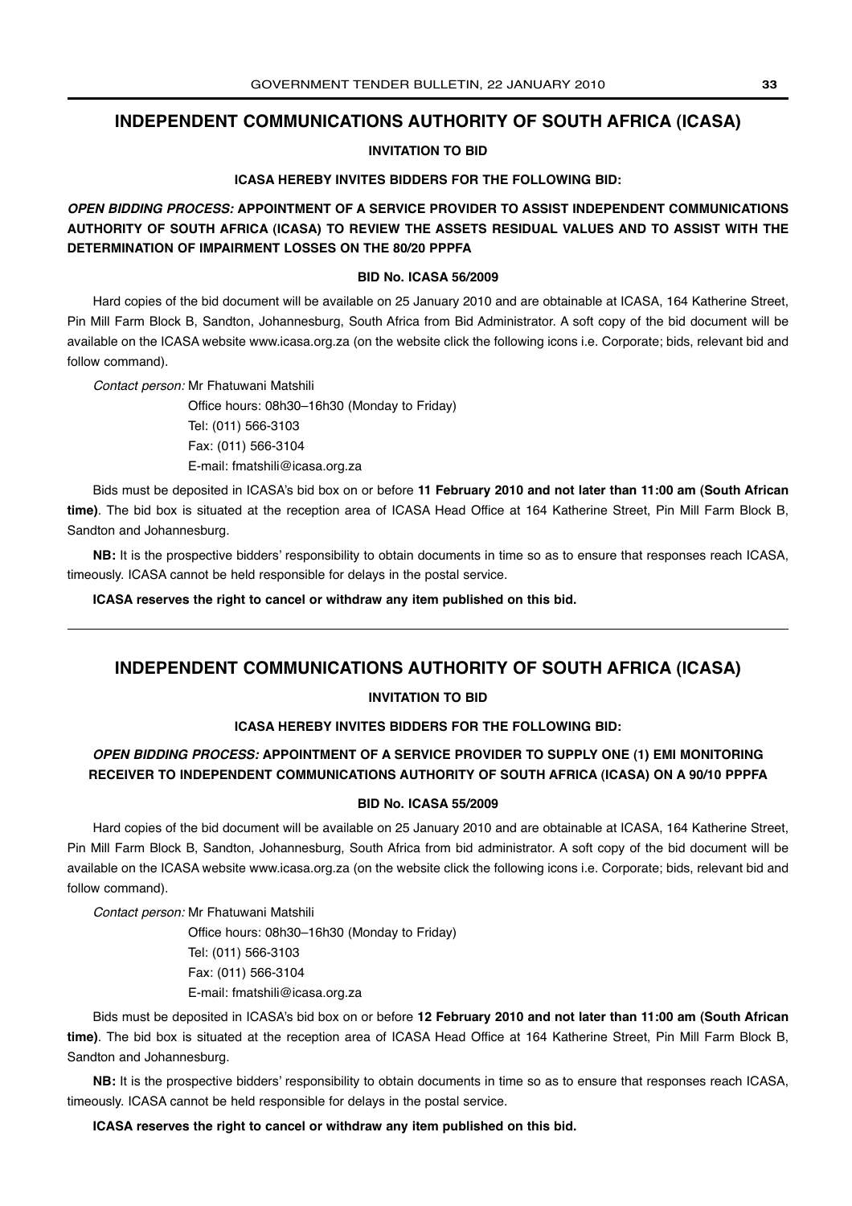## INDEPENDENT COMMUNICATIONS AUTHORITY OF SOUTH AFRICA (ICASA)

**INVITATION TO BID**

**ICASA HEREBY INVITES BIDDERS FOR THE FOLLOWING BID:**

***OPEN BIDDING PROCESS:* APPOINTMENT OF A SERVICE PROVIDER TO ASSIST INDEPENDENT COMMUNICATIONS AUTHORITY OF SOUTH AFRICA (ICASA) TO REVIEW THE ASSETS RESIDUAL VALUES AND TO ASSIST WITH THE DETERMINATION OF IMPAIRMENT LOSSES ON THE 80/20 PPPFA**

**BID No. ICASA 56/2009**

Hard copies of the bid document will be available on 25 January 2010 and are obtainable at ICASA, 164 Katherine Street, Pin Mill Farm Block B, Sandton, Johannesburg, South Africa from Bid Administrator. A soft copy of the bid document will be available on the ICASA website www.icasa.org.za (on the website click the following icons i.e. Corporate; bids, relevant bid and follow command).

*Contact person:* Mr Fhatuwani Matshili

Office hours: 08h30–16h30 (Monday to Friday)
Tel: (011) 566-3103
Fax: (011) 566-3104
E-mail: fmatshili@icasa.org.za

Bids must be deposited in ICASA's bid box on or before **11 February 2010 and not later than 11:00 am (South African time)**. The bid box is situated at the reception area of ICASA Head Office at 164 Katherine Street, Pin Mill Farm Block B, Sandton and Johannesburg.

**NB:** It is the prospective bidders' responsibility to obtain documents in time so as to ensure that responses reach ICASA, timeously. ICASA cannot be held responsible for delays in the postal service.

**ICASA reserves the right to cancel or withdraw any item published on this bid.**

---

## INDEPENDENT COMMUNICATIONS AUTHORITY OF SOUTH AFRICA (ICASA)

**INVITATION TO BID**

**ICASA HEREBY INVITES BIDDERS FOR THE FOLLOWING BID:**

***OPEN BIDDING PROCESS:* APPOINTMENT OF A SERVICE PROVIDER TO SUPPLY ONE (1) EMI MONITORING RECEIVER TO INDEPENDENT COMMUNICATIONS AUTHORITY OF SOUTH AFRICA (ICASA) ON A 90/10 PPPFA**

**BID No. ICASA 55/2009**

Hard copies of the bid document will be available on 25 January 2010 and are obtainable at ICASA, 164 Katherine Street, Pin Mill Farm Block B, Sandton, Johannesburg, South Africa from bid administrator. A soft copy of the bid document will be available on the ICASA website www.icasa.org.za (on the website click the following icons i.e. Corporate; bids, relevant bid and follow command).

*Contact person:* Mr Fhatuwani Matshili

Office hours: 08h30–16h30 (Monday to Friday)
Tel: (011) 566-3103
Fax: (011) 566-3104
E-mail: fmatshili@icasa.org.za

Bids must be deposited in ICASA's bid box on or before **12 February 2010 and not later than 11:00 am (South African time)**. The bid box is situated at the reception area of ICASA Head Office at 164 Katherine Street, Pin Mill Farm Block B, Sandton and Johannesburg.

**NB:** It is the prospective bidders' responsibility to obtain documents in time so as to ensure that responses reach ICASA, timeously. ICASA cannot be held responsible for delays in the postal service.

**ICASA reserves the right to cancel or withdraw any item published on this bid.**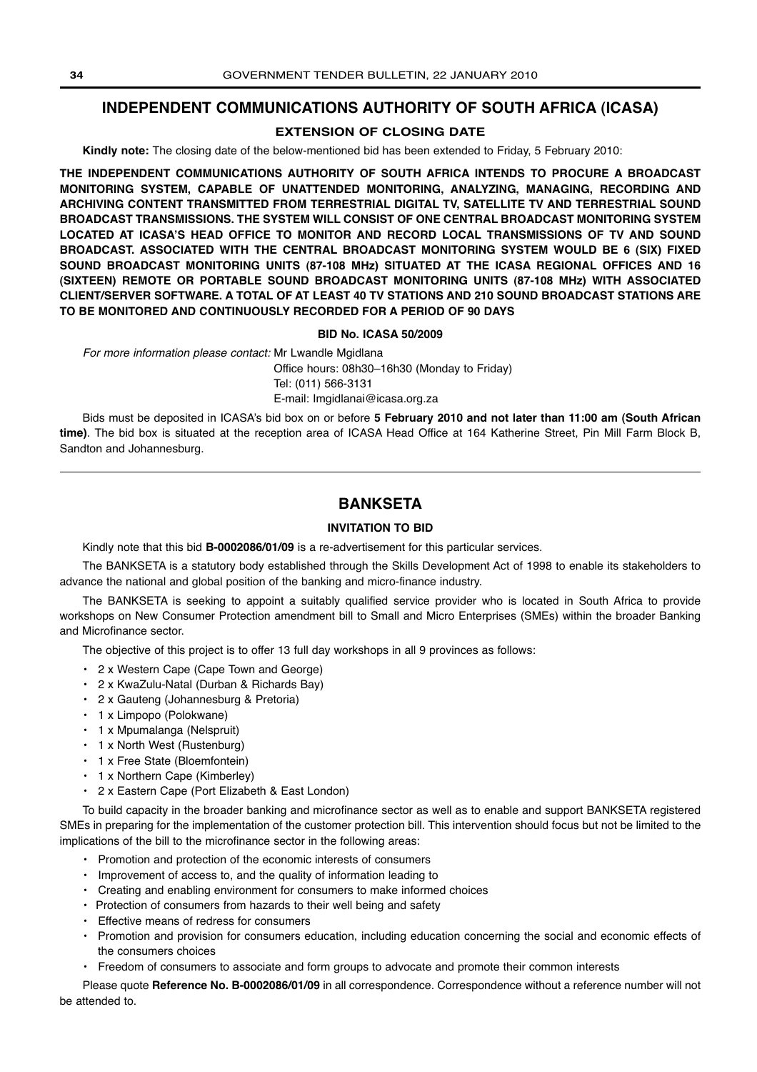## INDEPENDENT COMMUNICATIONS AUTHORITY OF SOUTH AFRICA (ICASA)

### EXTENSION OF CLOSING DATE

**Kindly note:** The closing date of the below-mentioned bid has been extended to Friday, 5 February 2010:

**THE INDEPENDENT COMMUNICATIONS AUTHORITY OF SOUTH AFRICA INTENDS TO PROCURE A BROADCAST MONITORING SYSTEM, CAPABLE OF UNATTENDED MONITORING, ANALYZING, MANAGING, RECORDING AND ARCHIVING CONTENT TRANSMITTED FROM TERRESTRIAL DIGITAL TV, SATELLITE TV AND TERRESTRIAL SOUND BROADCAST TRANSMISSIONS. THE SYSTEM WILL CONSIST OF ONE CENTRAL BROADCAST MONITORING SYSTEM LOCATED AT ICASA'S HEAD OFFICE TO MONITOR AND RECORD LOCAL TRANSMISSIONS OF TV AND SOUND BROADCAST. ASSOCIATED WITH THE CENTRAL BROADCAST MONITORING SYSTEM WOULD BE 6 (SIX) FIXED SOUND BROADCAST MONITORING UNITS (87-108 MHz) SITUATED AT THE ICASA REGIONAL OFFICES AND 16 (SIXTEEN) REMOTE OR PORTABLE SOUND BROADCAST MONITORING UNITS (87-108 MHz) WITH ASSOCIATED CLIENT/SERVER SOFTWARE. A TOTAL OF AT LEAST 40 TV STATIONS AND 210 SOUND BROADCAST STATIONS ARE TO BE MONITORED AND CONTINUOUSLY RECORDED FOR A PERIOD OF 90 DAYS**

**BID No. ICASA 50/2009**

*For more information please contact:* Mr Lwandle Mgidlana
Office hours: 08h30–16h30 (Monday to Friday)
Tel: (011) 566-3131
E-mail: lmgidlanai@icasa.org.za

Bids must be deposited in ICASA's bid box on or before **5 February 2010 and not later than 11:00 am (South African time)**. The bid box is situated at the reception area of ICASA Head Office at 164 Katherine Street, Pin Mill Farm Block B, Sandton and Johannesburg.

---

## BANKSETA

### INVITATION TO BID

Kindly note that this bid **B-0002086/01/09** is a re-advertisement for this particular services.

The BANKSETA is a statutory body established through the Skills Development Act of 1998 to enable its stakeholders to advance the national and global position of the banking and micro-finance industry.

The BANKSETA is seeking to appoint a suitably qualified service provider who is located in South Africa to provide workshops on New Consumer Protection amendment bill to Small and Micro Enterprises (SMEs) within the broader Banking and Microfinance sector.

The objective of this project is to offer 13 full day workshops in all 9 provinces as follows:

- 2 x Western Cape (Cape Town and George)
- 2 x KwaZulu-Natal (Durban & Richards Bay)
- 2 x Gauteng (Johannesburg & Pretoria)
- 1 x Limpopo (Polokwane)
- 1 x Mpumalanga (Nelspruit)
- 1 x North West (Rustenburg)
- 1 x Free State (Bloemfontein)
- 1 x Northern Cape (Kimberley)
- 2 x Eastern Cape (Port Elizabeth & East London)

To build capacity in the broader banking and microfinance sector as well as to enable and support BANKSETA registered SMEs in preparing for the implementation of the customer protection bill. This intervention should focus but not be limited to the implications of the bill to the microfinance sector in the following areas:

- Promotion and protection of the economic interests of consumers
- Improvement of access to, and the quality of information leading to
- Creating and enabling environment for consumers to make informed choices
- Protection of consumers from hazards to their well being and safety
- Effective means of redress for consumers
- Promotion and provision for consumers education, including education concerning the social and economic effects of the consumers choices
- Freedom of consumers to associate and form groups to advocate and promote their common interests

Please quote **Reference No. B-0002086/01/09** in all correspondence. Correspondence without a reference number will not be attended to.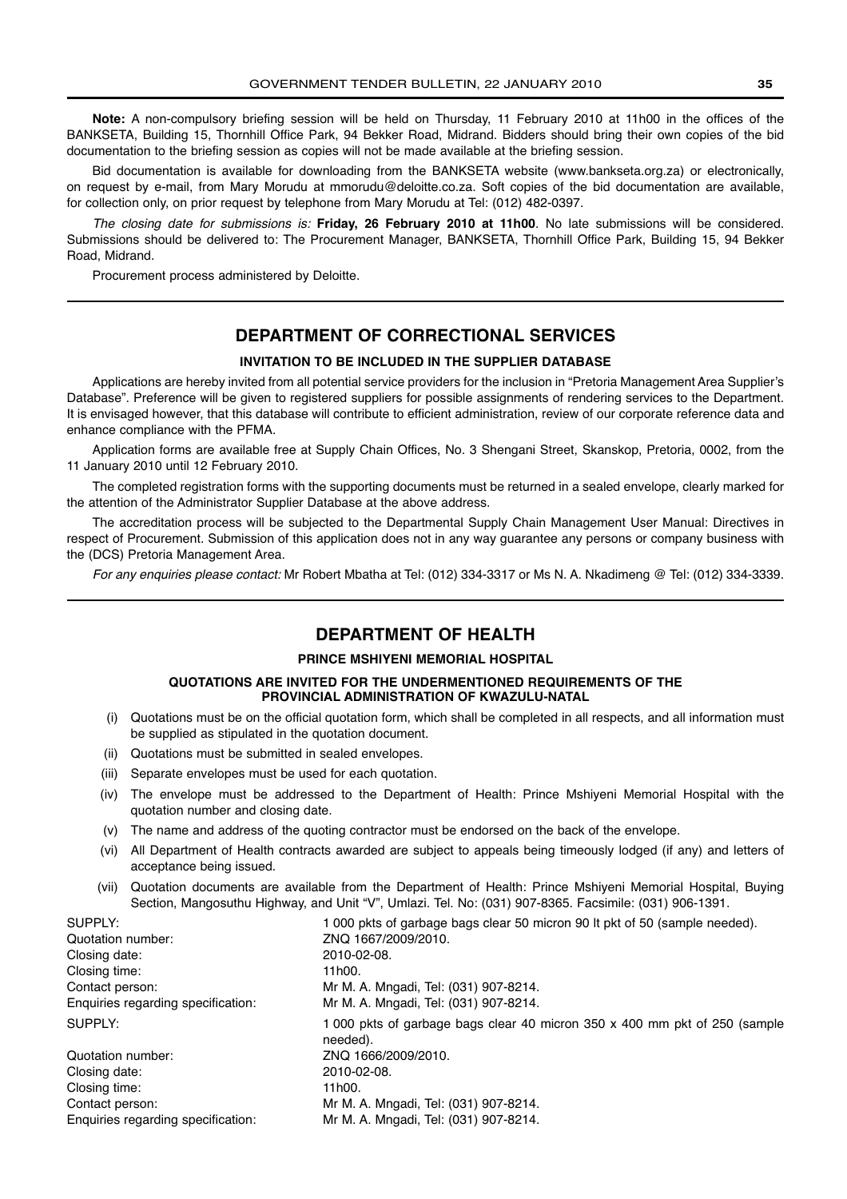**Note:** A non-compulsory briefing session will be held on Thursday, 11 February 2010 at 11h00 in the offices of the BANKSETA, Building 15, Thornhill Office Park, 94 Bekker Road, Midrand. Bidders should bring their own copies of the bid documentation to the briefing session as copies will not be made available at the briefing session.

Bid documentation is available for downloading from the BANKSETA website (www.bankseta.org.za) or electronically, on request by e-mail, from Mary Morudu at mmorudu@deloitte.co.za. Soft copies of the bid documentation are available, for collection only, on prior request by telephone from Mary Morudu at Tel: (012) 482-0397.

*The closing date for submissions is:* **Friday, 26 February 2010 at 11h00**. No late submissions will be considered. Submissions should be delivered to: The Procurement Manager, BANKSETA, Thornhill Office Park, Building 15, 94 Bekker Road, Midrand.

Procurement process administered by Deloitte.

---

## DEPARTMENT OF CORRECTIONAL SERVICES

### INVITATION TO BE INCLUDED IN THE SUPPLIER DATABASE

Applications are hereby invited from all potential service providers for the inclusion in "Pretoria Management Area Supplier's Database". Preference will be given to registered suppliers for possible assignments of rendering services to the Department. It is envisaged however, that this database will contribute to efficient administration, review of our corporate reference data and enhance compliance with the PFMA.

Application forms are available free at Supply Chain Offices, No. 3 Shengani Street, Skanskop, Pretoria, 0002, from the 11 January 2010 until 12 February 2010.

The completed registration forms with the supporting documents must be returned in a sealed envelope, clearly marked for the attention of the Administrator Supplier Database at the above address.

The accreditation process will be subjected to the Departmental Supply Chain Management User Manual: Directives in respect of Procurement. Submission of this application does not in any way guarantee any persons or company business with the (DCS) Pretoria Management Area.

*For any enquiries please contact:* Mr Robert Mbatha at Tel: (012) 334-3317 or Ms N. A. Nkadimeng @ Tel: (012) 334-3339.

---

## DEPARTMENT OF HEALTH

### PRINCE MSHIYENI MEMORIAL HOSPITAL

#### QUOTATIONS ARE INVITED FOR THE UNDERMENTIONED REQUIREMENTS OF THE PROVINCIAL ADMINISTRATION OF KWAZULU-NATAL

(i) Quotations must be on the official quotation form, which shall be completed in all respects, and all information must be supplied as stipulated in the quotation document.

(ii) Quotations must be submitted in sealed envelopes.

(iii) Separate envelopes must be used for each quotation.

(iv) The envelope must be addressed to the Department of Health: Prince Mshiyeni Memorial Hospital with the quotation number and closing date.

(v) The name and address of the quoting contractor must be endorsed on the back of the envelope.

(vi) All Department of Health contracts awarded are subject to appeals being timeously lodged (if any) and letters of acceptance being issued.

(vii) Quotation documents are available from the Department of Health: Prince Mshiyeni Memorial Hospital, Buying Section, Mangosuthu Highway, and Unit "V", Umlazi. Tel. No: (031) 907-8365. Facsimile: (031) 906-1391.

SUPPLY: 1 000 pkts of garbage bags clear 50 micron 90 lt pkt of 50 (sample needed).
Quotation number: ZNQ 1667/2009/2010.
Closing date: 2010-02-08.
Closing time: 11h00.
Contact person: Mr M. A. Mngadi, Tel: (031) 907-8214.
Enquiries regarding specification: Mr M. A. Mngadi, Tel: (031) 907-8214.

SUPPLY: 1 000 pkts of garbage bags clear 40 micron 350 x 400 mm pkt of 250 (sample needed).
Quotation number: ZNQ 1666/2009/2010.
Closing date: 2010-02-08.
Closing time: 11h00.
Contact person: Mr M. A. Mngadi, Tel: (031) 907-8214.
Enquiries regarding specification: Mr M. A. Mngadi, Tel: (031) 907-8214.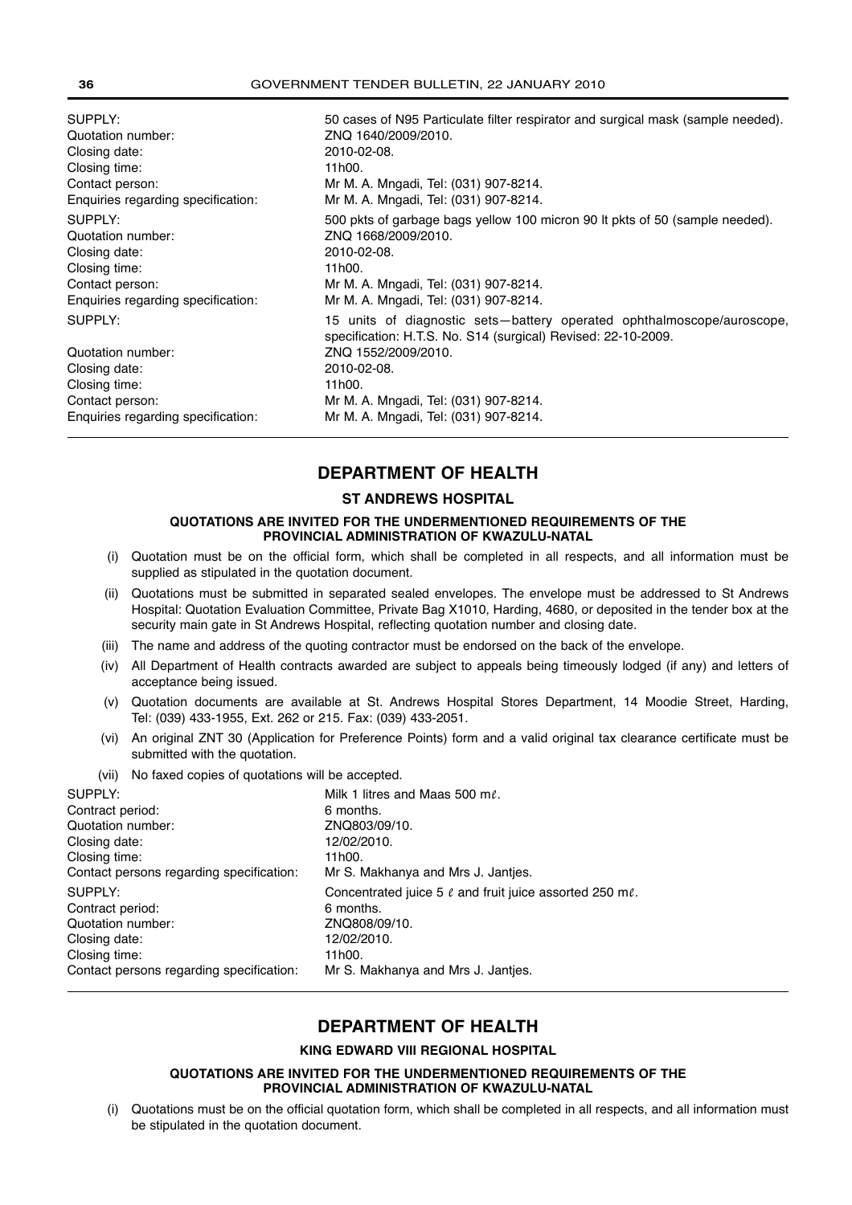| | |
|---|---|
| SUPPLY: | 50 cases of N95 Particulate filter respirator and surgical mask (sample needed). |
| Quotation number: | ZNQ 1640/2009/2010. |
| Closing date: | 2010-02-08. |
| Closing time: | 11h00. |
| Contact person: | Mr M. A. Mngadi, Tel: (031) 907-8214. |
| Enquiries regarding specification: | Mr M. A. Mngadi, Tel: (031) 907-8214. |

| | |
|---|---|
| SUPPLY: | 500 pkts of garbage bags yellow 100 micron 90 lt pkts of 50 (sample needed). |
| Quotation number: | ZNQ 1668/2009/2010. |
| Closing date: | 2010-02-08. |
| Closing time: | 11h00. |
| Contact person: | Mr M. A. Mngadi, Tel: (031) 907-8214. |
| Enquiries regarding specification: | Mr M. A. Mngadi, Tel: (031) 907-8214. |

| | |
|---|---|
| SUPPLY: | 15 units of diagnostic sets—battery operated ophthalmoscope/auroscope, specification: H.T.S. No. S14 (surgical) Revised: 22-10-2009. |
| Quotation number: | ZNQ 1552/2009/2010. |
| Closing date: | 2010-02-08. |
| Closing time: | 11h00. |
| Contact person: | Mr M. A. Mngadi, Tel: (031) 907-8214. |
| Enquiries regarding specification: | Mr M. A. Mngadi, Tel: (031) 907-8214. |

## DEPARTMENT OF HEALTH

### ST ANDREWS HOSPITAL

**QUOTATIONS ARE INVITED FOR THE UNDERMENTIONED REQUIREMENTS OF THE PROVINCIAL ADMINISTRATION OF KWAZULU-NATAL**

(i) Quotation must be on the official form, which shall be completed in all respects, and all information must be supplied as stipulated in the quotation document.

(ii) Quotations must be submitted in separated sealed envelopes. The envelope must be addressed to St Andrews Hospital: Quotation Evaluation Committee, Private Bag X1010, Harding, 4680, or deposited in the tender box at the security main gate in St Andrews Hospital, reflecting quotation number and closing date.

(iii) The name and address of the quoting contractor must be endorsed on the back of the envelope.

(iv) All Department of Health contracts awarded are subject to appeals being timeously lodged (if any) and letters of acceptance being issued.

(v) Quotation documents are available at St. Andrews Hospital Stores Department, 14 Moodie Street, Harding, Tel: (039) 433-1955, Ext. 262 or 215. Fax: (039) 433-2051.

(vi) An original ZNT 30 (Application for Preference Points) form and a valid original tax clearance certificate must be submitted with the quotation.

(vii) No faxed copies of quotations will be accepted.

| | |
|---|---|
| SUPPLY: | Milk 1 litres and Maas 500 mℓ. |
| Contract period: | 6 months. |
| Quotation number: | ZNQ803/09/10. |
| Closing date: | 12/02/2010. |
| Closing time: | 11h00. |
| Contact persons regarding specification: | Mr S. Makhanya and Mrs J. Jantjes. |

| | |
|---|---|
| SUPPLY: | Concentrated juice 5 ℓ and fruit juice assorted 250 mℓ. |
| Contract period: | 6 months. |
| Quotation number: | ZNQ808/09/10. |
| Closing date: | 12/02/2010. |
| Closing time: | 11h00. |
| Contact persons regarding specification: | Mr S. Makhanya and Mrs J. Jantjes. |

## DEPARTMENT OF HEALTH

### KING EDWARD VIII REGIONAL HOSPITAL

**QUOTATIONS ARE INVITED FOR THE UNDERMENTIONED REQUIREMENTS OF THE PROVINCIAL ADMINISTRATION OF KWAZULU-NATAL**

(i) Quotations must be on the official quotation form, which shall be completed in all respects, and all information must be stipulated in the quotation document.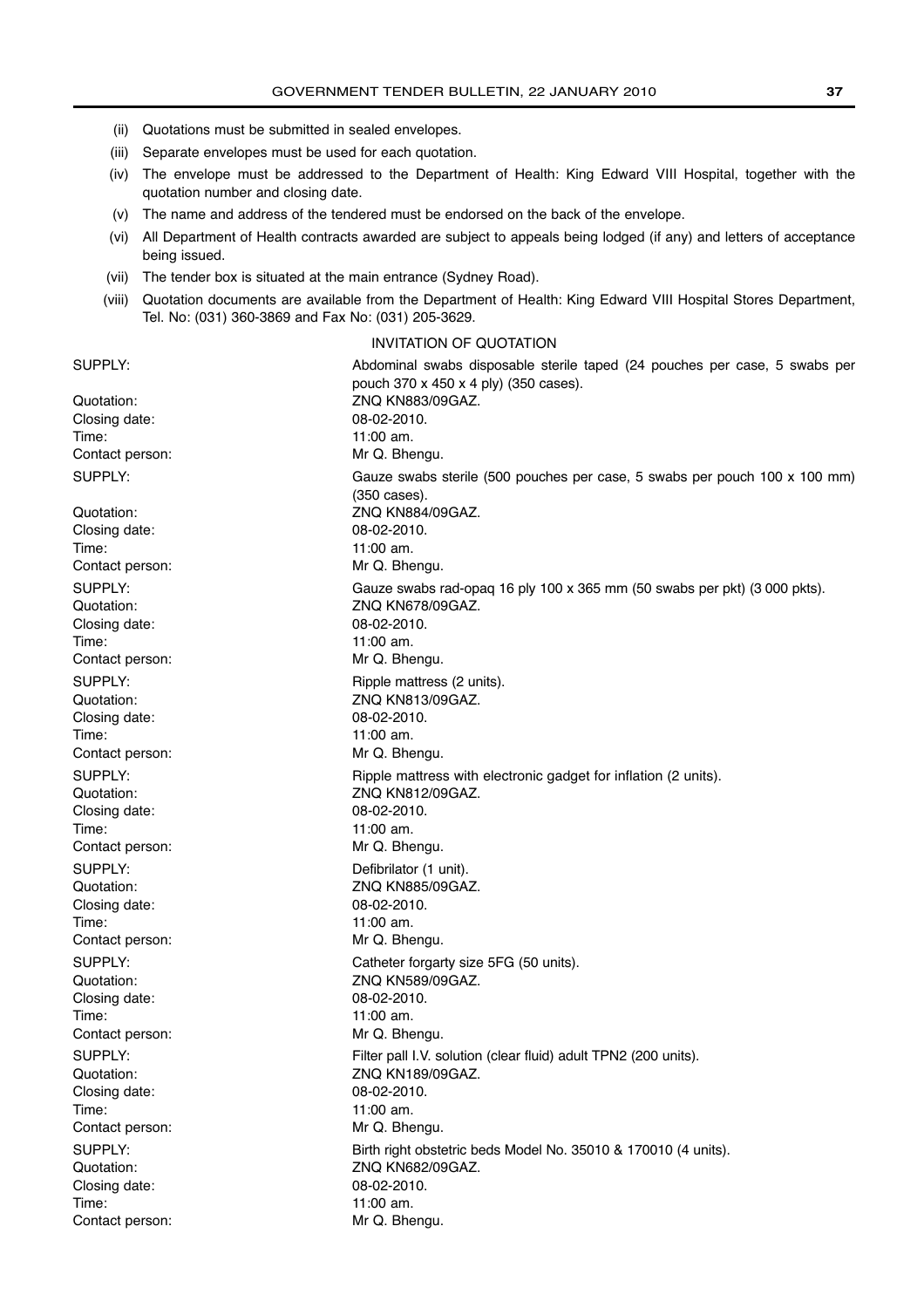(ii) Quotations must be submitted in sealed envelopes.

(iii) Separate envelopes must be used for each quotation.

(iv) The envelope must be addressed to the Department of Health: King Edward VIII Hospital, together with the quotation number and closing date.

(v) The name and address of the tendered must be endorsed on the back of the envelope.

(vi) All Department of Health contracts awarded are subject to appeals being lodged (if any) and letters of acceptance being issued.

(vii) The tender box is situated at the main entrance (Sydney Road).

(viii) Quotation documents are available from the Department of Health: King Edward VIII Hospital Stores Department, Tel. No: (031) 360-3869 and Fax No: (031) 205-3629.

INVITATION OF QUOTATION

SUPPLY: Abdominal swabs disposable sterile taped (24 pouches per case, 5 swabs per pouch 370 x 450 x 4 ply) (350 cases).
Quotation: ZNQ KN883/09GAZ.
Closing date: 08-02-2010.
Time: 11:00 am.
Contact person: Mr Q. Bhengu.

SUPPLY: Gauze swabs sterile (500 pouches per case, 5 swabs per pouch 100 x 100 mm) (350 cases).
Quotation: ZNQ KN884/09GAZ.
Closing date: 08-02-2010.
Time: 11:00 am.
Contact person: Mr Q. Bhengu.

SUPPLY: Gauze swabs rad-opaq 16 ply 100 x 365 mm (50 swabs per pkt) (3 000 pkts).
Quotation: ZNQ KN678/09GAZ.
Closing date: 08-02-2010.
Time: 11:00 am.
Contact person: Mr Q. Bhengu.

SUPPLY: Ripple mattress (2 units).
Quotation: ZNQ KN813/09GAZ.
Closing date: 08-02-2010.
Time: 11:00 am.
Contact person: Mr Q. Bhengu.

SUPPLY: Ripple mattress with electronic gadget for inflation (2 units).
Quotation: ZNQ KN812/09GAZ.
Closing date: 08-02-2010.
Time: 11:00 am.
Contact person: Mr Q. Bhengu.

SUPPLY: Defibrilator (1 unit).
Quotation: ZNQ KN885/09GAZ.
Closing date: 08-02-2010.
Time: 11:00 am.
Contact person: Mr Q. Bhengu.

SUPPLY: Catheter forgarty size 5FG (50 units).
Quotation: ZNQ KN589/09GAZ.
Closing date: 08-02-2010.
Time: 11:00 am.
Contact person: Mr Q. Bhengu.

SUPPLY: Filter pall I.V. solution (clear fluid) adult TPN2 (200 units).
Quotation: ZNQ KN189/09GAZ.
Closing date: 08-02-2010.
Time: 11:00 am.
Contact person: Mr Q. Bhengu.

SUPPLY: Birth right obstetric beds Model No. 35010 & 170010 (4 units).
Quotation: ZNQ KN682/09GAZ.
Closing date: 08-02-2010.
Time: 11:00 am.
Contact person: Mr Q. Bhengu.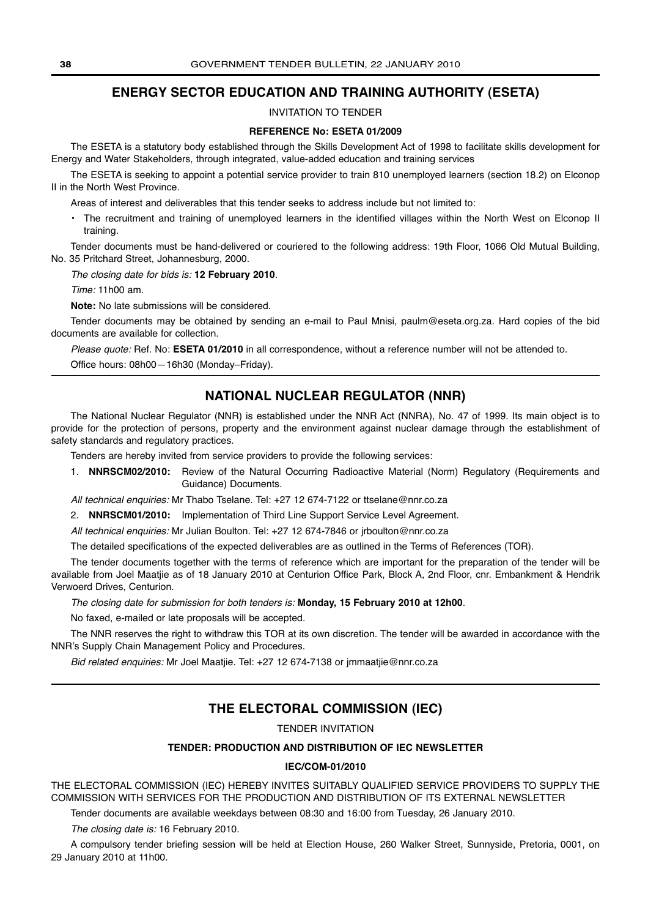## ENERGY SECTOR EDUCATION AND TRAINING AUTHORITY (ESETA)

INVITATION TO TENDER

**REFERENCE No: ESETA 01/2009**

The ESETA is a statutory body established through the Skills Development Act of 1998 to facilitate skills development for Energy and Water Stakeholders, through integrated, value-added education and training services

The ESETA is seeking to appoint a potential service provider to train 810 unemployed learners (section 18.2) on Elconop II in the North West Province.

Areas of interest and deliverables that this tender seeks to address include but not limited to:

- The recruitment and training of unemployed learners in the identified villages within the North West on Elconop II training.

Tender documents must be hand-delivered or couriered to the following address: 19th Floor, 1066 Old Mutual Building, No. 35 Pritchard Street, Johannesburg, 2000.

*The closing date for bids is:* **12 February 2010**.

*Time:* 11h00 am.

**Note:** No late submissions will be considered.

Tender documents may be obtained by sending an e-mail to Paul Mnisi, paulm@eseta.org.za. Hard copies of the bid documents are available for collection.

*Please quote:* Ref. No: **ESETA 01/2010** in all correspondence, without a reference number will not be attended to.

Office hours: 08h00—16h30 (Monday–Friday).

## NATIONAL NUCLEAR REGULATOR (NNR)

The National Nuclear Regulator (NNR) is established under the NNR Act (NNRA), No. 47 of 1999. Its main object is to provide for the protection of persons, property and the environment against nuclear damage through the establishment of safety standards and regulatory practices.

Tenders are hereby invited from service providers to provide the following services:

1. **NNRSCM02/2010:** Review of the Natural Occurring Radioactive Material (Norm) Regulatory (Requirements and Guidance) Documents.

*All technical enquiries:* Mr Thabo Tselane. Tel: +27 12 674-7122 or ttselane@nnr.co.za

2. **NNRSCM01/2010:** Implementation of Third Line Support Service Level Agreement.

*All technical enquiries:* Mr Julian Boulton. Tel: +27 12 674-7846 or jrboulton@nnr.co.za

The detailed specifications of the expected deliverables are as outlined in the Terms of References (TOR).

The tender documents together with the terms of reference which are important for the preparation of the tender will be available from Joel Maatjie as of 18 January 2010 at Centurion Office Park, Block A, 2nd Floor, cnr. Embankment & Hendrik Verwoerd Drives, Centurion.

*The closing date for submission for both tenders is:* **Monday, 15 February 2010 at 12h00**.

No faxed, e-mailed or late proposals will be accepted.

The NNR reserves the right to withdraw this TOR at its own discretion. The tender will be awarded in accordance with the NNR's Supply Chain Management Policy and Procedures.

*Bid related enquiries:* Mr Joel Maatjie. Tel: +27 12 674-7138 or jmmaatjie@nnr.co.za

## THE ELECTORAL COMMISSION (IEC)

TENDER INVITATION

**TENDER: PRODUCTION AND DISTRIBUTION OF IEC NEWSLETTER**

**IEC/COM-01/2010**

THE ELECTORAL COMMISSION (IEC) HEREBY INVITES SUITABLY QUALIFIED SERVICE PROVIDERS TO SUPPLY THE COMMISSION WITH SERVICES FOR THE PRODUCTION AND DISTRIBUTION OF ITS EXTERNAL NEWSLETTER

Tender documents are available weekdays between 08:30 and 16:00 from Tuesday, 26 January 2010.

*The closing date is:* 16 February 2010.

A compulsory tender briefing session will be held at Election House, 260 Walker Street, Sunnyside, Pretoria, 0001, on 29 January 2010 at 11h00.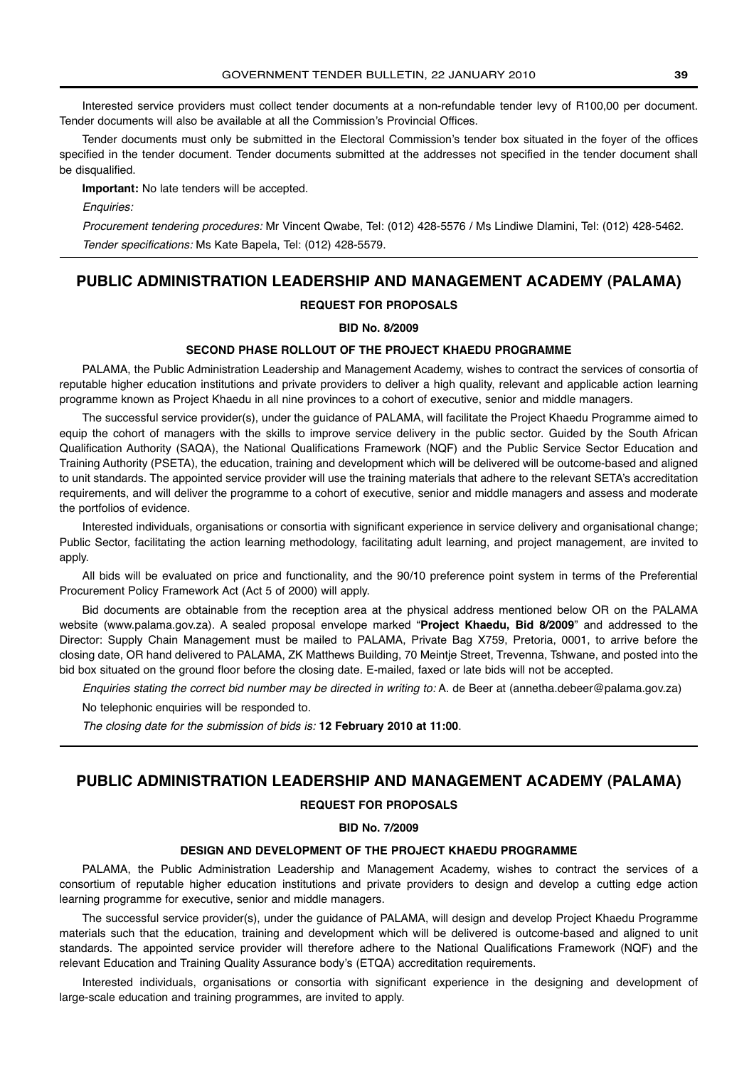Interested service providers must collect tender documents at a non-refundable tender levy of R100,00 per document. Tender documents will also be available at all the Commission's Provincial Offices.

Tender documents must only be submitted in the Electoral Commission's tender box situated in the foyer of the offices specified in the tender document. Tender documents submitted at the addresses not specified in the tender document shall be disqualified.

**Important:** No late tenders will be accepted.

*Enquiries:*

*Procurement tendering procedures:* Mr Vincent Qwabe, Tel: (012) 428-5576 / Ms Lindiwe Dlamini, Tel: (012) 428-5462.

*Tender specifications:* Ms Kate Bapela, Tel: (012) 428-5579.

---

## PUBLIC ADMINISTRATION LEADERSHIP AND MANAGEMENT ACADEMY (PALAMA)

### REQUEST FOR PROPOSALS

**BID No. 8/2009**

**SECOND PHASE ROLLOUT OF THE PROJECT KHAEDU PROGRAMME**

PALAMA, the Public Administration Leadership and Management Academy, wishes to contract the services of consortia of reputable higher education institutions and private providers to deliver a high quality, relevant and applicable action learning programme known as Project Khaedu in all nine provinces to a cohort of executive, senior and middle managers.

The successful service provider(s), under the guidance of PALAMA, will facilitate the Project Khaedu Programme aimed to equip the cohort of managers with the skills to improve service delivery in the public sector. Guided by the South African Qualification Authority (SAQA), the National Qualifications Framework (NQF) and the Public Service Sector Education and Training Authority (PSETA), the education, training and development which will be delivered will be outcome-based and aligned to unit standards. The appointed service provider will use the training materials that adhere to the relevant SETA's accreditation requirements, and will deliver the programme to a cohort of executive, senior and middle managers and assess and moderate the portfolios of evidence.

Interested individuals, organisations or consortia with significant experience in service delivery and organisational change; Public Sector, facilitating the action learning methodology, facilitating adult learning, and project management, are invited to apply.

All bids will be evaluated on price and functionality, and the 90/10 preference point system in terms of the Preferential Procurement Policy Framework Act (Act 5 of 2000) will apply.

Bid documents are obtainable from the reception area at the physical address mentioned below OR on the PALAMA website (www.palama.gov.za). A sealed proposal envelope marked "**Project Khaedu, Bid 8/2009**" and addressed to the Director: Supply Chain Management must be mailed to PALAMA, Private Bag X759, Pretoria, 0001, to arrive before the closing date, OR hand delivered to PALAMA, ZK Matthews Building, 70 Meintje Street, Trevenna, Tshwane, and posted into the bid box situated on the ground floor before the closing date. E-mailed, faxed or late bids will not be accepted.

*Enquiries stating the correct bid number may be directed in writing to:* A. de Beer at (annetha.debeer@palama.gov.za)

No telephonic enquiries will be responded to.

*The closing date for the submission of bids is:* **12 February 2010 at 11:00**.

---

## PUBLIC ADMINISTRATION LEADERSHIP AND MANAGEMENT ACADEMY (PALAMA)

### REQUEST FOR PROPOSALS

**BID No. 7/2009**

**DESIGN AND DEVELOPMENT OF THE PROJECT KHAEDU PROGRAMME**

PALAMA, the Public Administration Leadership and Management Academy, wishes to contract the services of a consortium of reputable higher education institutions and private providers to design and develop a cutting edge action learning programme for executive, senior and middle managers.

The successful service provider(s), under the guidance of PALAMA, will design and develop Project Khaedu Programme materials such that the education, training and development which will be delivered is outcome-based and aligned to unit standards. The appointed service provider will therefore adhere to the National Qualifications Framework (NQF) and the relevant Education and Training Quality Assurance body's (ETQA) accreditation requirements.

Interested individuals, organisations or consortia with significant experience in the designing and development of large-scale education and training programmes, are invited to apply.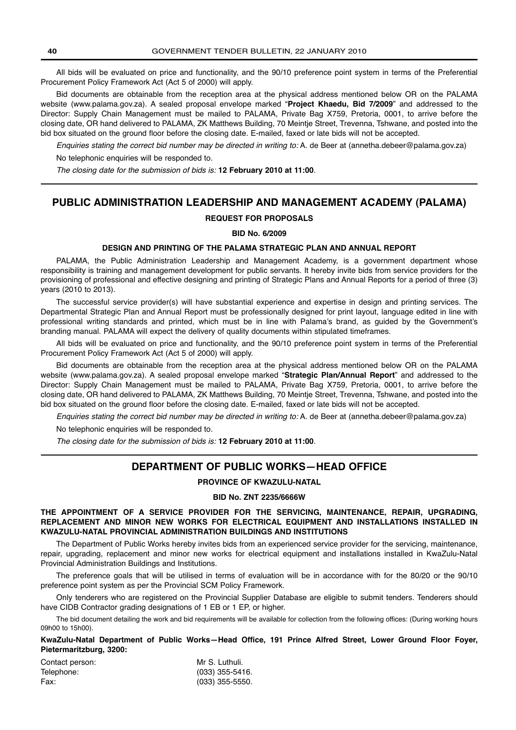All bids will be evaluated on price and functionality, and the 90/10 preference point system in terms of the Preferential Procurement Policy Framework Act (Act 5 of 2000) will apply.

Bid documents are obtainable from the reception area at the physical address mentioned below OR on the PALAMA website (www.palama.gov.za). A sealed proposal envelope marked "**Project Khaedu, Bid 7/2009**" and addressed to the Director: Supply Chain Management must be mailed to PALAMA, Private Bag X759, Pretoria, 0001, to arrive before the closing date, OR hand delivered to PALAMA, ZK Matthews Building, 70 Meintje Street, Trevenna, Tshwane, and posted into the bid box situated on the ground floor before the closing date. E-mailed, faxed or late bids will not be accepted.

*Enquiries stating the correct bid number may be directed in writing to:* A. de Beer at (annetha.debeer@palama.gov.za)

No telephonic enquiries will be responded to.

*The closing date for the submission of bids is:* **12 February 2010 at 11:00**.

## PUBLIC ADMINISTRATION LEADERSHIP AND MANAGEMENT ACADEMY (PALAMA)

**REQUEST FOR PROPOSALS**

**BID No. 6/2009**

**DESIGN AND PRINTING OF THE PALAMA STRATEGIC PLAN AND ANNUAL REPORT**

PALAMA, the Public Administration Leadership and Management Academy, is a government department whose responsibility is training and management development for public servants. It hereby invite bids from service providers for the provisioning of professional and effective designing and printing of Strategic Plans and Annual Reports for a period of three (3) years (2010 to 2013).

The successful service provider(s) will have substantial experience and expertise in design and printing services. The Departmental Strategic Plan and Annual Report must be professionally designed for print layout, language edited in line with professional writing standards and printed, which must be in line with Palama's brand, as guided by the Government's branding manual. PALAMA will expect the delivery of quality documents within stipulated timeframes.

All bids will be evaluated on price and functionality, and the 90/10 preference point system in terms of the Preferential Procurement Policy Framework Act (Act 5 of 2000) will apply.

Bid documents are obtainable from the reception area at the physical address mentioned below OR on the PALAMA website (www.palama.gov.za). A sealed proposal envelope marked "**Strategic Plan/Annual Report**" and addressed to the Director: Supply Chain Management must be mailed to PALAMA, Private Bag X759, Pretoria, 0001, to arrive before the closing date, OR hand delivered to PALAMA, ZK Matthews Building, 70 Meintje Street, Trevenna, Tshwane, and posted into the bid box situated on the ground floor before the closing date. E-mailed, faxed or late bids will not be accepted.

*Enquiries stating the correct bid number may be directed in writing to:* A. de Beer at (annetha.debeer@palama.gov.za)

No telephonic enquiries will be responded to.

*The closing date for the submission of bids is:* **12 February 2010 at 11:00**.

## DEPARTMENT OF PUBLIC WORKS—HEAD OFFICE

**PROVINCE OF KWAZULU-NATAL**

**BID No. ZNT 2235/6666W**

**THE APPOINTMENT OF A SERVICE PROVIDER FOR THE SERVICING, MAINTENANCE, REPAIR, UPGRADING, REPLACEMENT AND MINOR NEW WORKS FOR ELECTRICAL EQUIPMENT AND INSTALLATIONS INSTALLED IN KWAZULU-NATAL PROVINCIAL ADMINISTRATION BUILDINGS AND INSTITUTIONS**

The Department of Public Works hereby invites bids from an experienced service provider for the servicing, maintenance, repair, upgrading, replacement and minor new works for electrical equipment and installations installed in KwaZulu-Natal Provincial Administration Buildings and Institutions.

The preference goals that will be utilised in terms of evaluation will be in accordance with for the 80/20 or the 90/10 preference point system as per the Provincial SCM Policy Framework.

Only tenderers who are registered on the Provincial Supplier Database are eligible to submit tenders. Tenderers should have CIDB Contractor grading designations of 1 EB or 1 EP, or higher.

The bid document detailing the work and bid requirements will be available for collection from the following offices: (During working hours 09h00 to 15h00).

**KwaZulu-Natal Department of Public Works—Head Office, 191 Prince Alfred Street, Lower Ground Floor Foyer, Pietermaritzburg, 3200:**

Contact person: Mr S. Luthuli.
Telephone: (033) 355-5416.
Fax: (033) 355-5550.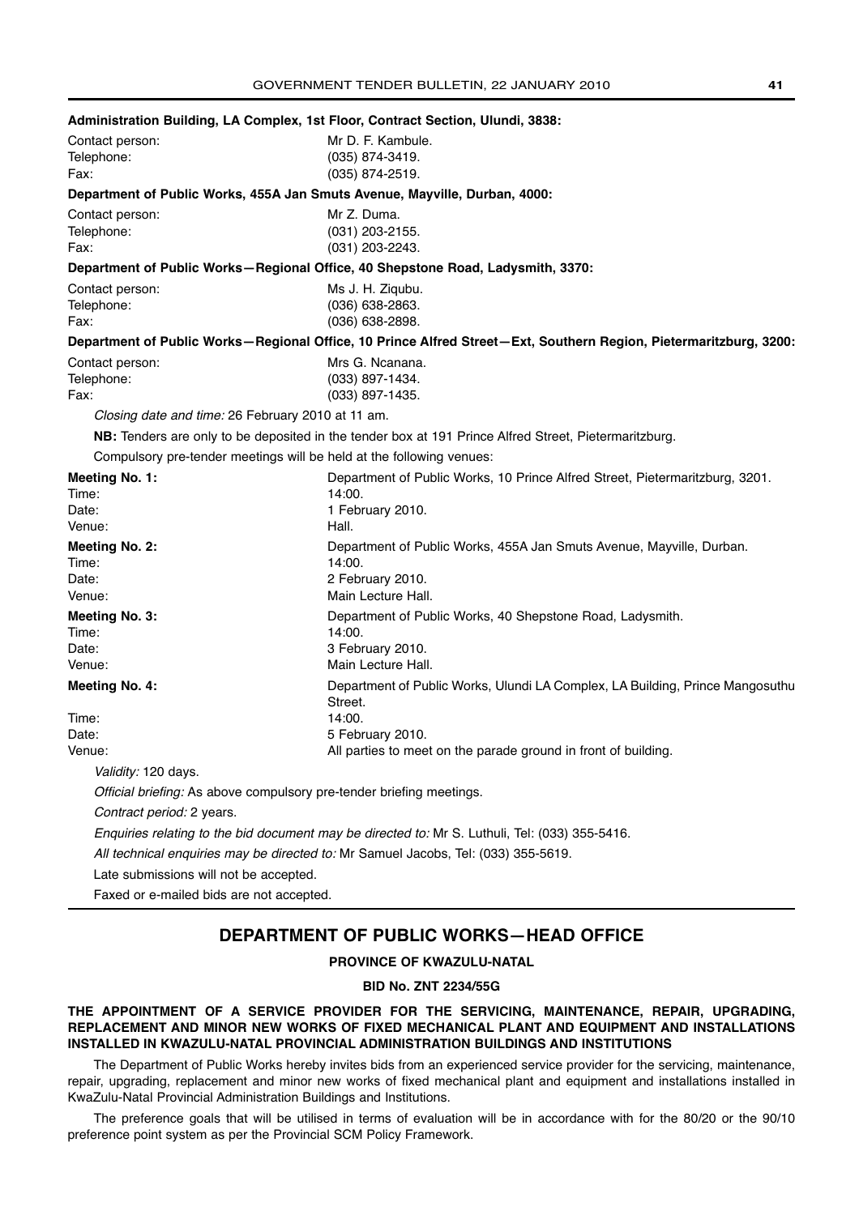**Administration Building, LA Complex, 1st Floor, Contract Section, Ulundi, 3838:**

Contact person: Mr D. F. Kambule.
Telephone: (035) 874-3419.
Fax: (035) 874-2519.

**Department of Public Works, 455A Jan Smuts Avenue, Mayville, Durban, 4000:**

Contact person: Mr Z. Duma.
Telephone: (031) 203-2155.
Fax: (031) 203-2243.

**Department of Public Works—Regional Office, 40 Shepstone Road, Ladysmith, 3370:**

Contact person: Ms J. H. Ziqubu.
Telephone: (036) 638-2863.
Fax: (036) 638-2898.

**Department of Public Works—Regional Office, 10 Prince Alfred Street—Ext, Southern Region, Pietermaritzburg, 3200:**

Contact person: Mrs G. Ncanana.
Telephone: (033) 897-1434.
Fax: (033) 897-1435.

*Closing date and time:* 26 February 2010 at 11 am.

**NB:** Tenders are only to be deposited in the tender box at 191 Prince Alfred Street, Pietermaritzburg.

Compulsory pre-tender meetings will be held at the following venues:

**Meeting No. 1:** Department of Public Works, 10 Prince Alfred Street, Pietermaritzburg, 3201.
Time: 14:00.
Date: 1 February 2010.
Venue: Hall.

**Meeting No. 2:** Department of Public Works, 455A Jan Smuts Avenue, Mayville, Durban.
Time: 14:00.
Date: 2 February 2010.
Venue: Main Lecture Hall.

**Meeting No. 3:** Department of Public Works, 40 Shepstone Road, Ladysmith.
Time: 14:00.
Date: 3 February 2010.
Venue: Main Lecture Hall.

**Meeting No. 4:** Department of Public Works, Ulundi LA Complex, LA Building, Prince Mangosuthu Street.
Time: 14:00.
Date: 5 February 2010.
Venue: All parties to meet on the parade ground in front of building.

*Validity:* 120 days.

*Official briefing:* As above compulsory pre-tender briefing meetings.

*Contract period:* 2 years.

*Enquiries relating to the bid document may be directed to:* Mr S. Luthuli, Tel: (033) 355-5416.

*All technical enquiries may be directed to:* Mr Samuel Jacobs, Tel: (033) 355-5619.

Late submissions will not be accepted.

Faxed or e-mailed bids are not accepted.

## DEPARTMENT OF PUBLIC WORKS—HEAD OFFICE

**PROVINCE OF KWAZULU-NATAL**

**BID No. ZNT 2234/55G**

**THE APPOINTMENT OF A SERVICE PROVIDER FOR THE SERVICING, MAINTENANCE, REPAIR, UPGRADING, REPLACEMENT AND MINOR NEW WORKS OF FIXED MECHANICAL PLANT AND EQUIPMENT AND INSTALLATIONS INSTALLED IN KWAZULU-NATAL PROVINCIAL ADMINISTRATION BUILDINGS AND INSTITUTIONS**

The Department of Public Works hereby invites bids from an experienced service provider for the servicing, maintenance, repair, upgrading, replacement and minor new works of fixed mechanical plant and equipment and installations installed in KwaZulu-Natal Provincial Administration Buildings and Institutions.

The preference goals that will be utilised in terms of evaluation will be in accordance with for the 80/20 or the 90/10 preference point system as per the Provincial SCM Policy Framework.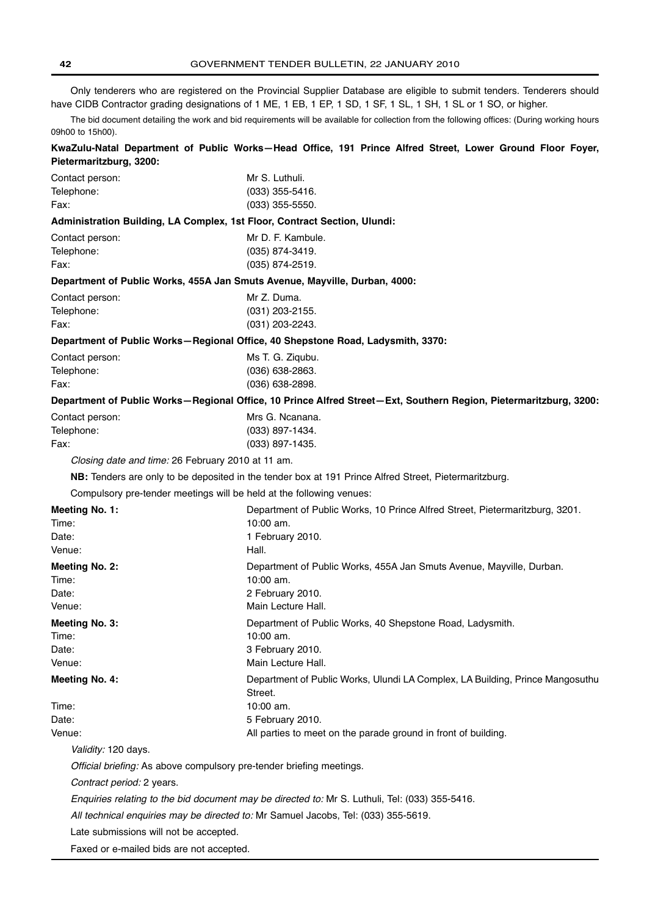Only tenderers who are registered on the Provincial Supplier Database are eligible to submit tenders. Tenderers should have CIDB Contractor grading designations of 1 ME, 1 EB, 1 EP, 1 SD, 1 SF, 1 SL, 1 SH, 1 SL or 1 SO, or higher.

The bid document detailing the work and bid requirements will be available for collection from the following offices: (During working hours 09h00 to 15h00).

**KwaZulu-Natal Department of Public Works—Head Office, 191 Prince Alfred Street, Lower Ground Floor Foyer, Pietermaritzburg, 3200:**

Contact person: Mr S. Luthuli.
Telephone: (033) 355-5416.
Fax: (033) 355-5550.

**Administration Building, LA Complex, 1st Floor, Contract Section, Ulundi:**

Contact person: Mr D. F. Kambule.
Telephone: (035) 874-3419.
Fax: (035) 874-2519.

**Department of Public Works, 455A Jan Smuts Avenue, Mayville, Durban, 4000:**

Contact person: Mr Z. Duma.
Telephone: (031) 203-2155.
Fax: (031) 203-2243.

**Department of Public Works—Regional Office, 40 Shepstone Road, Ladysmith, 3370:**

Contact person: Ms T. G. Ziqubu.
Telephone: (036) 638-2863.
Fax: (036) 638-2898.

**Department of Public Works—Regional Office, 10 Prince Alfred Street—Ext, Southern Region, Pietermaritzburg, 3200:**

Contact person: Mrs G. Ncanana.
Telephone: (033) 897-1434.
Fax: (033) 897-1435.

*Closing date and time:* 26 February 2010 at 11 am.

**NB:** Tenders are only to be deposited in the tender box at 191 Prince Alfred Street, Pietermaritzburg.

Compulsory pre-tender meetings will be held at the following venues:

**Meeting No. 1:** Department of Public Works, 10 Prince Alfred Street, Pietermaritzburg, 3201.
Time: 10:00 am.
Date: 1 February 2010.
Venue: Hall.

**Meeting No. 2:** Department of Public Works, 455A Jan Smuts Avenue, Mayville, Durban.
Time: 10:00 am.
Date: 2 February 2010.
Venue: Main Lecture Hall.

**Meeting No. 3:** Department of Public Works, 40 Shepstone Road, Ladysmith.
Time: 10:00 am.
Date: 3 February 2010.
Venue: Main Lecture Hall.

**Meeting No. 4:** Department of Public Works, Ulundi LA Complex, LA Building, Prince Mangosuthu Street.
Time: 10:00 am.
Date: 5 February 2010.
Venue: All parties to meet on the parade ground in front of building.

*Validity:* 120 days.

*Official briefing:* As above compulsory pre-tender briefing meetings.

*Contract period:* 2 years.

*Enquiries relating to the bid document may be directed to:* Mr S. Luthuli, Tel: (033) 355-5416.

*All technical enquiries may be directed to:* Mr Samuel Jacobs, Tel: (033) 355-5619.

Late submissions will not be accepted.

Faxed or e-mailed bids are not accepted.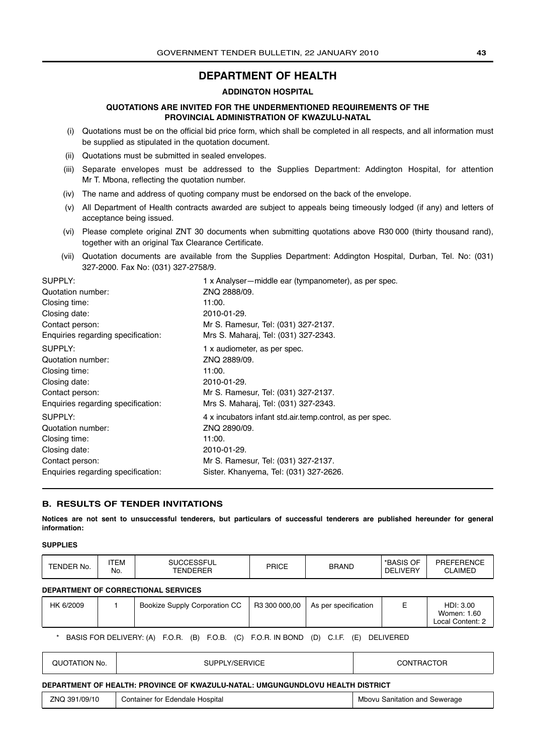# DEPARTMENT OF HEALTH

## ADDINGTON HOSPITAL

### QUOTATIONS ARE INVITED FOR THE UNDERMENTIONED REQUIREMENTS OF THE PROVINCIAL ADMINISTRATION OF KWAZULU-NATAL

(i) Quotations must be on the official bid price form, which shall be completed in all respects, and all information must be supplied as stipulated in the quotation document.

(ii) Quotations must be submitted in sealed envelopes.

(iii) Separate envelopes must be addressed to the Supplies Department: Addington Hospital, for attention Mr T. Mbona, reflecting the quotation number.

(iv) The name and address of quoting company must be endorsed on the back of the envelope.

(v) All Department of Health contracts awarded are subject to appeals being timeously lodged (if any) and letters of acceptance being issued.

(vi) Please complete original ZNT 30 documents when submitting quotations above R30 000 (thirty thousand rand), together with an original Tax Clearance Certificate.

(vii) Quotation documents are available from the Supplies Department: Addington Hospital, Durban, Tel. No: (031) 327-2000. Fax No: (031) 327-2758/9.

SUPPLY: 1 x Analyser—middle ear (tympanometer), as per spec.
Quotation number: ZNQ 2888/09.
Closing time: 11:00.
Closing date: 2010-01-29.
Contact person: Mr S. Ramesur, Tel: (031) 327-2137.
Enquiries regarding specification: Mrs S. Maharaj, Tel: (031) 327-2343.

SUPPLY: 1 x audiometer, as per spec.
Quotation number: ZNQ 2889/09.
Closing time: 11:00.
Closing date: 2010-01-29.
Contact person: Mr S. Ramesur, Tel: (031) 327-2137.
Enquiries regarding specification: Mrs S. Maharaj, Tel: (031) 327-2343.

SUPPLY: 4 x incubators infant std.air.temp.control, as per spec.
Quotation number: ZNQ 2890/09.
Closing time: 11:00.
Closing date: 2010-01-29.
Contact person: Mr S. Ramesur, Tel: (031) 327-2137.
Enquiries regarding specification: Sister. Khanyema, Tel: (031) 327-2626.

## B. RESULTS OF TENDER INVITATIONS

**Notices are not sent to unsuccessful tenderers, but particulars of successful tenderers are published hereunder for general information:**

**SUPPLIES**

| TENDER No. | ITEM No. | SUCCESSFUL TENDERER | PRICE | BRAND | *BASIS OF DELIVERY | PREFERENCE CLAIMED |
|---|---|---|---|---|---|---|
| **DEPARTMENT OF CORRECTIONAL SERVICES** | | | | | | |
| HK 6/2009 | 1 | Bookize Supply Corporation CC | R3 300 000,00 | As per specification | E | HDI: 3.00 Women: 1.60 Local Content: 2 |

\* BASIS FOR DELIVERY: (A) F.O.R. (B) F.O.B. (C) F.O.R. IN BOND (D) C.I.F. (E) DELIVERED

| QUOTATION No. | SUPPLY/SERVICE | CONTRACTOR |
|---|---|---|
| **DEPARTMENT OF HEALTH: PROVINCE OF KWAZULU-NATAL: UMGUNGUNDLOVU HEALTH DISTRICT** | | |
| ZNQ 391/09/10 | Container for Edendale Hospital | Mbovu Sanitation and Sewerage |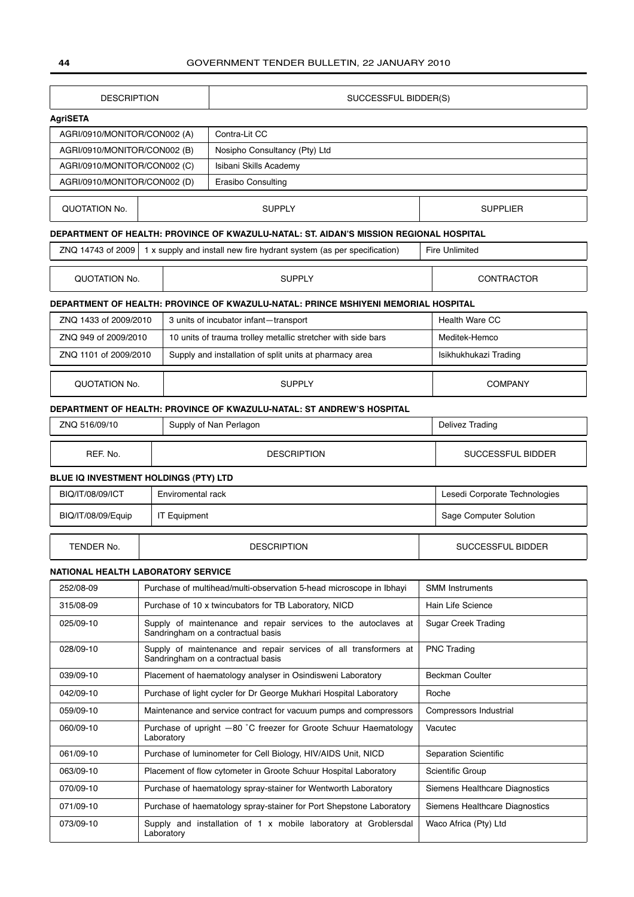| DESCRIPTION | SUCCESSFUL BIDDER(S) |
|---|---|

**AgriSETA**

| DESCRIPTION | SUCCESSFUL BIDDER(S) |
|---|---|
| AGRI/0910/MONITOR/CON002 (A) | Contra-Lit CC |
| AGRI/0910/MONITOR/CON002 (B) | Nosipho Consultancy (Pty) Ltd |
| AGRI/0910/MONITOR/CON002 (C) | Isibani Skills Academy |
| AGRI/0910/MONITOR/CON002 (D) | Erasibo Consulting |

**DEPARTMENT OF HEALTH: PROVINCE OF KWAZULU-NATAL: ST. AIDAN'S MISSION REGIONAL HOSPITAL**

| QUOTATION No. | SUPPLY | SUPPLIER |
|---|---|---|
| ZNQ 14743 of 2009 | 1 x supply and install new fire hydrant system (as per specification) | Fire Unlimited |

**DEPARTMENT OF HEALTH: PROVINCE OF KWAZULU-NATAL: PRINCE MSHIYENI MEMORIAL HOSPITAL**

| QUOTATION No. | SUPPLY | CONTRACTOR |
|---|---|---|
| ZNQ 1433 of 2009/2010 | 3 units of incubator infant—transport | Health Ware CC |
| ZNQ 949 of 2009/2010 | 10 units of trauma trolley metallic stretcher with side bars | Meditek-Hemco |
| ZNQ 1101 of 2009/2010 | Supply and installation of split units at pharmacy area | Isikhukhukazi Trading |

**DEPARTMENT OF HEALTH: PROVINCE OF KWAZULU-NATAL: ST ANDREW'S HOSPITAL**

| QUOTATION No. | SUPPLY | COMPANY |
|---|---|---|
| ZNQ 516/09/10 | Supply of Nan Perlagon | Delivez Trading |

**BLUE IQ INVESTMENT HOLDINGS (PTY) LTD**

| REF. No. | DESCRIPTION | SUCCESSFUL BIDDER |
|---|---|---|
| BIQ/IT/08/09/ICT | Enviromental rack | Lesedi Corporate Technologies |
| BIQ/IT/08/09/Equip | IT Equipment | Sage Computer Solution |

**NATIONAL HEALTH LABORATORY SERVICE**

| TENDER No. | DESCRIPTION | SUCCESSFUL BIDDER |
|---|---|---|
| 252/08-09 | Purchase of multihead/multi-observation 5-head microscope in Ibhayi | SMM Instruments |
| 315/08-09 | Purchase of 10 x twincubators for TB Laboratory, NICD | Hain Life Science |
| 025/09-10 | Supply of maintenance and repair services to the autoclaves at Sandringham on a contractual basis | Sugar Creek Trading |
| 028/09-10 | Supply of maintenance and repair services of all transformers at Sandringham on a contractual basis | PNC Trading |
| 039/09-10 | Placement of haematology analyser in Osindisweni Laboratory | Beckman Coulter |
| 042/09-10 | Purchase of light cycler for Dr George Mukhari Hospital Laboratory | Roche |
| 059/09-10 | Maintenance and service contract for vacuum pumps and compressors | Compressors Industrial |
| 060/09-10 | Purchase of upright −80 °C freezer for Groote Schuur Haematology Laboratory | Vacutec |
| 061/09-10 | Purchase of luminometer for Cell Biology, HIV/AIDS Unit, NICD | Separation Scientific |
| 063/09-10 | Placement of flow cytometer in Groote Schuur Hospital Laboratory | Scientific Group |
| 070/09-10 | Purchase of haematology spray-stainer for Wentworth Laboratory | Siemens Healthcare Diagnostics |
| 071/09-10 | Purchase of haematology spray-stainer for Port Shepstone Laboratory | Siemens Healthcare Diagnostics |
| 073/09-10 | Supply and installation of 1 x mobile laboratory at Groblersdal Laboratory | Waco Africa (Pty) Ltd |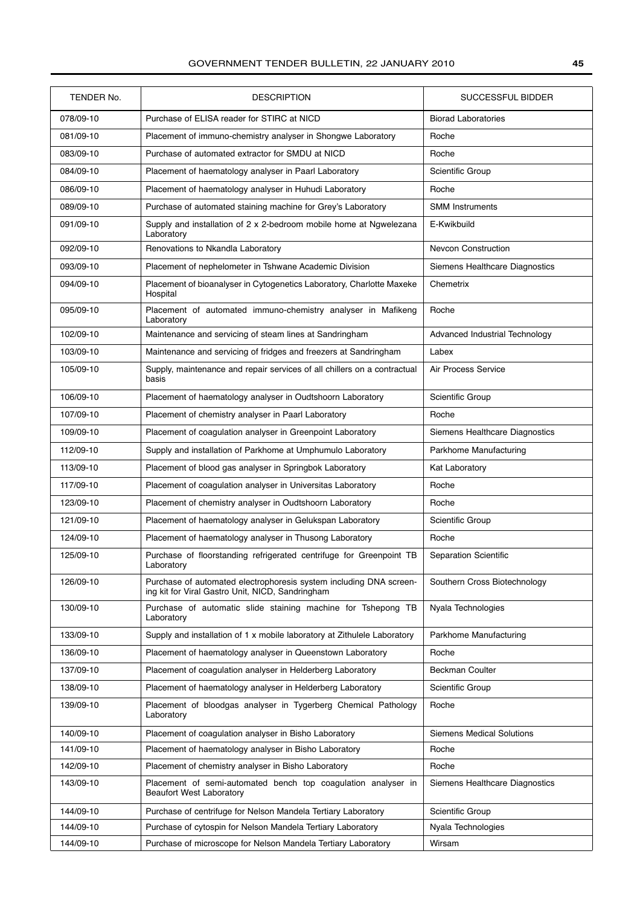| TENDER No. | DESCRIPTION | SUCCESSFUL BIDDER |
|---|---|---|
| 078/09-10 | Purchase of ELISA reader for STIRC at NICD | Biorad Laboratories |
| 081/09-10 | Placement of immuno-chemistry analyser in Shongwe Laboratory | Roche |
| 083/09-10 | Purchase of automated extractor for SMDU at NICD | Roche |
| 084/09-10 | Placement of haematology analyser in Paarl Laboratory | Scientific Group |
| 086/09-10 | Placement of haematology analyser in Huhudi Laboratory | Roche |
| 089/09-10 | Purchase of automated staining machine for Grey's Laboratory | SMM Instruments |
| 091/09-10 | Supply and installation of 2 x 2-bedroom mobile home at Ngwelezana Laboratory | E-Kwikbuild |
| 092/09-10 | Renovations to Nkandla Laboratory | Nevcon Construction |
| 093/09-10 | Placement of nephelometer in Tshwane Academic Division | Siemens Healthcare Diagnostics |
| 094/09-10 | Placement of bioanalyser in Cytogenetics Laboratory, Charlotte Maxeke Hospital | Chemetrix |
| 095/09-10 | Placement of automated immuno-chemistry analyser in Mafikeng Laboratory | Roche |
| 102/09-10 | Maintenance and servicing of steam lines at Sandringham | Advanced Industrial Technology |
| 103/09-10 | Maintenance and servicing of fridges and freezers at Sandringham | Labex |
| 105/09-10 | Supply, maintenance and repair services of all chillers on a contractual basis | Air Process Service |
| 106/09-10 | Placement of haematology analyser in Oudtshoorn Laboratory | Scientific Group |
| 107/09-10 | Placement of chemistry analyser in Paarl Laboratory | Roche |
| 109/09-10 | Placement of coagulation analyser in Greenpoint Laboratory | Siemens Healthcare Diagnostics |
| 112/09-10 | Supply and installation of Parkhome at Umphumulo Laboratory | Parkhome Manufacturing |
| 113/09-10 | Placement of blood gas analyser in Springbok Laboratory | Kat Laboratory |
| 117/09-10 | Placement of coagulation analyser in Universitas Laboratory | Roche |
| 123/09-10 | Placement of chemistry analyser in Oudtshoorn Laboratory | Roche |
| 121/09-10 | Placement of haematology analyser in Gelukspan Laboratory | Scientific Group |
| 124/09-10 | Placement of haematology analyser in Thusong Laboratory | Roche |
| 125/09-10 | Purchase of floorstanding refrigerated centrifuge for Greenpoint TB Laboratory | Separation Scientific |
| 126/09-10 | Purchase of automated electrophoresis system including DNA screening kit for Viral Gastro Unit, NICD, Sandringham | Southern Cross Biotechnology |
| 130/09-10 | Purchase of automatic slide staining machine for Tshepong TB Laboratory | Nyala Technologies |
| 133/09-10 | Supply and installation of 1 x mobile laboratory at Zithulele Laboratory | Parkhome Manufacturing |
| 136/09-10 | Placement of haematology analyser in Queenstown Laboratory | Roche |
| 137/09-10 | Placement of coagulation analyser in Helderberg Laboratory | Beckman Coulter |
| 138/09-10 | Placement of haematology analyser in Helderberg Laboratory | Scientific Group |
| 139/09-10 | Placement of bloodgas analyser in Tygerberg Chemical Pathology Laboratory | Roche |
| 140/09-10 | Placement of coagulation analyser in Bisho Laboratory | Siemens Medical Solutions |
| 141/09-10 | Placement of haematology analyser in Bisho Laboratory | Roche |
| 142/09-10 | Placement of chemistry analyser in Bisho Laboratory | Roche |
| 143/09-10 | Placement of semi-automated bench top coagulation analyser in Beaufort West Laboratory | Siemens Healthcare Diagnostics |
| 144/09-10 | Purchase of centrifuge for Nelson Mandela Tertiary Laboratory | Scientific Group |
| 144/09-10 | Purchase of cytospin for Nelson Mandela Tertiary Laboratory | Nyala Technologies |
| 144/09-10 | Purchase of microscope for Nelson Mandela Tertiary Laboratory | Wirsam |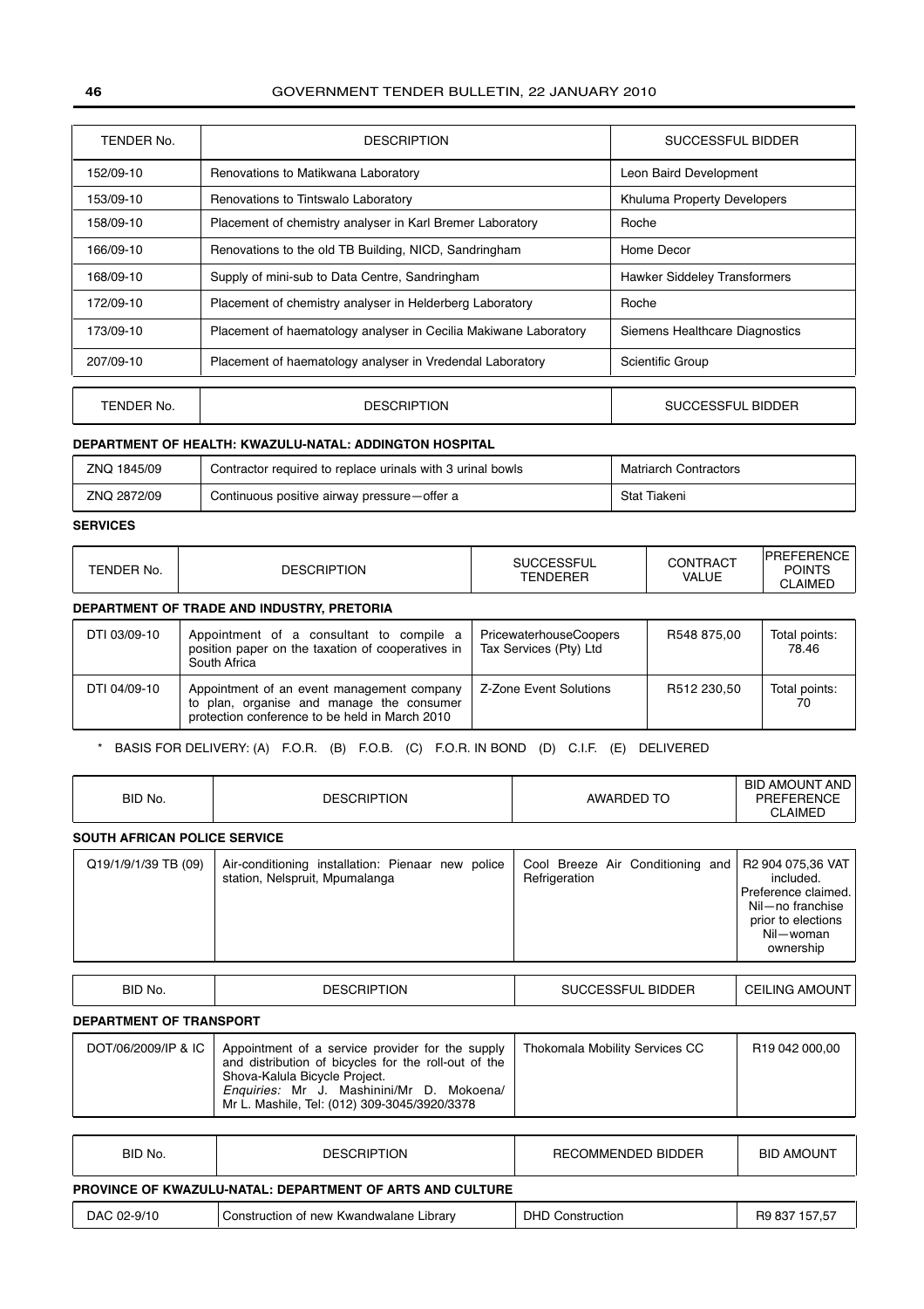| TENDER No. | DESCRIPTION | SUCCESSFUL BIDDER |
|---|---|---|
| 152/09-10 | Renovations to Matikwana Laboratory | Leon Baird Development |
| 153/09-10 | Renovations to Tintswalo Laboratory | Khuluma Property Developers |
| 158/09-10 | Placement of chemistry analyser in Karl Bremer Laboratory | Roche |
| 166/09-10 | Renovations to the old TB Building, NICD, Sandringham | Home Decor |
| 168/09-10 | Supply of mini-sub to Data Centre, Sandringham | Hawker Siddeley Transformers |
| 172/09-10 | Placement of chemistry analyser in Helderberg Laboratory | Roche |
| 173/09-10 | Placement of haematology analyser in Cecilia Makiwane Laboratory | Siemens Healthcare Diagnostics |
| 207/09-10 | Placement of haematology analyser in Vredendal Laboratory | Scientific Group |

| TENDER No. | DESCRIPTION | SUCCESSFUL BIDDER |
|---|---|---|
| **DEPARTMENT OF HEALTH: KWAZULU-NATAL: ADDINGTON HOSPITAL** | | |
| ZNQ 1845/09 | Contractor required to replace urinals with 3 urinal bowls | Matriarch Contractors |
| ZNQ 2872/09 | Continuous positive airway pressure—offer a | Stat Tiakeni |

**SERVICES**

| TENDER No. | DESCRIPTION | SUCCESSFUL TENDERER | CONTRACT VALUE | PREFERENCE POINTS CLAIMED |
|---|---|---|---|---|
| **DEPARTMENT OF TRADE AND INDUSTRY, PRETORIA** | | | | |
| DTI 03/09-10 | Appointment of a consultant to compile a position paper on the taxation of cooperatives in South Africa | PricewaterhouseCoopers Tax Services (Pty) Ltd | R548 875,00 | Total points: 78.46 |
| DTI 04/09-10 | Appointment of an event management company to plan, organise and manage the consumer protection conference to be held in March 2010 | Z-Zone Event Solutions | R512 230,50 | Total points: 70 |

\* BASIS FOR DELIVERY: (A) F.O.R. (B) F.O.B. (C) F.O.R. IN BOND (D) C.I.F. (E) DELIVERED

| BID No. | DESCRIPTION | AWARDED TO | BID AMOUNT AND PREFERENCE CLAIMED |
|---|---|---|---|
| **SOUTH AFRICAN POLICE SERVICE** | | | |
| Q19/1/9/1/39 TB (09) | Air-conditioning installation: Pienaar new police station, Nelspruit, Mpumalanga | Cool Breeze Air Conditioning and Refrigeration | R2 904 075,36 VAT included. Preference claimed. Nil—no franchise prior to elections Nil—woman ownership |

| BID No. | DESCRIPTION | SUCCESSFUL BIDDER | CEILING AMOUNT |
|---|---|---|---|
| **DEPARTMENT OF TRANSPORT** | | | |
| DOT/06/2009/IP & IC | Appointment of a service provider for the supply and distribution of bicycles for the roll-out of the Shova-Kalula Bicycle Project. *Enquiries:* Mr J. Mashinini/Mr D. Mokoena/ Mr L. Mashile, Tel: (012) 309-3045/3920/3378 | Thokomala Mobility Services CC | R19 042 000,00 |

| BID No. | DESCRIPTION | RECOMMENDED BIDDER | BID AMOUNT |
|---|---|---|---|
| **PROVINCE OF KWAZULU-NATAL: DEPARTMENT OF ARTS AND CULTURE** | | | |
| DAC 02-9/10 | Construction of new Kwandwalane Library | DHD Construction | R9 837 157,57 |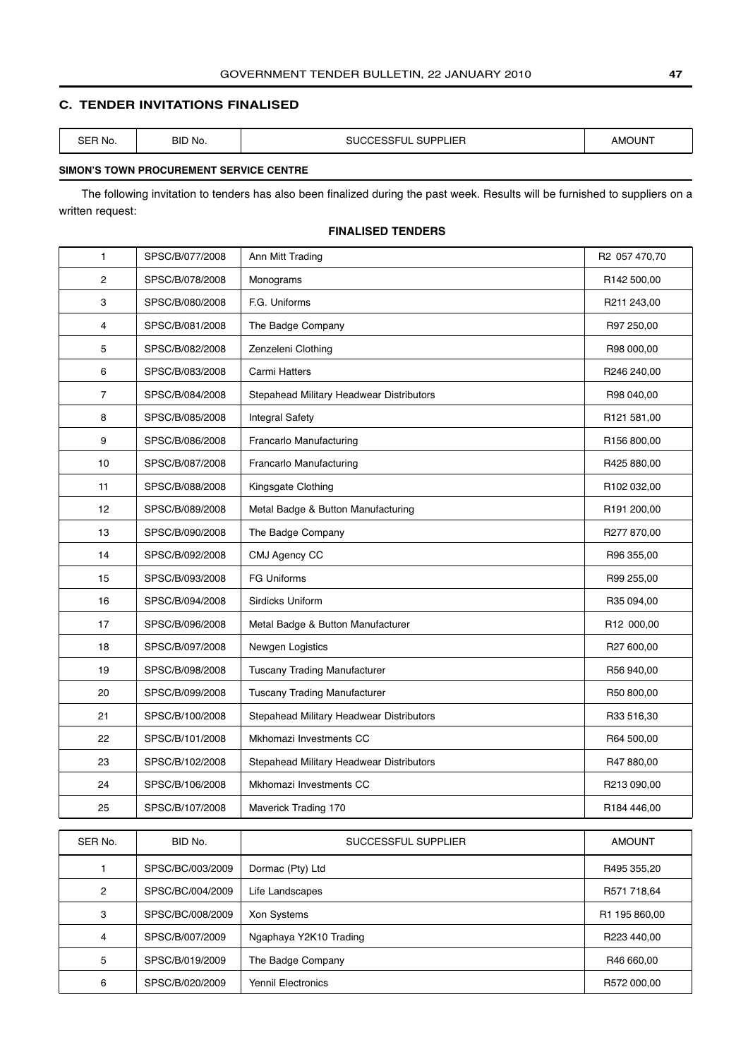## C. TENDER INVITATIONS FINALISED

| SER No. | BID No. | SUCCESSFUL SUPPLIER | AMOUNT |
|---|---|---|---|

**SIMON'S TOWN PROCUREMENT SERVICE CENTRE**

The following invitation to tenders has also been finalized during the past week. Results will be furnished to suppliers on a written request:

**FINALISED TENDERS**

| | | | |
|---|---|---|---|
| 1 | SPSC/B/077/2008 | Ann Mitt Trading | R2 057 470,70 |
| 2 | SPSC/B/078/2008 | Monograms | R142 500,00 |
| 3 | SPSC/B/080/2008 | F.G. Uniforms | R211 243,00 |
| 4 | SPSC/B/081/2008 | The Badge Company | R97 250,00 |
| 5 | SPSC/B/082/2008 | Zenzeleni Clothing | R98 000,00 |
| 6 | SPSC/B/083/2008 | Carmi Hatters | R246 240,00 |
| 7 | SPSC/B/084/2008 | Stepahead Military Headwear Distributors | R98 040,00 |
| 8 | SPSC/B/085/2008 | Integral Safety | R121 581,00 |
| 9 | SPSC/B/086/2008 | Francarlo Manufacturing | R156 800,00 |
| 10 | SPSC/B/087/2008 | Francarlo Manufacturing | R425 880,00 |
| 11 | SPSC/B/088/2008 | Kingsgate Clothing | R102 032,00 |
| 12 | SPSC/B/089/2008 | Metal Badge & Button Manufacturing | R191 200,00 |
| 13 | SPSC/B/090/2008 | The Badge Company | R277 870,00 |
| 14 | SPSC/B/092/2008 | CMJ Agency CC | R96 355,00 |
| 15 | SPSC/B/093/2008 | FG Uniforms | R99 255,00 |
| 16 | SPSC/B/094/2008 | Sirdicks Uniform | R35 094,00 |
| 17 | SPSC/B/096/2008 | Metal Badge & Button Manufacturer | R12 000,00 |
| 18 | SPSC/B/097/2008 | Newgen Logistics | R27 600,00 |
| 19 | SPSC/B/098/2008 | Tuscany Trading Manufacturer | R56 940,00 |
| 20 | SPSC/B/099/2008 | Tuscany Trading Manufacturer | R50 800,00 |
| 21 | SPSC/B/100/2008 | Stepahead Military Headwear Distributors | R33 516,30 |
| 22 | SPSC/B/101/2008 | Mkhomazi Investments CC | R64 500,00 |
| 23 | SPSC/B/102/2008 | Stepahead Military Headwear Distributors | R47 880,00 |
| 24 | SPSC/B/106/2008 | Mkhomazi Investments CC | R213 090,00 |
| 25 | SPSC/B/107/2008 | Maverick Trading 170 | R184 446,00 |

| SER No. | BID No. | SUCCESSFUL SUPPLIER | AMOUNT |
|---|---|---|---|
| 1 | SPSC/BC/003/2009 | Dormac (Pty) Ltd | R495 355,20 |
| 2 | SPSC/BC/004/2009 | Life Landscapes | R571 718,64 |
| 3 | SPSC/BC/008/2009 | Xon Systems | R1 195 860,00 |
| 4 | SPSC/B/007/2009 | Ngaphaya Y2K10 Trading | R223 440,00 |
| 5 | SPSC/B/019/2009 | The Badge Company | R46 660,00 |
| 6 | SPSC/B/020/2009 | Yennil Electronics | R572 000,00 |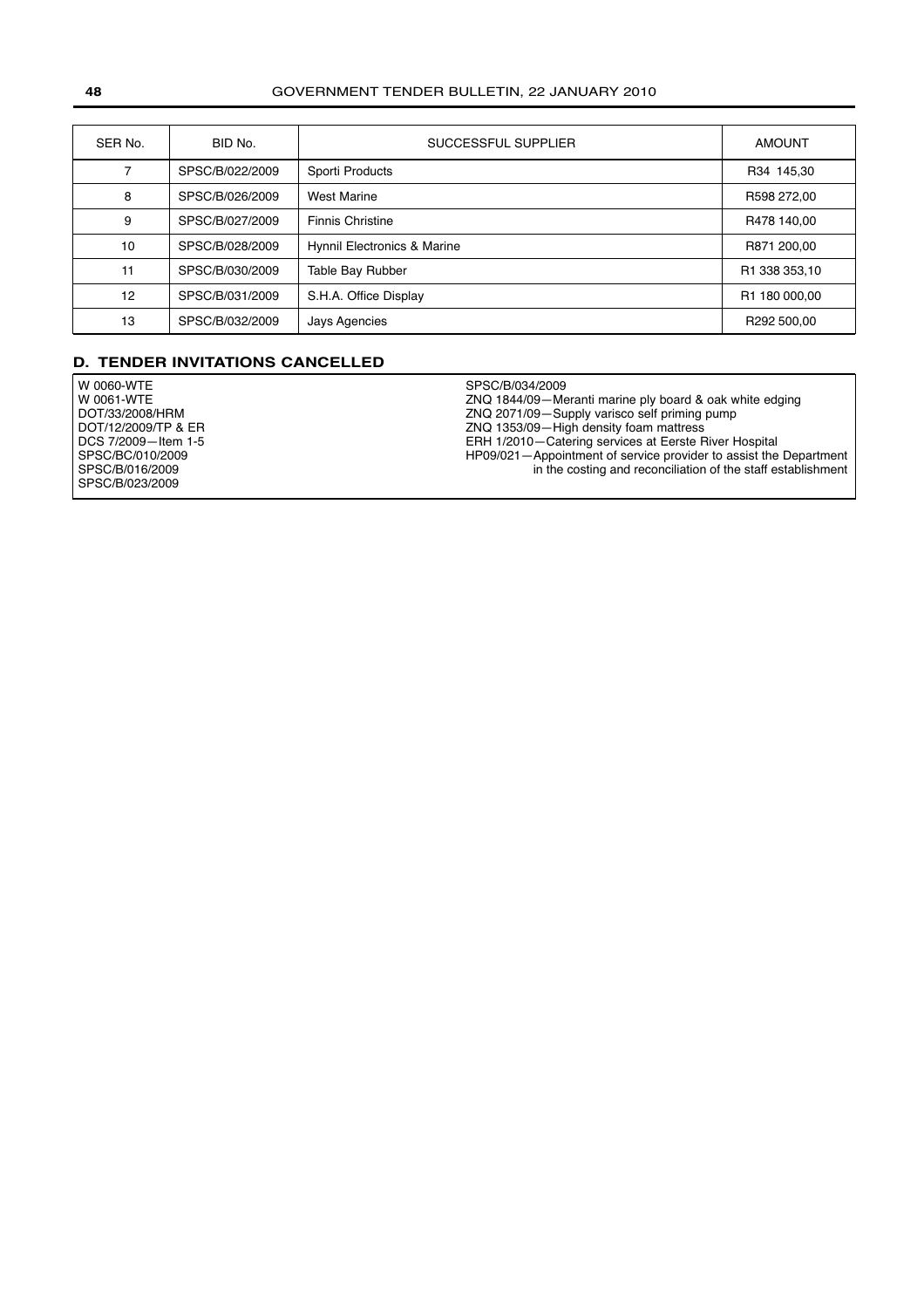| SER No. | BID No. | SUCCESSFUL SUPPLIER | AMOUNT |
|---|---|---|---|
| 7 | SPSC/B/022/2009 | Sporti Products | R34 145,30 |
| 8 | SPSC/B/026/2009 | West Marine | R598 272,00 |
| 9 | SPSC/B/027/2009 | Finnis Christine | R478 140,00 |
| 10 | SPSC/B/028/2009 | Hynnil Electronics & Marine | R871 200,00 |
| 11 | SPSC/B/030/2009 | Table Bay Rubber | R1 338 353,10 |
| 12 | SPSC/B/031/2009 | S.H.A. Office Display | R1 180 000,00 |
| 13 | SPSC/B/032/2009 | Jays Agencies | R292 500,00 |

## D. TENDER INVITATIONS CANCELLED

W 0060-WTE
W 0061-WTE
DOT/33/2008/HRM
DOT/12/2009/TP & ER
DCS 7/2009—Item 1-5
SPSC/BC/010/2009
SPSC/B/016/2009
SPSC/B/023/2009
SPSC/B/034/2009
ZNQ 1844/09—Meranti marine ply board & oak white edging
ZNQ 2071/09—Supply varisco self priming pump
ZNQ 1353/09—High density foam mattress
ERH 1/2010—Catering services at Eerste River Hospital
HP09/021—Appointment of service provider to assist the Department in the costing and reconciliation of the staff establishment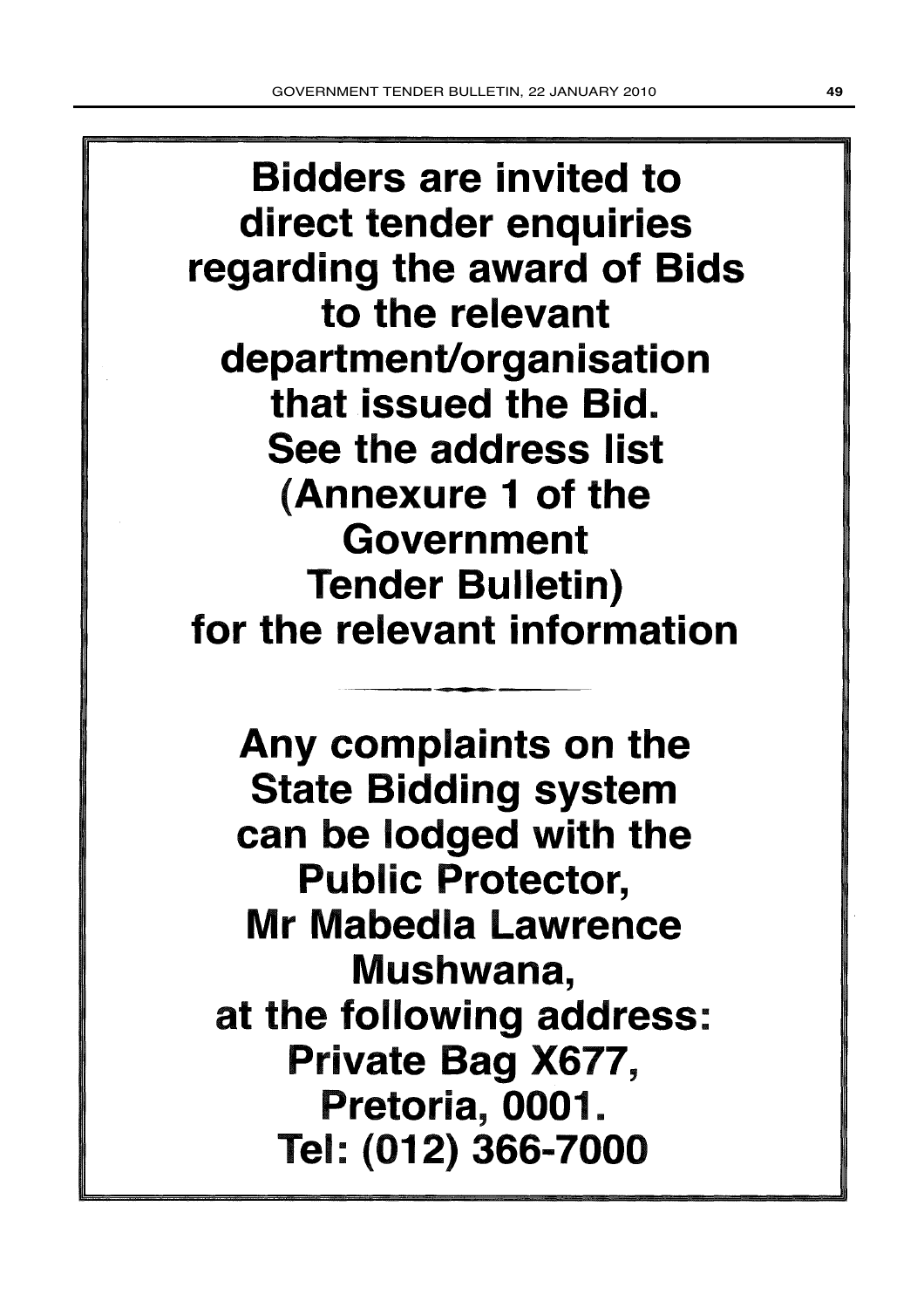**Bidders are invited to direct tender enquiries regarding the award of Bids to the relevant department/organisation that issued the Bid. See the address list (Annexure 1 of the Government Tender Bulletin) for the relevant information**

---

**Any complaints on the State Bidding system can be lodged with the Public Protector, Mr Mabedla Lawrence Mushwana, at the following address: Private Bag X677, Pretoria, 0001. Tel: (012) 366-7000**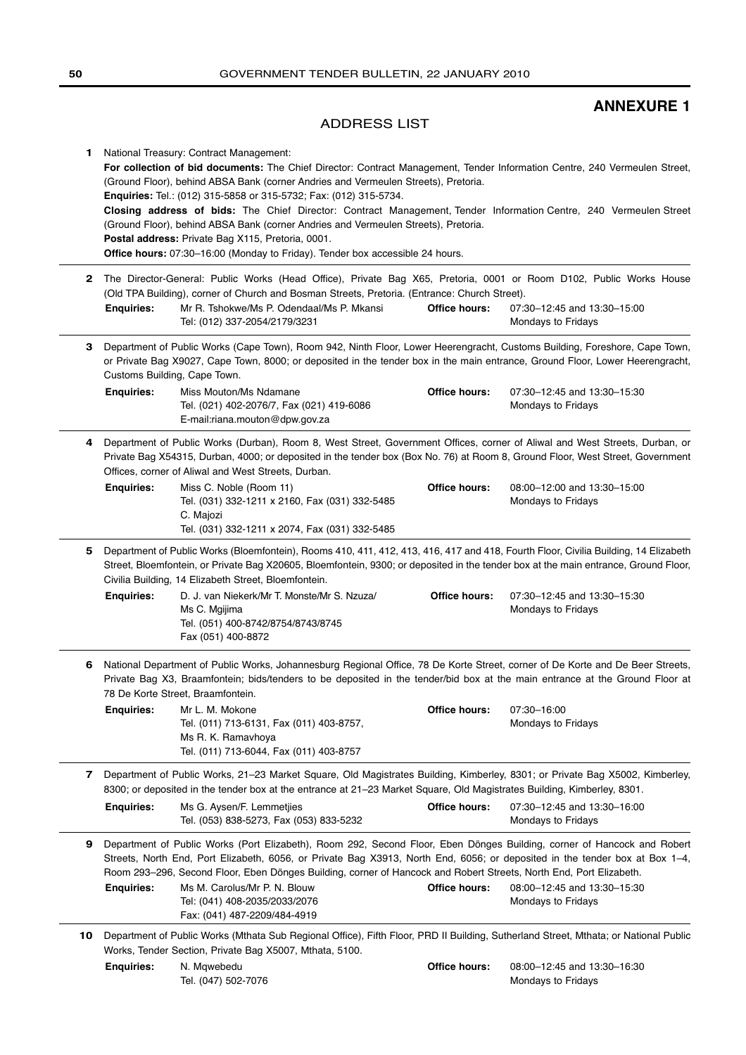# ANNEXURE 1

## ADDRESS LIST

**1** National Treasury: Contract Management:

**For collection of bid documents:** The Chief Director: Contract Management, Tender Information Centre, 240 Vermeulen Street, (Ground Floor), behind ABSA Bank (corner Andries and Vermeulen Streets), Pretoria.

**Enquiries:** Tel.: (012) 315-5858 or 315-5732; Fax: (012) 315-5734.

**Closing address of bids:** The Chief Director: Contract Management, Tender Information Centre, 240 Vermeulen Street (Ground Floor), behind ABSA Bank (corner Andries and Vermeulen Streets), Pretoria.

**Postal address:** Private Bag X115, Pretoria, 0001.

**Office hours:** 07:30–16:00 (Monday to Friday). Tender box accessible 24 hours.

---

**2** The Director-General: Public Works (Head Office), Private Bag X65, Pretoria, 0001 or Room D102, Public Works House (Old TPA Building), corner of Church and Bosman Streets, Pretoria. (Entrance: Church Street).

**Enquiries:** Mr R. Tshokwe/Ms P. Odendaal/Ms P. Mkansi
Tel: (012) 337-2054/2179/3231

**Office hours:** 07:30–12:45 and 13:30–15:00
Mondays to Fridays

---

**3** Department of Public Works (Cape Town), Room 942, Ninth Floor, Lower Heerengracht, Customs Building, Foreshore, Cape Town, or Private Bag X9027, Cape Town, 8000; or deposited in the tender box in the main entrance, Ground Floor, Lower Heerengracht, Customs Building, Cape Town.

**Enquiries:** Miss Mouton/Ms Ndamane
Tel. (021) 402-2076/7, Fax (021) 419-6086
E-mail:riana.mouton@dpw.gov.za

**Office hours:** 07:30–12:45 and 13:30–15:30
Mondays to Fridays

---

**4** Department of Public Works (Durban), Room 8, West Street, Government Offices, corner of Aliwal and West Streets, Durban, or Private Bag X54315, Durban, 4000; or deposited in the tender box (Box No. 76) at Room 8, Ground Floor, West Street, Government Offices, corner of Aliwal and West Streets, Durban.

**Enquiries:** Miss C. Noble (Room 11)
Tel. (031) 332-1211 x 2160, Fax (031) 332-5485
C. Majozi
Tel. (031) 332-1211 x 2074, Fax (031) 332-5485

**Office hours:** 08:00–12:00 and 13:30–15:00
Mondays to Fridays

---

**5** Department of Public Works (Bloemfontein), Rooms 410, 411, 412, 413, 416, 417 and 418, Fourth Floor, Civilia Building, 14 Elizabeth Street, Bloemfontein, or Private Bag X20605, Bloemfontein, 9300; or deposited in the tender box at the main entrance, Ground Floor, Civilia Building, 14 Elizabeth Street, Bloemfontein.

**Enquiries:** D. J. van Niekerk/Mr T. Monste/Mr S. Nzuza/
Ms C. Mgijima
Tel. (051) 400-8742/8754/8743/8745
Fax (051) 400-8872

**Office hours:** 07:30–12:45 and 13:30–15:30
Mondays to Fridays

---

**6** National Department of Public Works, Johannesburg Regional Office, 78 De Korte Street, corner of De Korte and De Beer Streets, Private Bag X3, Braamfontein; bids/tenders to be deposited in the tender/bid box at the main entrance at the Ground Floor at 78 De Korte Street, Braamfontein.

**Enquiries:** Mr L. M. Mokone
Tel. (011) 713-6131, Fax (011) 403-8757,
Ms R. K. Ramavhoya
Tel. (011) 713-6044, Fax (011) 403-8757

**Office hours:** 07:30–16:00
Mondays to Fridays

---

**7** Department of Public Works, 21–23 Market Square, Old Magistrates Building, Kimberley, 8301; or Private Bag X5002, Kimberley, 8300; or deposited in the tender box at the entrance at 21–23 Market Square, Old Magistrates Building, Kimberley, 8301.

**Enquiries:** Ms G. Aysen/F. Lemmetjies
Tel. (053) 838-5273, Fax (053) 833-5232

**Office hours:** 07:30–12:45 and 13:30–16:00
Mondays to Fridays

---

**9** Department of Public Works (Port Elizabeth), Room 292, Second Floor, Eben Dönges Building, corner of Hancock and Robert Streets, North End, Port Elizabeth, 6056, or Private Bag X3913, North End, 6056; or deposited in the tender box at Box 1–4, Room 293–296, Second Floor, Eben Dönges Building, corner of Hancock and Robert Streets, North End, Port Elizabeth.

**Enquiries:** Ms M. Carolus/Mr P. N. Blouw
Tel: (041) 408-2035/2033/2076
Fax: (041) 487-2209/484-4919

**Office hours:** 08:00–12:45 and 13:30–15:30
Mondays to Fridays

---

**10** Department of Public Works (Mthata Sub Regional Office), Fifth Floor, PRD II Building, Sutherland Street, Mthata; or National Public Works, Tender Section, Private Bag X5007, Mthata, 5100.

**Enquiries:** N. Mqwebedu
Tel. (047) 502-7076

**Office hours:** 08:00–12:45 and 13:30–16:30
Mondays to Fridays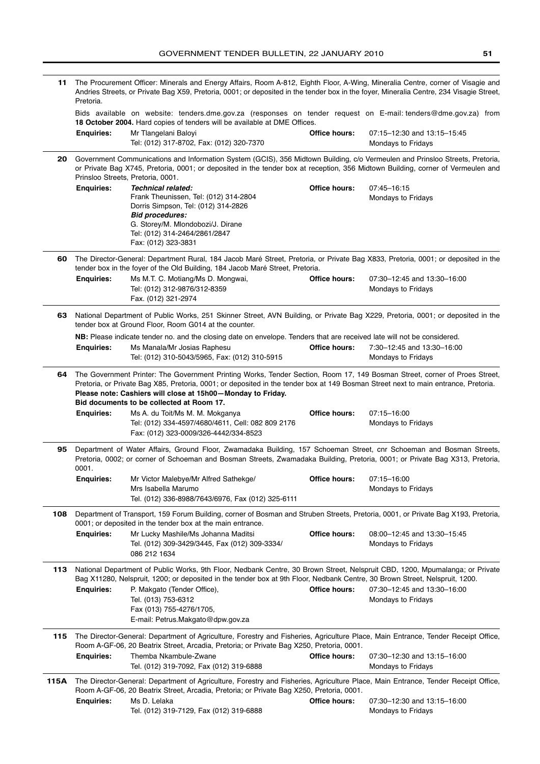**11** The Procurement Officer: Minerals and Energy Affairs, Room A-812, Eighth Floor, A-Wing, Mineralia Centre, corner of Visagie and Andries Streets, or Private Bag X59, Pretoria, 0001; or deposited in the tender box in the foyer, Mineralia Centre, 234 Visagie Street, Pretoria.

Bids available on website: tenders.dme.gov.za (responses on tender request on E-mail: tenders@dme.gov.za) from **18 October 2004.** Hard copies of tenders will be available at DME Offices.

**Enquiries:** Mr Tlangelani Baloyi, Tel: (012) 317-8702, Fax: (012) 320-7370
**Office hours:** 07:15–12:30 and 13:15–15:45, Mondays to Fridays

---

**20** Government Communications and Information System (GCIS), 356 Midtown Building, c/o Vermeulen and Prinsloo Streets, Pretoria, or Private Bag X745, Pretoria, 0001; or deposited in the tender box at reception, 356 Midtown Building, corner of Vermeulen and Prinsloo Streets, Pretoria, 0001.

**Enquiries:**
***Technical related:***
Frank Theunissen, Tel: (012) 314-2804
Dorris Simpson, Tel: (012) 314-2826
***Bid procedures:***
G. Storey/M. Mlondobozi/J. Dirane
Tel: (012) 314-2464/2861/2847
Fax: (012) 323-3831

**Office hours:** 07:45–16:15, Mondays to Fridays

---

**60** The Director-General: Department Rural, 184 Jacob Maré Street, Pretoria, or Private Bag X833, Pretoria, 0001; or deposited in the tender box in the foyer of the Old Building, 184 Jacob Maré Street, Pretoria.

**Enquiries:** Ms M.T. C. Motiang/Ms D. Mongwai, Tel: (012) 312-9876/312-8359, Fax. (012) 321-2974
**Office hours:** 07:30–12:45 and 13:30–16:00, Mondays to Fridays

---

**63** National Department of Public Works, 251 Skinner Street, AVN Building, or Private Bag X229, Pretoria, 0001; or deposited in the tender box at Ground Floor, Room G014 at the counter.

**NB:** Please indicate tender no. and the closing date on envelope. Tenders that are received late will not be considered.

**Enquiries:** Ms Manala/Mr Josias Raphesu, Tel: (012) 310-5043/5965, Fax: (012) 310-5915
**Office hours:** 7:30–12:45 and 13:30–16:00, Mondays to Fridays

---

**64** The Government Printer: The Government Printing Works, Tender Section, Room 17, 149 Bosman Street, corner of Proes Street, Pretoria, or Private Bag X85, Pretoria, 0001; or deposited in the tender box at 149 Bosman Street next to main entrance, Pretoria.
**Please note: Cashiers will close at 15h00—Monday to Friday.**
**Bid documents to be collected at Room 17.**

**Enquiries:** Ms A. du Toit/Ms M. M. Mokganya, Tel: (012) 334-4597/4680/4611, Cell: 082 809 2176, Fax: (012) 323-0009/326-4442/334-8523
**Office hours:** 07:15–16:00, Mondays to Fridays

---

**95** Department of Water Affairs, Ground Floor, Zwamadaka Building, 157 Schoeman Street, cnr Schoeman and Bosman Streets, Pretoria, 0002; or corner of Schoeman and Bosman Streets, Zwamadaka Building, Pretoria, 0001; or Private Bag X313, Pretoria, 0001.

**Enquiries:** Mr Victor Malebye/Mr Alfred Sathekge/ Mrs Isabella Marumo, Tel. (012) 336-8988/7643/6976, Fax (012) 325-6111
**Office hours:** 07:15–16:00, Mondays to Fridays

---

**108** Department of Transport, 159 Forum Building, corner of Bosman and Struben Streets, Pretoria, 0001, or Private Bag X193, Pretoria, 0001; or deposited in the tender box at the main entrance.

**Enquiries:** Mr Lucky Mashile/Ms Johanna Maditsi, Tel. (012) 309-3429/3445, Fax (012) 309-3334/ 086 212 1634
**Office hours:** 08:00–12:45 and 13:30–15:45, Mondays to Fridays

---

**113** National Department of Public Works, 9th Floor, Nedbank Centre, 30 Brown Street, Nelspruit CBD, 1200, Mpumalanga; or Private Bag X11280, Nelspruit, 1200; or deposited in the tender box at 9th Floor, Nedbank Centre, 30 Brown Street, Nelspruit, 1200.

**Enquiries:** P. Makgato (Tender Office), Tel. (013) 753-6312, Fax (013) 755-4276/1705, E-mail: Petrus.Makgato@dpw.gov.za
**Office hours:** 07:30–12:45 and 13:30–16:00, Mondays to Fridays

---

**115** The Director-General: Department of Agriculture, Forestry and Fisheries, Agriculture Place, Main Entrance, Tender Receipt Office, Room A-GF-06, 20 Beatrix Street, Arcadia, Pretoria; or Private Bag X250, Pretoria, 0001.

**Enquiries:** Themba Nkambule-Zwane, Tel. (012) 319-7092, Fax (012) 319-6888
**Office hours:** 07:30–12:30 and 13:15–16:00, Mondays to Fridays

---

**115A** The Director-General: Department of Agriculture, Forestry and Fisheries, Agriculture Place, Main Entrance, Tender Receipt Office, Room A-GF-06, 20 Beatrix Street, Arcadia, Pretoria; or Private Bag X250, Pretoria, 0001.

**Enquiries:** Ms D. Lelaka, Tel. (012) 319-7129, Fax (012) 319-6888
**Office hours:** 07:30–12:30 and 13:15–16:00, Mondays to Fridays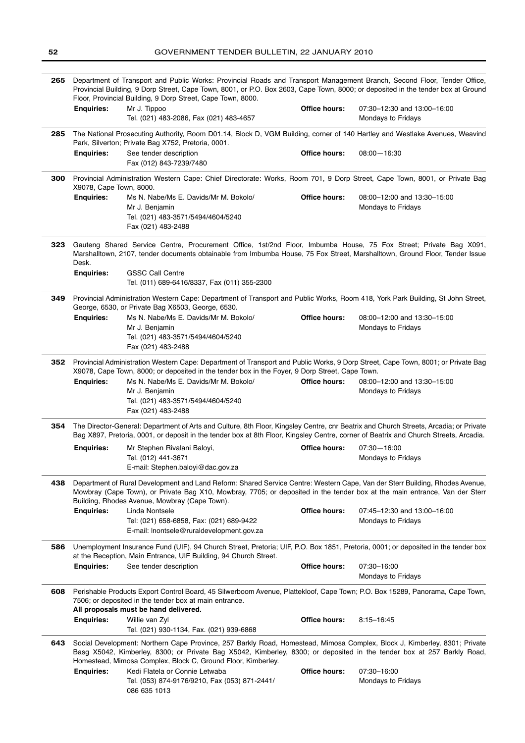**265** Department of Transport and Public Works: Provincial Roads and Transport Management Branch, Second Floor, Tender Office, Provincial Building, 9 Dorp Street, Cape Town, 8001, or P.O. Box 2603, Cape Town, 8000; or deposited in the tender box at Ground Floor, Provincial Building, 9 Dorp Street, Cape Town, 8000.

**Enquiries:** Mr J. Tippoo
Tel. (021) 483-2086, Fax (021) 483-4657

**Office hours:** 07:30–12:30 and 13:00–16:00
Mondays to Fridays

---

**285** The National Prosecuting Authority, Room D01.14, Block D, VGM Building, corner of 140 Hartley and Westlake Avenues, Weavind Park, Silverton; Private Bag X752, Pretoria, 0001.

**Enquiries:** See tender description
Fax (012) 843-7239/7480

**Office hours:** 08:00—16:30

---

**300** Provincial Administration Western Cape: Chief Directorate: Works, Room 701, 9 Dorp Street, Cape Town, 8001, or Private Bag X9078, Cape Town, 8000.

**Enquiries:** Ms N. Nabe/Ms E. Davids/Mr M. Bokolo/
Mr J. Benjamin
Tel. (021) 483-3571/5494/4604/5240
Fax (021) 483-2488

**Office hours:** 08:00–12:00 and 13:30–15:00
Mondays to Fridays

---

**323** Gauteng Shared Service Centre, Procurement Office, 1st/2nd Floor, Imbumba House, 75 Fox Street; Private Bag X091, Marshalltown, 2107, tender documents obtainable from Imbumba House, 75 Fox Street, Marshalltown, Ground Floor, Tender Issue Desk.

**Enquiries:** GSSC Call Centre
Tel. (011) 689-6416/8337, Fax (011) 355-2300

---

**349** Provincial Administration Western Cape: Department of Transport and Public Works, Room 418, York Park Building, St John Street, George, 6530, or Private Bag X6503, George, 6530.

**Enquiries:** Ms N. Nabe/Ms E. Davids/Mr M. Bokolo/
Mr J. Benjamin
Tel. (021) 483-3571/5494/4604/5240
Fax (021) 483-2488

**Office hours:** 08:00–12:00 and 13:30–15:00
Mondays to Fridays

---

**352** Provincial Administration Western Cape: Department of Transport and Public Works, 9 Dorp Street, Cape Town, 8001; or Private Bag X9078, Cape Town, 8000; or deposited in the tender box in the Foyer, 9 Dorp Street, Cape Town.

**Enquiries:** Ms N. Nabe/Ms E. Davids/Mr M. Bokolo/
Mr J. Benjamin
Tel. (021) 483-3571/5494/4604/5240
Fax (021) 483-2488

**Office hours:** 08:00–12:00 and 13:30–15:00
Mondays to Fridays

---

**354** The Director-General: Department of Arts and Culture, 8th Floor, Kingsley Centre, cnr Beatrix and Church Streets, Arcadia; or Private Bag X897, Pretoria, 0001, or deposit in the tender box at 8th Floor, Kingsley Centre, corner of Beatrix and Church Streets, Arcadia.

**Enquiries:** Mr Stephen Rivalani Baloyi,
Tel. (012) 441-3671
E-mail: Stephen.baloyi@dac.gov.za

**Office hours:** 07:30—16:00
Mondays to Fridays

---

**438** Department of Rural Development and Land Reform: Shared Service Centre: Western Cape, Van der Sterr Building, Rhodes Avenue, Mowbray (Cape Town), or Private Bag X10, Mowbray, 7705; or deposited in the tender box at the main entrance, Van der Sterr Building, Rhodes Avenue, Mowbray (Cape Town).

**Enquiries:** Linda Nontsele
Tel: (021) 658-6858, Fax: (021) 689-9422
E-mail: lnontsele@ruraldevelopment.gov.za

**Office hours:** 07:45–12:30 and 13:00–16:00
Mondays to Fridays

---

**586** Unemployment Insurance Fund (UIF), 94 Church Street, Pretoria; UIF, P.O. Box 1851, Pretoria, 0001; or deposited in the tender box at the Reception, Main Entrance, UIF Building, 94 Church Street.

**Enquiries:** See tender description

**Office hours:** 07:30–16:00
Mondays to Fridays

---

**608** Perishable Products Export Control Board, 45 Silwerboom Avenue, Plattekloof, Cape Town; P.O. Box 15289, Panorama, Cape Town, 7506; or deposited in the tender box at main entrance.
**All proposals must be hand delivered.**

**Enquiries:** Willie van Zyl
Tel. (021) 930-1134, Fax. (021) 939-6868

**Office hours:** 8:15–16:45

---

**643** Social Development: Northern Cape Province, 257 Barkly Road, Homestead, Mimosa Complex, Block J, Kimberley, 8301; Private Basg X5042, Kimberley, 8300; or Private Bag X5042, Kimberley, 8300; or deposited in the tender box at 257 Barkly Road, Homestead, Mimosa Complex, Block C, Ground Floor, Kimberley.

**Enquiries:** Kedi Flatela or Connie Letwaba
Tel. (053) 874-9176/9210, Fax (053) 871-2441/
086 635 1013

**Office hours:** 07:30–16:00
Mondays to Fridays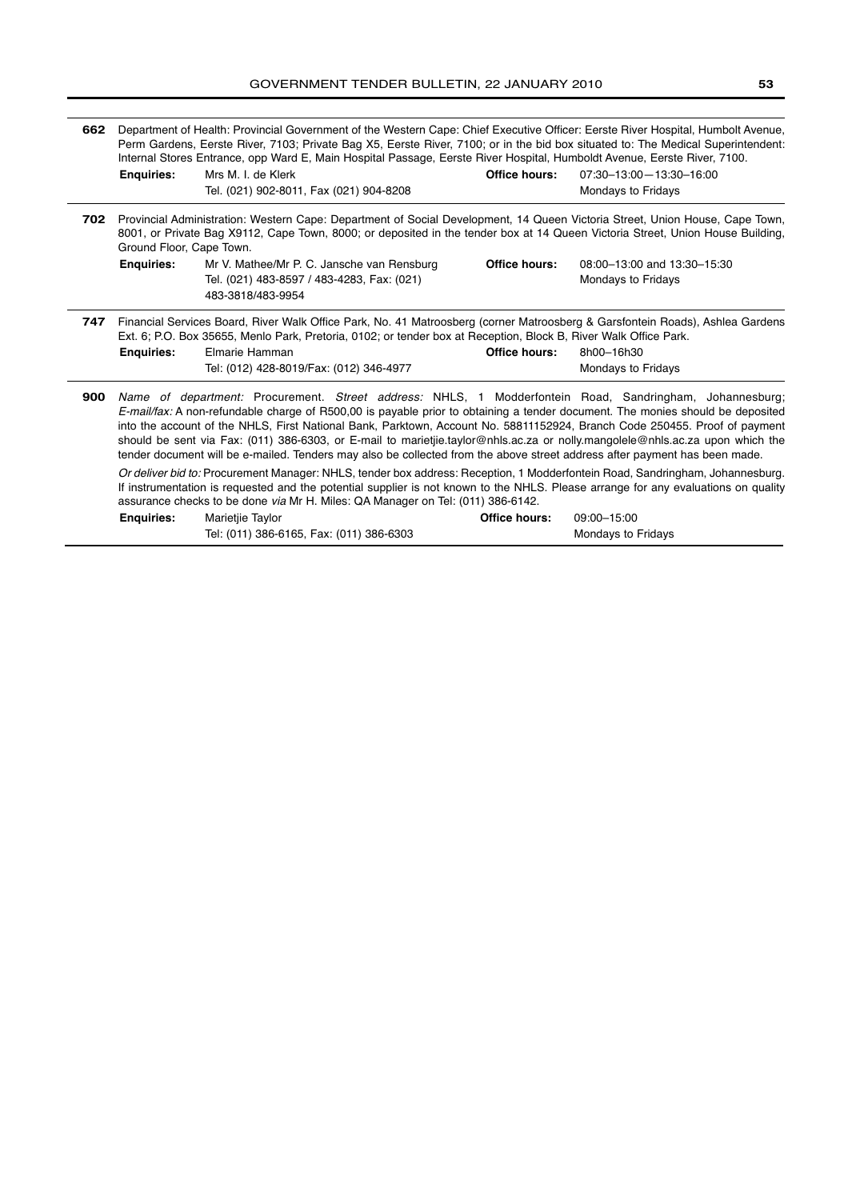**662** Department of Health: Provincial Government of the Western Cape: Chief Executive Officer: Eerste River Hospital, Humbolt Avenue, Perm Gardens, Eerste River, 7103; Private Bag X5, Eerste River, 7100; or in the bid box situated to: The Medical Superintendent: Internal Stores Entrance, opp Ward E, Main Hospital Passage, Eerste River Hospital, Humboldt Avenue, Eerste River, 7100.

| | | | |
|---|---|---|---|
| **Enquiries:** | Mrs M. I. de Klerk<br>Tel. (021) 902-8011, Fax (021) 904-8208 | **Office hours:** | 07:30–13:00—13:30–16:00<br>Mondays to Fridays |

**702** Provincial Administration: Western Cape: Department of Social Development, 14 Queen Victoria Street, Union House, Cape Town, 8001, or Private Bag X9112, Cape Town, 8000; or deposited in the tender box at 14 Queen Victoria Street, Union House Building, Ground Floor, Cape Town.

| | | | |
|---|---|---|---|
| **Enquiries:** | Mr V. Mathee/Mr P. C. Jansche van Rensburg<br>Tel. (021) 483-8597 / 483-4283, Fax: (021) 483-3818/483-9954 | **Office hours:** | 08:00–13:00 and 13:30–15:30<br>Mondays to Fridays |

**747** Financial Services Board, River Walk Office Park, No. 41 Matroosberg (corner Matroosberg & Garsfontein Roads), Ashlea Gardens Ext. 6; P.O. Box 35655, Menlo Park, Pretoria, 0102; or tender box at Reception, Block B, River Walk Office Park.

| | | | |
|---|---|---|---|
| **Enquiries:** | Elmarie Hamman<br>Tel: (012) 428-8019/Fax: (012) 346-4977 | **Office hours:** | 8h00–16h30<br>Mondays to Fridays |

**900** *Name of department:* Procurement. *Street address:* NHLS, 1 Modderfontein Road, Sandringham, Johannesburg; *E-mail/fax:* A non-refundable charge of R500,00 is payable prior to obtaining a tender document. The monies should be deposited into the account of the NHLS, First National Bank, Parktown, Account No. 58811152924, Branch Code 250455. Proof of payment should be sent via Fax: (011) 386-6303, or E-mail to marietjie.taylor@nhls.ac.za or nolly.mangolele@nhls.ac.za upon which the tender document will be e-mailed. Tenders may also be collected from the above street address after payment has been made.

*Or deliver bid to:* Procurement Manager: NHLS, tender box address: Reception, 1 Modderfontein Road, Sandringham, Johannesburg. If instrumentation is requested and the potential supplier is not known to the NHLS. Please arrange for any evaluations on quality assurance checks to be done *via* Mr H. Miles: QA Manager on Tel: (011) 386-6142.

| | | | |
|---|---|---|---|
| **Enquiries:** | Marietjie Taylor<br>Tel: (011) 386-6165, Fax: (011) 386-6303 | **Office hours:** | 09:00–15:00<br>Mondays to Fridays |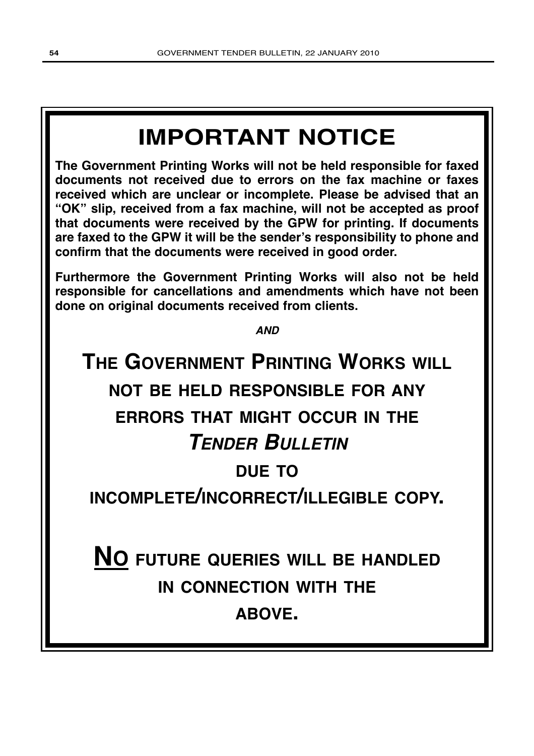# IMPORTANT NOTICE

**The Government Printing Works will not be held responsible for faxed documents not received due to errors on the fax machine or faxes received which are unclear or incomplete. Please be advised that an "OK" slip, received from a fax machine, will not be accepted as proof that documents were received by the GPW for printing. If documents are faxed to the GPW it will be the sender's responsibility to phone and confirm that the documents were received in good order.**

**Furthermore the Government Printing Works will also not be held responsible for cancellations and amendments which have not been done on original documents received from clients.**

***AND***

**THE GOVERNMENT PRINTING WORKS WILL NOT BE HELD RESPONSIBLE FOR ANY ERRORS THAT MIGHT OCCUR IN THE *TENDER BULLETIN* DUE TO INCOMPLETE/INCORRECT/ILLEGIBLE COPY.**

**NO FUTURE QUERIES WILL BE HANDLED IN CONNECTION WITH THE ABOVE.**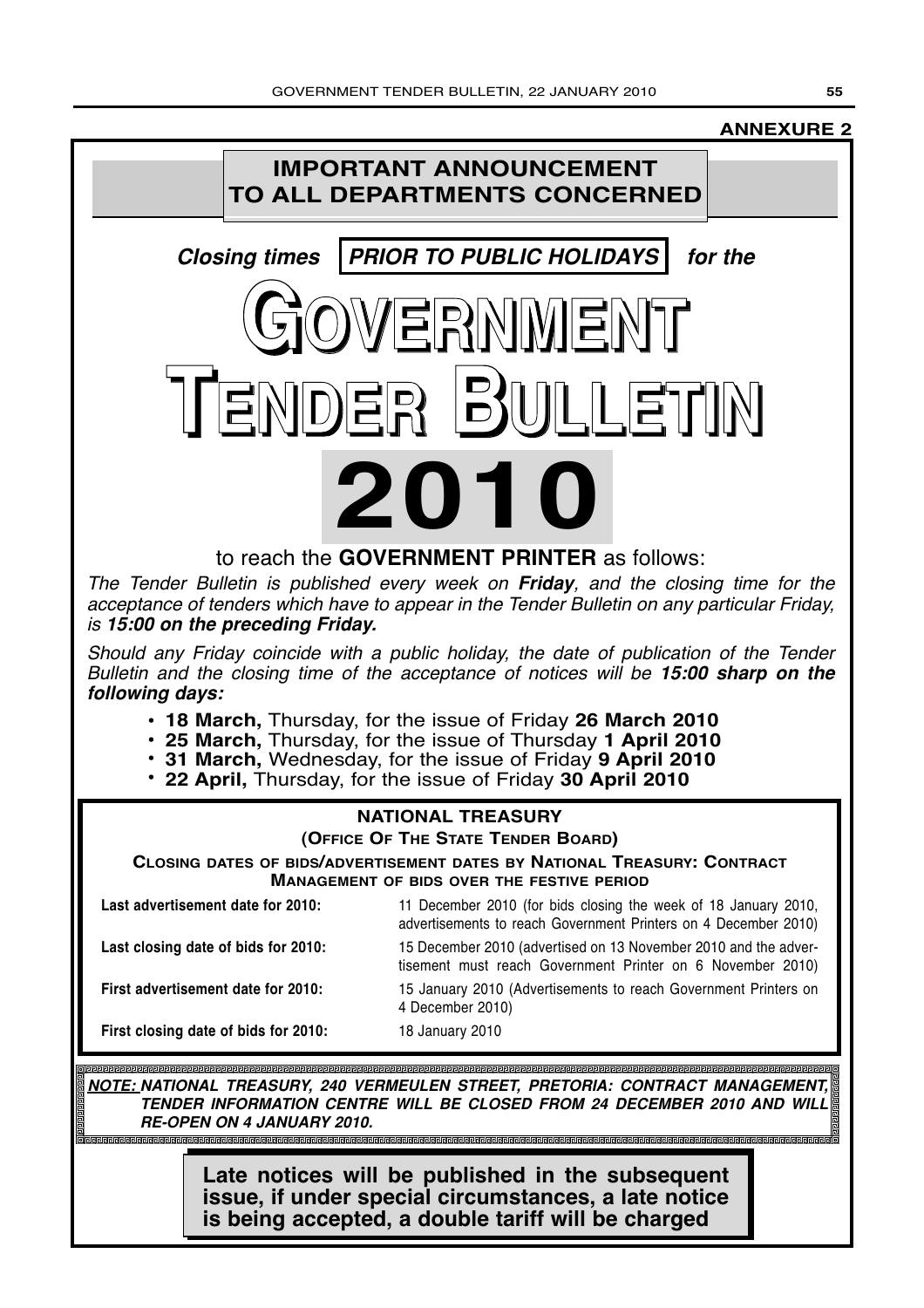**ANNEXURE 2**

# IMPORTANT ANNOUNCEMENT TO ALL DEPARTMENTS CONCERNED

***Closing times* PRIOR TO PUBLIC HOLIDAYS *for the***

# GOVERNMENT TENDER BULLETIN

# 2010

to reach the **GOVERNMENT PRINTER** as follows:

*The Tender Bulletin is published every week on **Friday**, and the closing time for the acceptance of tenders which have to appear in the Tender Bulletin on any particular Friday, is **15:00 on the preceding Friday.***

*Should any Friday coincide with a public holiday, the date of publication of the Tender Bulletin and the closing time of the acceptance of notices will be **15:00 sharp on the following days:***

- **18 March,** Thursday, for the issue of Friday **26 March 2010**
- **25 March,** Thursday, for the issue of Thursday **1 April 2010**
- **31 March,** Wednesday, for the issue of Friday **9 April 2010**
- **22 April,** Thursday, for the issue of Friday **30 April 2010**

## NATIONAL TREASURY

**(OFFICE OF THE STATE TENDER BOARD)**

**CLOSING DATES OF BIDS/ADVERTISEMENT DATES BY NATIONAL TREASURY: CONTRACT MANAGEMENT OF BIDS OVER THE FESTIVE PERIOD**

| | |
|---|---|
| **Last advertisement date for 2010:** | 11 December 2010 (for bids closing the week of 18 January 2010, advertisements to reach Government Printers on 4 December 2010) |
| **Last closing date of bids for 2010:** | 15 December 2010 (advertised on 13 November 2010 and the advertisement must reach Government Printer on 6 November 2010) |
| **First advertisement date for 2010:** | 15 January 2010 (Advertisements to reach Government Printers on 4 December 2010) |
| **First closing date of bids for 2010:** | 18 January 2010 |

***NOTE:* *NATIONAL TREASURY, 240 VERMEULEN STREET, PRETORIA: CONTRACT MANAGEMENT, TENDER INFORMATION CENTRE WILL BE CLOSED FROM 24 DECEMBER 2010 AND WILL RE-OPEN ON 4 JANUARY 2010.***

**Late notices will be published in the subsequent issue, if under special circumstances, a late notice is being accepted, a double tariff will be charged**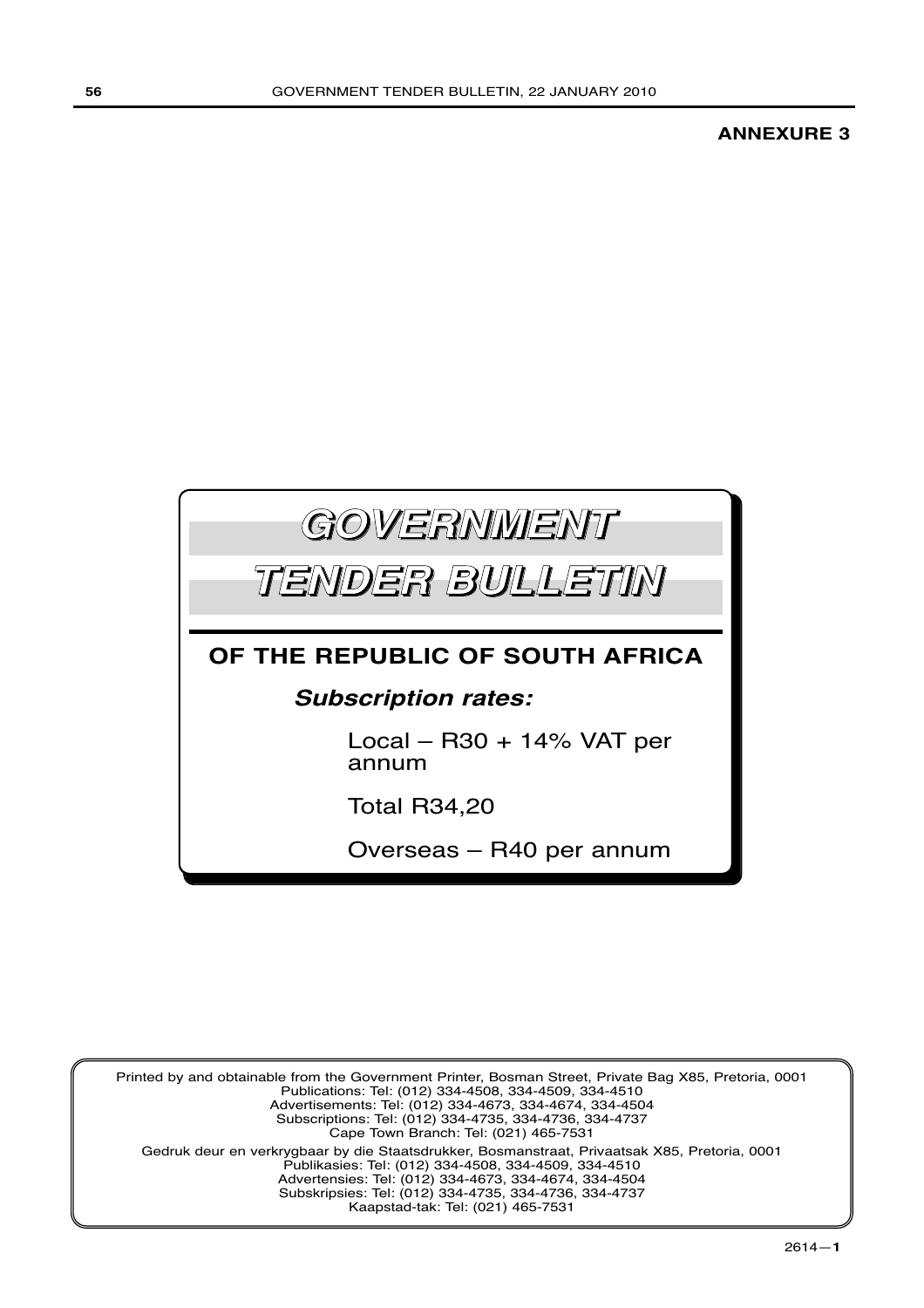**ANNEXURE 3**

# GOVERNMENT TENDER BULLETIN

## OF THE REPUBLIC OF SOUTH AFRICA

***Subscription rates:***

Local – R30 + 14% VAT per annum

Total R34,20

Overseas – R40 per annum

Printed by and obtainable from the Government Printer, Bosman Street, Private Bag X85, Pretoria, 0001
Publications: Tel: (012) 334-4508, 334-4509, 334-4510
Advertisements: Tel: (012) 334-4673, 334-4674, 334-4504
Subscriptions: Tel: (012) 334-4735, 334-4736, 334-4737
Cape Town Branch: Tel: (021) 465-7531

Gedruk deur en verkrygbaar by die Staatsdrukker, Bosmanstraat, Privaatsak X85, Pretoria, 0001
Publikasies: Tel: (012) 334-4508, 334-4509, 334-4510
Advertensies: Tel: (012) 334-4673, 334-4674, 334-4504
Subskripsies: Tel: (012) 334-4735, 334-4736, 334-4737
Kaapstad-tak: Tel: (021) 465-7531

2614—**1**